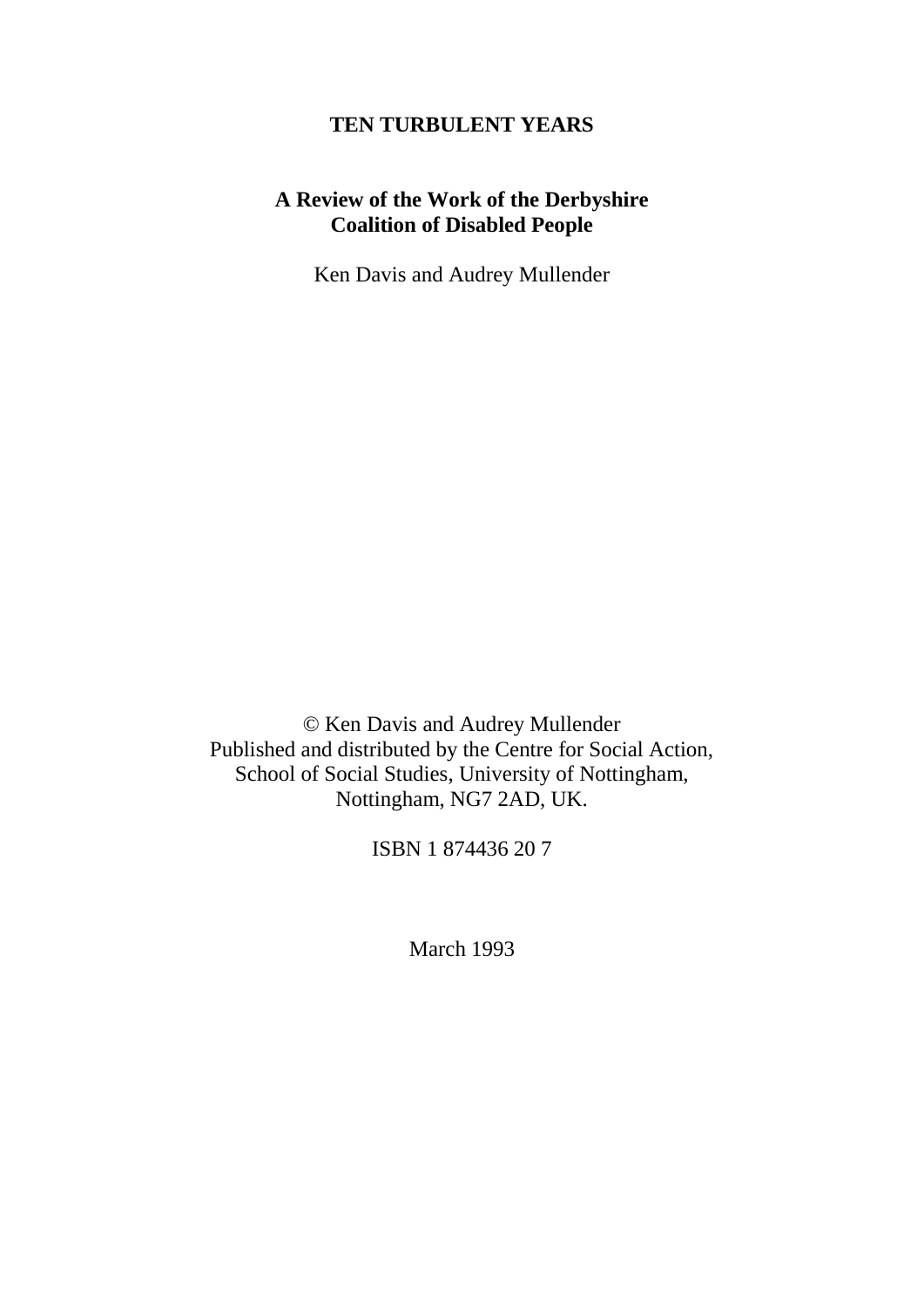# TEN TURBULENT YEARS

## A Review of the Work of the Derbyshire Coalition of Disabled People

Ken Davis and Audrey Mullender

© Ken Davis and Audrey Mullender
Published and distributed by the Centre for Social Action,
School of Social Studies, University of Nottingham,
Nottingham, NG7 2AD, UK.

ISBN 1 874436 20 7

March 1993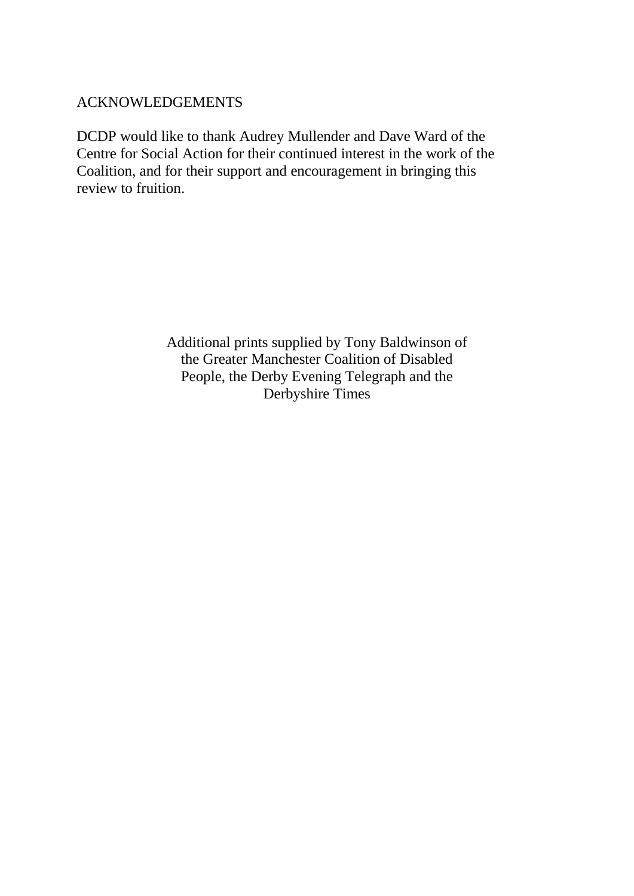# ACKNOWLEDGEMENTS

DCDP would like to thank Audrey Mullender and Dave Ward of the Centre for Social Action for their continued interest in the work of the Coalition, and for their support and encouragement in bringing this review to fruition.

Additional prints supplied by Tony Baldwinson of the Greater Manchester Coalition of Disabled People, the Derby Evening Telegraph and the Derbyshire Times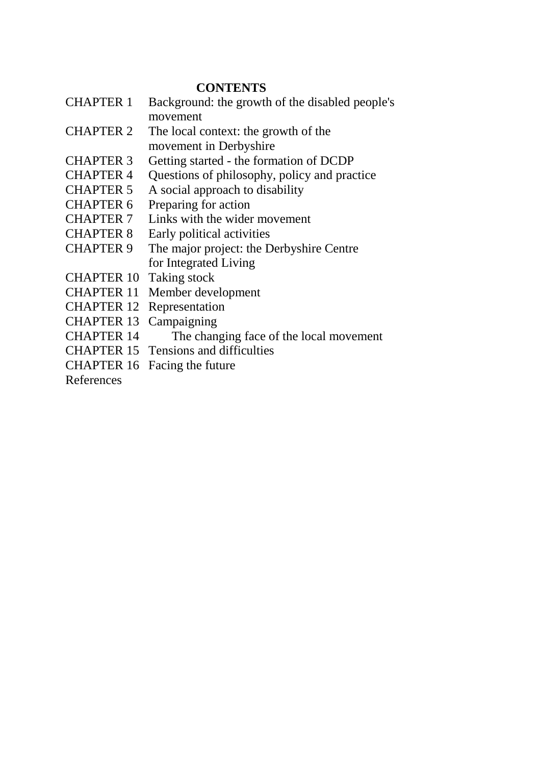# CONTENTS

| | |
|---|---|
| CHAPTER 1 | Background: the growth of the disabled people's movement |
| CHAPTER 2 | The local context: the growth of the movement in Derbyshire |
| CHAPTER 3 | Getting started - the formation of DCDP |
| CHAPTER 4 | Questions of philosophy, policy and practice |
| CHAPTER 5 | A social approach to disability |
| CHAPTER 6 | Preparing for action |
| CHAPTER 7 | Links with the wider movement |
| CHAPTER 8 | Early political activities |
| CHAPTER 9 | The major project: the Derbyshire Centre for Integrated Living |
| CHAPTER 10 | Taking stock |
| CHAPTER 11 | Member development |
| CHAPTER 12 | Representation |
| CHAPTER 13 | Campaigning |
| CHAPTER 14 | The changing face of the local movement |
| CHAPTER 15 | Tensions and difficulties |
| CHAPTER 16 | Facing the future |
| References | |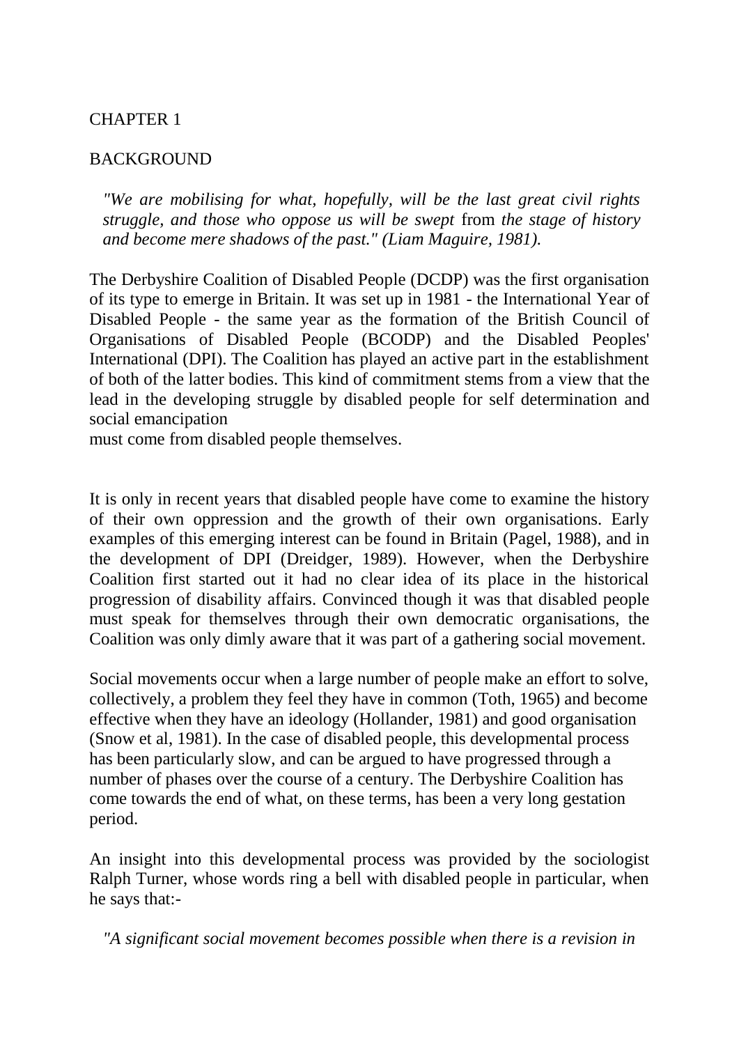# CHAPTER 1

## BACKGROUND

> *"We are mobilising for what, hopefully, will be the last great civil rights struggle, and those who oppose us will be swept* from *the stage of history and become mere shadows of the past." (Liam Maguire, 1981).*

The Derbyshire Coalition of Disabled People (DCDP) was the first organisation of its type to emerge in Britain. It was set up in 1981 - the International Year of Disabled People - the same year as the formation of the British Council of Organisations of Disabled People (BCODP) and the Disabled Peoples' International (DPI). The Coalition has played an active part in the establishment of both of the latter bodies. This kind of commitment stems from a view that the lead in the developing struggle by disabled people for self determination and social emancipation must come from disabled people themselves.

It is only in recent years that disabled people have come to examine the history of their own oppression and the growth of their own organisations. Early examples of this emerging interest can be found in Britain (Pagel, 1988), and in the development of DPI (Dreidger, 1989). However, when the Derbyshire Coalition first started out it had no clear idea of its place in the historical progression of disability affairs. Convinced though it was that disabled people must speak for themselves through their own democratic organisations, the Coalition was only dimly aware that it was part of a gathering social movement.

Social movements occur when a large number of people make an effort to solve, collectively, a problem they feel they have in common (Toth, 1965) and become effective when they have an ideology (Hollander, 1981) and good organisation (Snow et al, 1981). In the case of disabled people, this developmental process has been particularly slow, and can be argued to have progressed through a number of phases over the course of a century. The Derbyshire Coalition has come towards the end of what, on these terms, has been a very long gestation period.

An insight into this developmental process was provided by the sociologist Ralph Turner, whose words ring a bell with disabled people in particular, when he says that:-

> *"A significant social movement becomes possible when there is a revision in*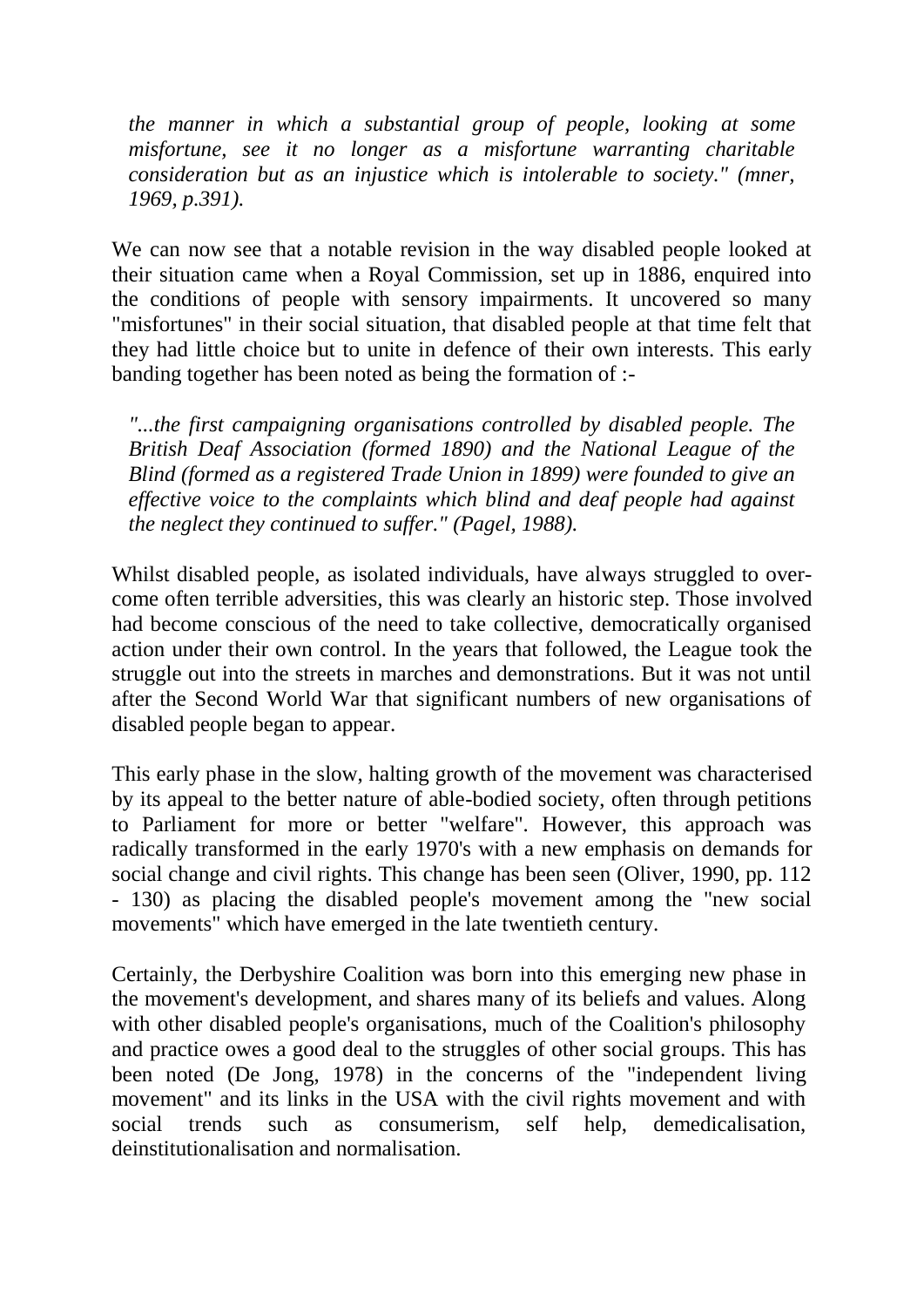*the manner in which a substantial group of people, looking at some misfortune, see it no longer as a misfortune warranting charitable consideration but as an injustice which is intolerable to society." (mner, 1969, p.391).*

We can now see that a notable revision in the way disabled people looked at their situation came when a Royal Commission, set up in 1886, enquired into the conditions of people with sensory impairments. It uncovered so many "misfortunes" in their social situation, that disabled people at that time felt that they had little choice but to unite in defence of their own interests. This early banding together has been noted as being the formation of :-

*"...the first campaigning organisations controlled by disabled people. The British Deaf Association (formed 1890) and the National League of the Blind (formed as a registered Trade Union in 1899) were founded to give an effective voice to the complaints which blind and deaf people had against the neglect they continued to suffer." (Pagel, 1988).*

Whilst disabled people, as isolated individuals, have always struggled to overcome often terrible adversities, this was clearly an historic step. Those involved had become conscious of the need to take collective, democratically organised action under their own control. In the years that followed, the League took the struggle out into the streets in marches and demonstrations. But it was not until after the Second World War that significant numbers of new organisations of disabled people began to appear.

This early phase in the slow, halting growth of the movement was characterised by its appeal to the better nature of able-bodied society, often through petitions to Parliament for more or better "welfare". However, this approach was radically transformed in the early 1970's with a new emphasis on demands for social change and civil rights. This change has been seen (Oliver, 1990, pp. 112 - 130) as placing the disabled people's movement among the "new social movements" which have emerged in the late twentieth century.

Certainly, the Derbyshire Coalition was born into this emerging new phase in the movement's development, and shares many of its beliefs and values. Along with other disabled people's organisations, much of the Coalition's philosophy and practice owes a good deal to the struggles of other social groups. This has been noted (De Jong, 1978) in the concerns of the "independent living movement" and its links in the USA with the civil rights movement and with social trends such as consumerism, self help, demedicalisation, deinstitutionalisation and normalisation.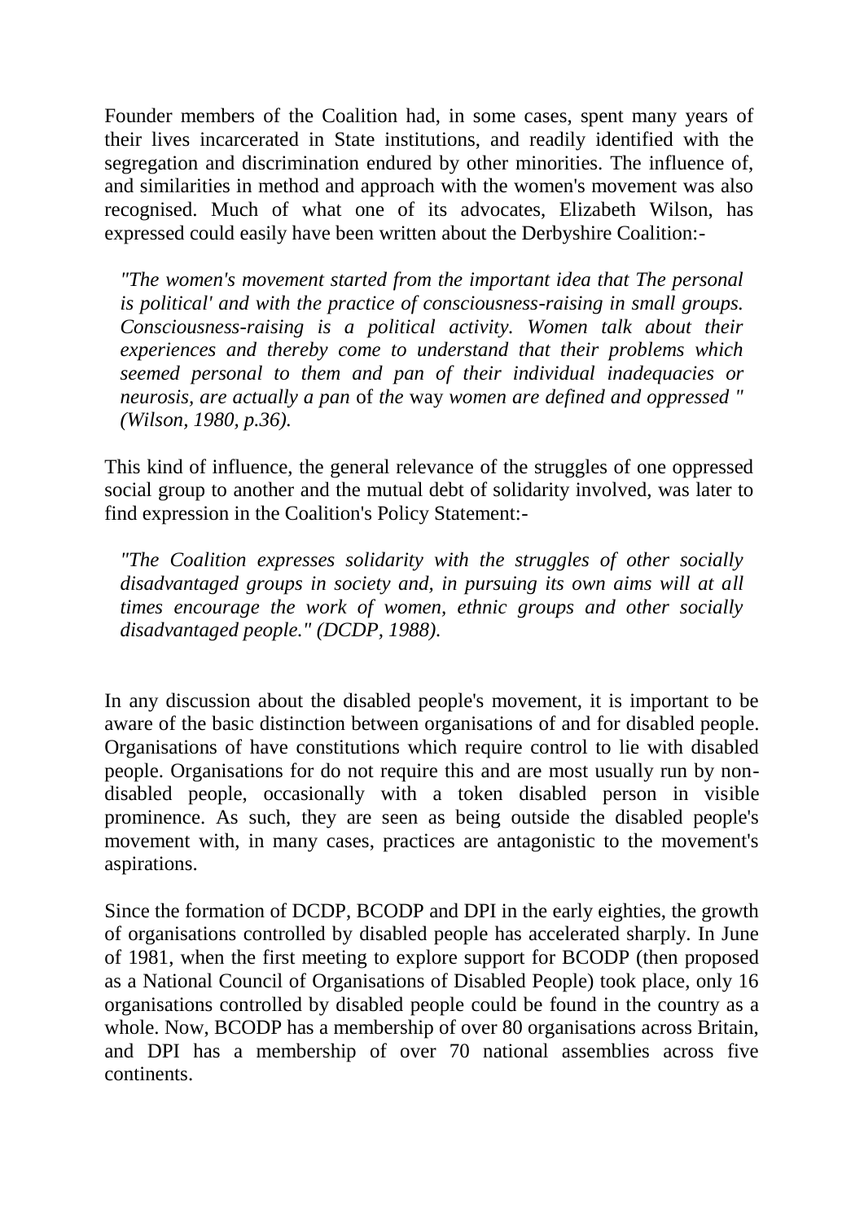Founder members of the Coalition had, in some cases, spent many years of their lives incarcerated in State institutions, and readily identified with the segregation and discrimination endured by other minorities. The influence of, and similarities in method and approach with the women's movement was also recognised. Much of what one of its advocates, Elizabeth Wilson, has expressed could easily have been written about the Derbyshire Coalition:-

> *"The women's movement started from the important idea that The personal is political' and with the practice of consciousness-raising in small groups. Consciousness-raising is a political activity. Women talk about their experiences and thereby come to understand that their problems which seemed personal to them and pan of their individual inadequacies or neurosis, are actually a pan* of *the* way *women are defined and oppressed " (Wilson, 1980, p.36).*

This kind of influence, the general relevance of the struggles of one oppressed social group to another and the mutual debt of solidarity involved, was later to find expression in the Coalition's Policy Statement:-

> *"The Coalition expresses solidarity with the struggles of other socially disadvantaged groups in society and, in pursuing its own aims will at all times encourage the work of women, ethnic groups and other socially disadvantaged people." (DCDP, 1988).*

In any discussion about the disabled people's movement, it is important to be aware of the basic distinction between organisations of and for disabled people. Organisations of have constitutions which require control to lie with disabled people. Organisations for do not require this and are most usually run by non-disabled people, occasionally with a token disabled person in visible prominence. As such, they are seen as being outside the disabled people's movement with, in many cases, practices are antagonistic to the movement's aspirations.

Since the formation of DCDP, BCODP and DPI in the early eighties, the growth of organisations controlled by disabled people has accelerated sharply. In June of 1981, when the first meeting to explore support for BCODP (then proposed as a National Council of Organisations of Disabled People) took place, only 16 organisations controlled by disabled people could be found in the country as a whole. Now, BCODP has a membership of over 80 organisations across Britain, and DPI has a membership of over 70 national assemblies across five continents.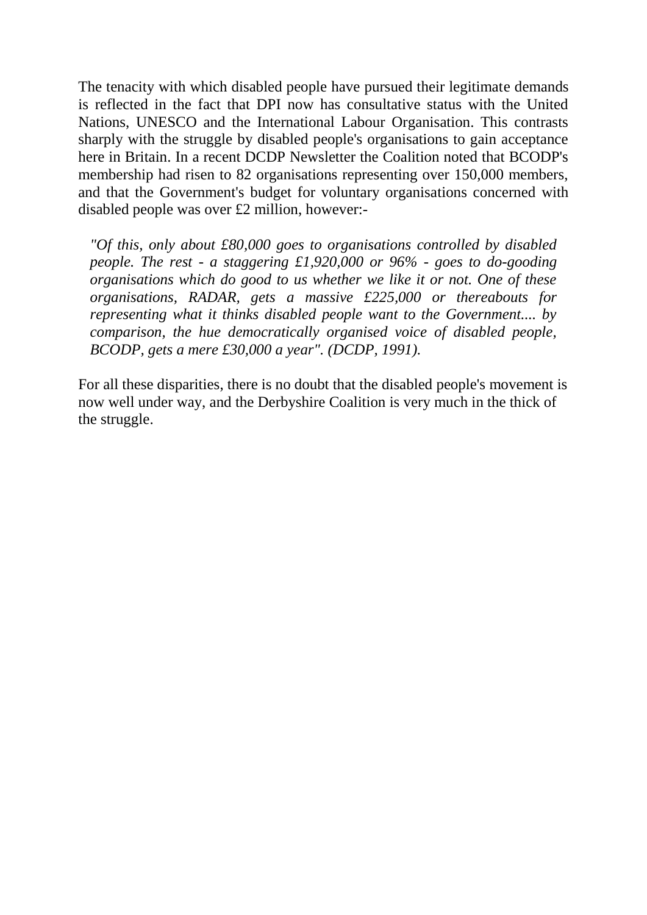The tenacity with which disabled people have pursued their legitimate demands is reflected in the fact that DPI now has consultative status with the United Nations, UNESCO and the International Labour Organisation. This contrasts sharply with the struggle by disabled people's organisations to gain acceptance here in Britain. In a recent DCDP Newsletter the Coalition noted that BCODP's membership had risen to 82 organisations representing over 150,000 members, and that the Government's budget for voluntary organisations concerned with disabled people was over £2 million, however:-

> *"Of this, only about £80,000 goes to organisations controlled by disabled people. The rest - a staggering £1,920,000 or 96% - goes to do-gooding organisations which do good to us whether we like it or not. One of these organisations, RADAR, gets a massive £225,000 or thereabouts for representing what it thinks disabled people want to the Government.... by comparison, the hue democratically organised voice of disabled people, BCODP, gets a mere £30,000 a year". (DCDP, 1991).*

For all these disparities, there is no doubt that the disabled people's movement is now well under way, and the Derbyshire Coalition is very much in the thick of the struggle.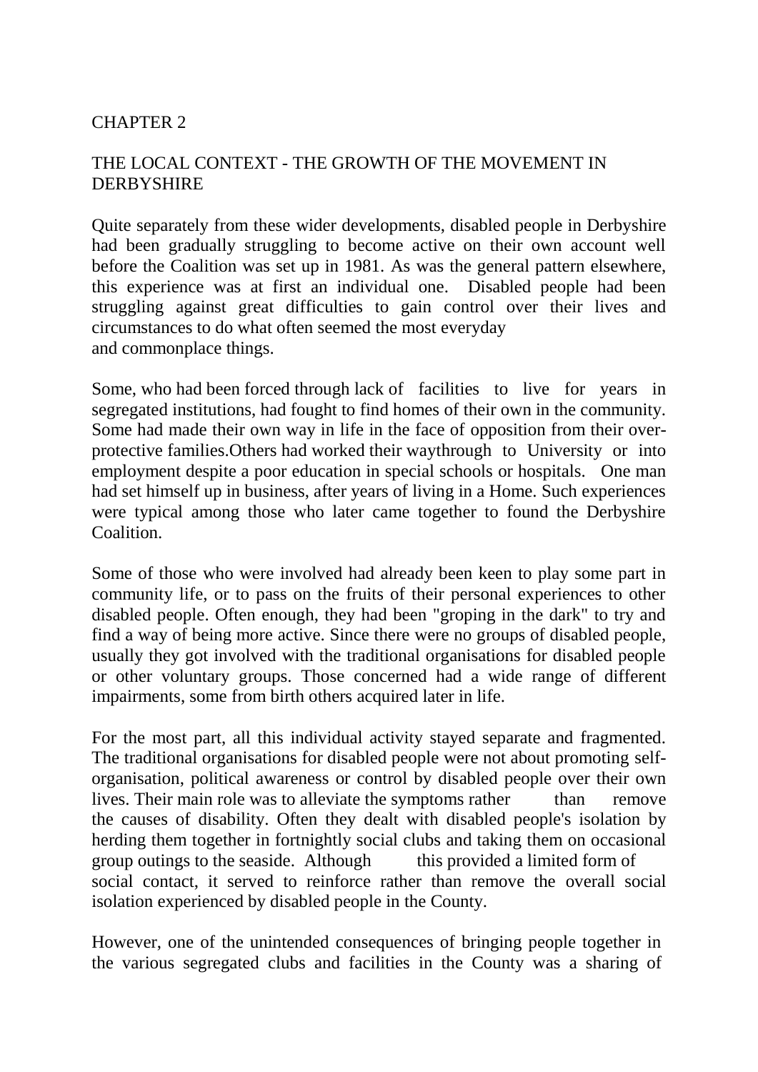# CHAPTER 2

## THE LOCAL CONTEXT - THE GROWTH OF THE MOVEMENT IN DERBYSHIRE

Quite separately from these wider developments, disabled people in Derbyshire had been gradually struggling to become active on their own account well before the Coalition was set up in 1981. As was the general pattern elsewhere, this experience was at first an individual one. Disabled people had been struggling against great difficulties to gain control over their lives and circumstances to do what often seemed the most everyday and commonplace things.

Some, who had been forced through lack of facilities to live for years in segregated institutions, had fought to find homes of their own in the community. Some had made their own way in life in the face of opposition from their over-protective families.Others had worked their waythrough to University or into employment despite a poor education in special schools or hospitals. One man had set himself up in business, after years of living in a Home. Such experiences were typical among those who later came together to found the Derbyshire Coalition.

Some of those who were involved had already been keen to play some part in community life, or to pass on the fruits of their personal experiences to other disabled people. Often enough, they had been "groping in the dark" to try and find a way of being more active. Since there were no groups of disabled people, usually they got involved with the traditional organisations for disabled people or other voluntary groups. Those concerned had a wide range of different impairments, some from birth others acquired later in life.

For the most part, all this individual activity stayed separate and fragmented. The traditional organisations for disabled people were not about promoting self-organisation, political awareness or control by disabled people over their own lives. Their main role was to alleviate the symptoms rather than remove the causes of disability. Often they dealt with disabled people's isolation by herding them together in fortnightly social clubs and taking them on occasional group outings to the seaside. Although this provided a limited form of social contact, it served to reinforce rather than remove the overall social isolation experienced by disabled people in the County.

However, one of the unintended consequences of bringing people together in the various segregated clubs and facilities in the County was a sharing of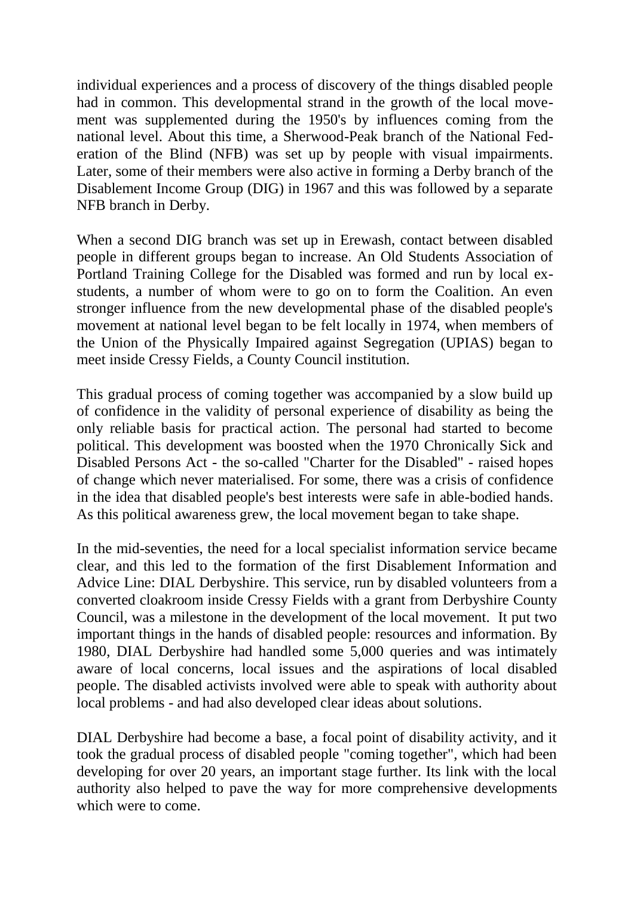individual experiences and a process of discovery of the things disabled people had in common. This developmental strand in the growth of the local movement was supplemented during the 1950's by influences coming from the national level. About this time, a Sherwood-Peak branch of the National Federation of the Blind (NFB) was set up by people with visual impairments. Later, some of their members were also active in forming a Derby branch of the Disablement Income Group (DIG) in 1967 and this was followed by a separate NFB branch in Derby.

When a second DIG branch was set up in Erewash, contact between disabled people in different groups began to increase. An Old Students Association of Portland Training College for the Disabled was formed and run by local ex-students, a number of whom were to go on to form the Coalition. An even stronger influence from the new developmental phase of the disabled people's movement at national level began to be felt locally in 1974, when members of the Union of the Physically Impaired against Segregation (UPIAS) began to meet inside Cressy Fields, a County Council institution.

This gradual process of coming together was accompanied by a slow build up of confidence in the validity of personal experience of disability as being the only reliable basis for practical action. The personal had started to become political. This development was boosted when the 1970 Chronically Sick and Disabled Persons Act - the so-called "Charter for the Disabled" - raised hopes of change which never materialised. For some, there was a crisis of confidence in the idea that disabled people's best interests were safe in able-bodied hands. As this political awareness grew, the local movement began to take shape.

In the mid-seventies, the need for a local specialist information service became clear, and this led to the formation of the first Disablement Information and Advice Line: DIAL Derbyshire. This service, run by disabled volunteers from a converted cloakroom inside Cressy Fields with a grant from Derbyshire County Council, was a milestone in the development of the local movement. It put two important things in the hands of disabled people: resources and information. By 1980, DIAL Derbyshire had handled some 5,000 queries and was intimately aware of local concerns, local issues and the aspirations of local disabled people. The disabled activists involved were able to speak with authority about local problems - and had also developed clear ideas about solutions.

DIAL Derbyshire had become a base, a focal point of disability activity, and it took the gradual process of disabled people "coming together", which had been developing for over 20 years, an important stage further. Its link with the local authority also helped to pave the way for more comprehensive developments which were to come.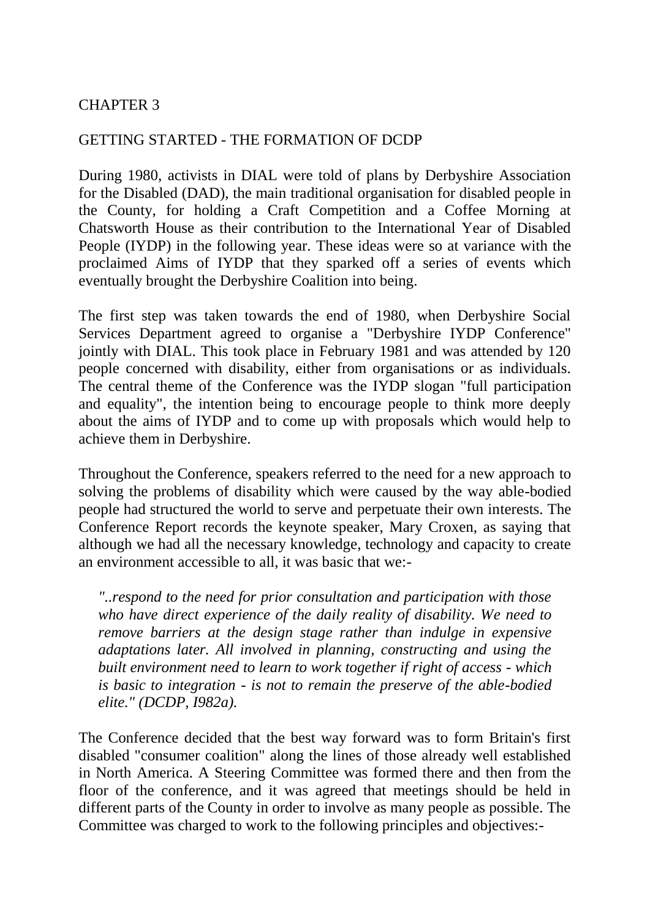# CHAPTER 3

## GETTING STARTED - THE FORMATION OF DCDP

During 1980, activists in DIAL were told of plans by Derbyshire Association for the Disabled (DAD), the main traditional organisation for disabled people in the County, for holding a Craft Competition and a Coffee Morning at Chatsworth House as their contribution to the International Year of Disabled People (IYDP) in the following year. These ideas were so at variance with the proclaimed Aims of IYDP that they sparked off a series of events which eventually brought the Derbyshire Coalition into being.

The first step was taken towards the end of 1980, when Derbyshire Social Services Department agreed to organise a "Derbyshire IYDP Conference" jointly with DIAL. This took place in February 1981 and was attended by 120 people concerned with disability, either from organisations or as individuals. The central theme of the Conference was the IYDP slogan "full participation and equality", the intention being to encourage people to think more deeply about the aims of IYDP and to come up with proposals which would help to achieve them in Derbyshire.

Throughout the Conference, speakers referred to the need for a new approach to solving the problems of disability which were caused by the way able-bodied people had structured the world to serve and perpetuate their own interests. The Conference Report records the keynote speaker, Mary Croxen, as saying that although we had all the necessary knowledge, technology and capacity to create an environment accessible to all, it was basic that we:-

> *"..respond to the need for prior consultation and participation with those who have direct experience of the daily reality of disability. We need to remove barriers at the design stage rather than indulge in expensive adaptations later. All involved in planning, constructing and using the built environment need to learn to work together if right of access - which is basic to integration - is not to remain the preserve of the able-bodied elite." (DCDP, I982a).*

The Conference decided that the best way forward was to form Britain's first disabled "consumer coalition" along the lines of those already well established in North America. A Steering Committee was formed there and then from the floor of the conference, and it was agreed that meetings should be held in different parts of the County in order to involve as many people as possible. The Committee was charged to work to the following principles and objectives:-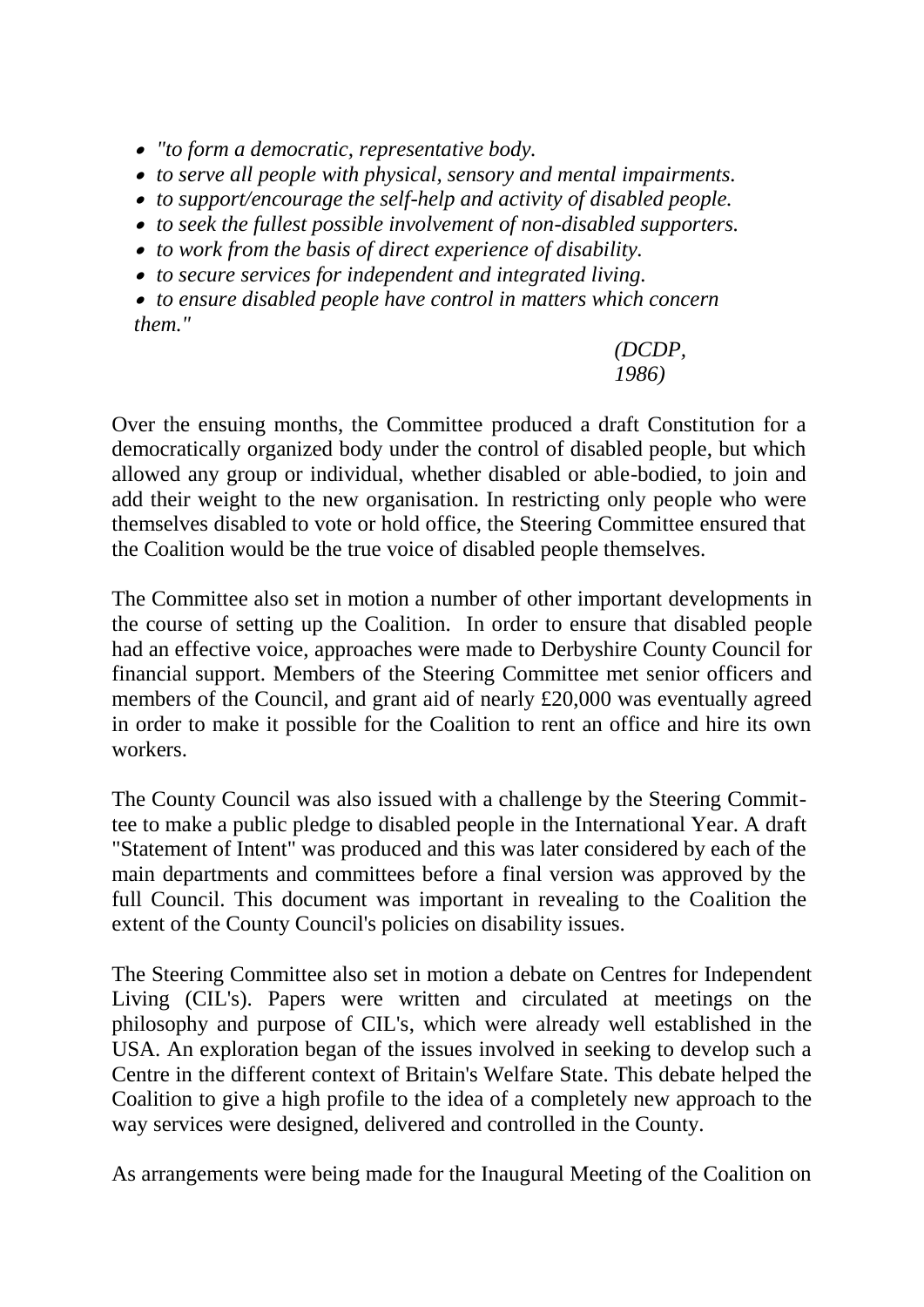- *"to form a democratic, representative body.*
- *to serve all people with physical, sensory and mental impairments.*
- *to support/encourage the self-help and activity of disabled people.*
- *to seek the fullest possible involvement of non-disabled supporters.*
- *to work from the basis of direct experience of disability.*
- *to secure services for independent and integrated living.*
- *to ensure disabled people have control in matters which concern them."*

*(DCDP, 1986)*

Over the ensuing months, the Committee produced a draft Constitution for a democratically organized body under the control of disabled people, but which allowed any group or individual, whether disabled or able-bodied, to join and add their weight to the new organisation. In restricting only people who were themselves disabled to vote or hold office, the Steering Committee ensured that the Coalition would be the true voice of disabled people themselves.

The Committee also set in motion a number of other important developments in the course of setting up the Coalition. In order to ensure that disabled people had an effective voice, approaches were made to Derbyshire County Council for financial support. Members of the Steering Committee met senior officers and members of the Council, and grant aid of nearly £20,000 was eventually agreed in order to make it possible for the Coalition to rent an office and hire its own workers.

The County Council was also issued with a challenge by the Steering Committee to make a public pledge to disabled people in the International Year. A draft "Statement of Intent" was produced and this was later considered by each of the main departments and committees before a final version was approved by the full Council. This document was important in revealing to the Coalition the extent of the County Council's policies on disability issues.

The Steering Committee also set in motion a debate on Centres for Independent Living (CIL's). Papers were written and circulated at meetings on the philosophy and purpose of CIL's, which were already well established in the USA. An exploration began of the issues involved in seeking to develop such a Centre in the different context of Britain's Welfare State. This debate helped the Coalition to give a high profile to the idea of a completely new approach to the way services were designed, delivered and controlled in the County.

As arrangements were being made for the Inaugural Meeting of the Coalition on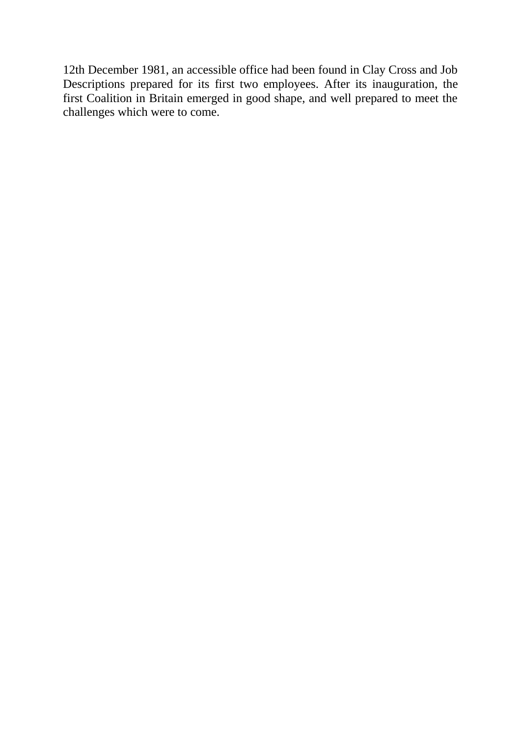12th December 1981, an accessible office had been found in Clay Cross and Job Descriptions prepared for its first two employees. After its inauguration, the first Coalition in Britain emerged in good shape, and well prepared to meet the challenges which were to come.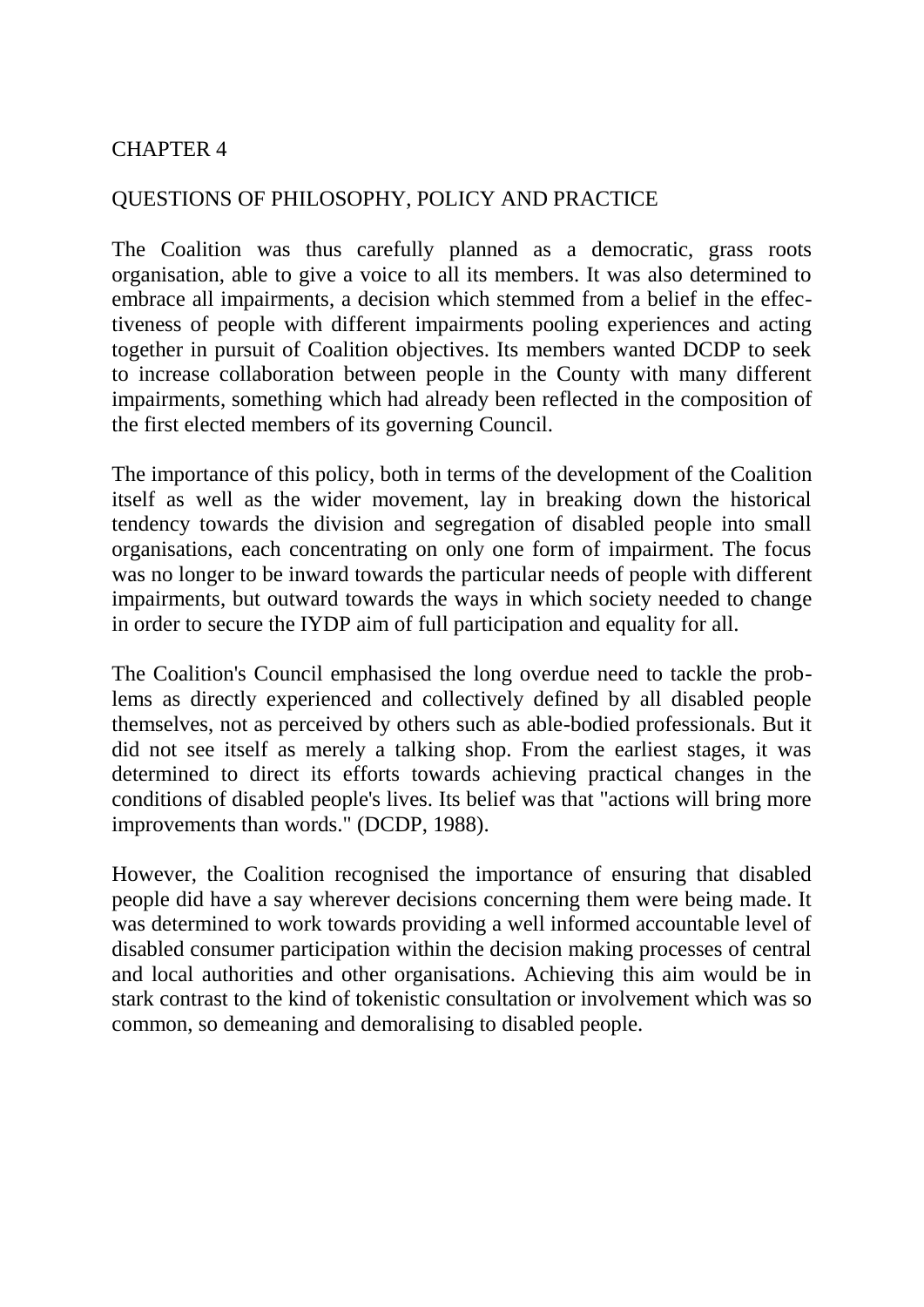# CHAPTER 4

## QUESTIONS OF PHILOSOPHY, POLICY AND PRACTICE

The Coalition was thus carefully planned as a democratic, grass roots organisation, able to give a voice to all its members. It was also determined to embrace all impairments, a decision which stemmed from a belief in the effectiveness of people with different impairments pooling experiences and acting together in pursuit of Coalition objectives. Its members wanted DCDP to seek to increase collaboration between people in the County with many different impairments, something which had already been reflected in the composition of the first elected members of its governing Council.

The importance of this policy, both in terms of the development of the Coalition itself as well as the wider movement, lay in breaking down the historical tendency towards the division and segregation of disabled people into small organisations, each concentrating on only one form of impairment. The focus was no longer to be inward towards the particular needs of people with different impairments, but outward towards the ways in which society needed to change in order to secure the IYDP aim of full participation and equality for all.

The Coalition's Council emphasised the long overdue need to tackle the problems as directly experienced and collectively defined by all disabled people themselves, not as perceived by others such as able-bodied professionals. But it did not see itself as merely a talking shop. From the earliest stages, it was determined to direct its efforts towards achieving practical changes in the conditions of disabled people's lives. Its belief was that "actions will bring more improvements than words." (DCDP, 1988).

However, the Coalition recognised the importance of ensuring that disabled people did have a say wherever decisions concerning them were being made. It was determined to work towards providing a well informed accountable level of disabled consumer participation within the decision making processes of central and local authorities and other organisations. Achieving this aim would be in stark contrast to the kind of tokenistic consultation or involvement which was so common, so demeaning and demoralising to disabled people.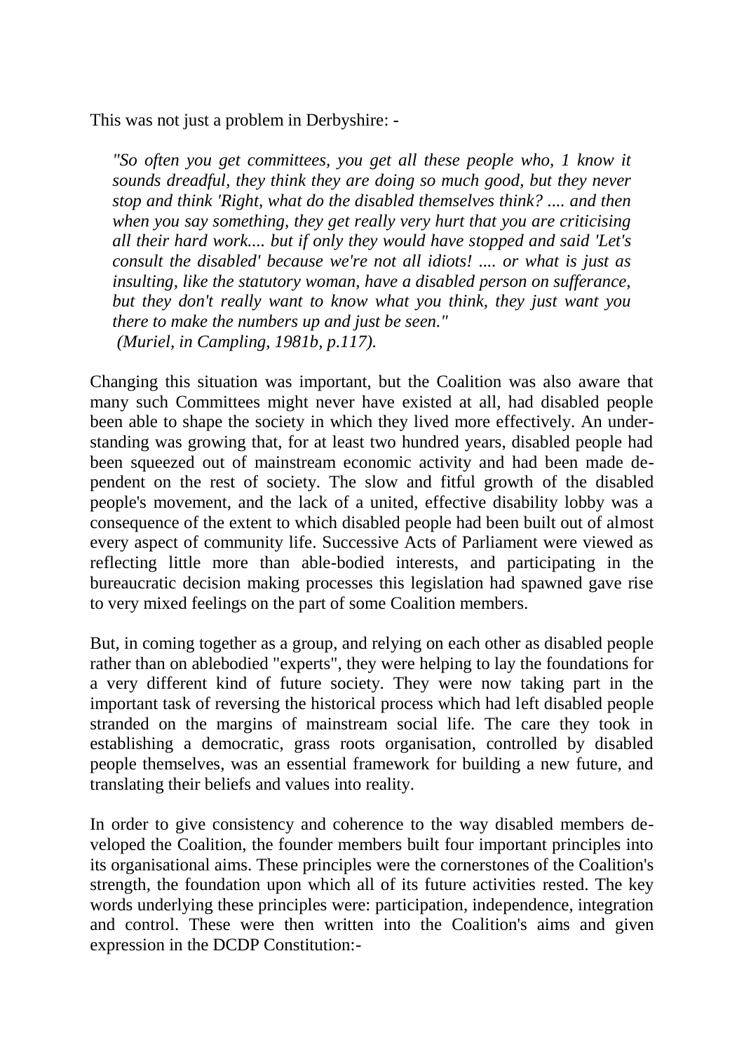This was not just a problem in Derbyshire: -

> *"So often you get committees, you get all these people who, 1 know it sounds dreadful, they think they are doing so much good, but they never stop and think 'Right, what do the disabled themselves think? .... and then when you say something, they get really very hurt that you are criticising all their hard work.... but if only they would have stopped and said 'Let's consult the disabled' because we're not all idiots! .... or what is just as insulting, like the statutory woman, have a disabled person on sufferance, but they don't really want to know what you think, they just want you there to make the numbers up and just be seen."*
> *(Muriel, in Campling, 1981b, p.117).*

Changing this situation was important, but the Coalition was also aware that many such Committees might never have existed at all, had disabled people been able to shape the society in which they lived more effectively. An understanding was growing that, for at least two hundred years, disabled people had been squeezed out of mainstream economic activity and had been made dependent on the rest of society. The slow and fitful growth of the disabled people's movement, and the lack of a united, effective disability lobby was a consequence of the extent to which disabled people had been built out of almost every aspect of community life. Successive Acts of Parliament were viewed as reflecting little more than able-bodied interests, and participating in the bureaucratic decision making processes this legislation had spawned gave rise to very mixed feelings on the part of some Coalition members.

But, in coming together as a group, and relying on each other as disabled people rather than on ablebodied "experts", they were helping to lay the foundations for a very different kind of future society. They were now taking part in the important task of reversing the historical process which had left disabled people stranded on the margins of mainstream social life. The care they took in establishing a democratic, grass roots organisation, controlled by disabled people themselves, was an essential framework for building a new future, and translating their beliefs and values into reality.

In order to give consistency and coherence to the way disabled members developed the Coalition, the founder members built four important principles into its organisational aims. These principles were the cornerstones of the Coalition's strength, the foundation upon which all of its future activities rested. The key words underlying these principles were: participation, independence, integration and control. These were then written into the Coalition's aims and given expression in the DCDP Constitution:-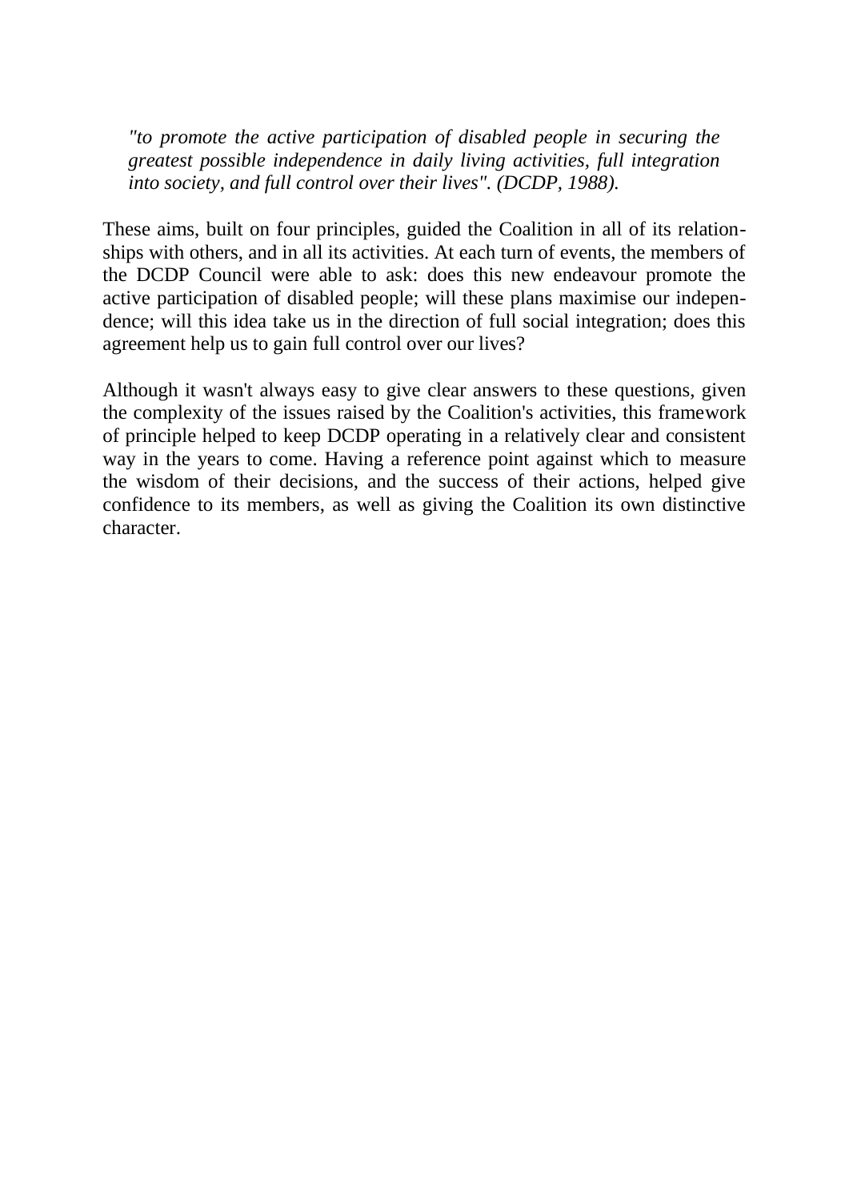> *"to promote the active participation of disabled people in securing the greatest possible independence in daily living activities, full integration into society, and full control over their lives". (DCDP, 1988).*

These aims, built on four principles, guided the Coalition in all of its relationships with others, and in all its activities. At each turn of events, the members of the DCDP Council were able to ask: does this new endeavour promote the active participation of disabled people; will these plans maximise our independence; will this idea take us in the direction of full social integration; does this agreement help us to gain full control over our lives?

Although it wasn't always easy to give clear answers to these questions, given the complexity of the issues raised by the Coalition's activities, this framework of principle helped to keep DCDP operating in a relatively clear and consistent way in the years to come. Having a reference point against which to measure the wisdom of their decisions, and the success of their actions, helped give confidence to its members, as well as giving the Coalition its own distinctive character.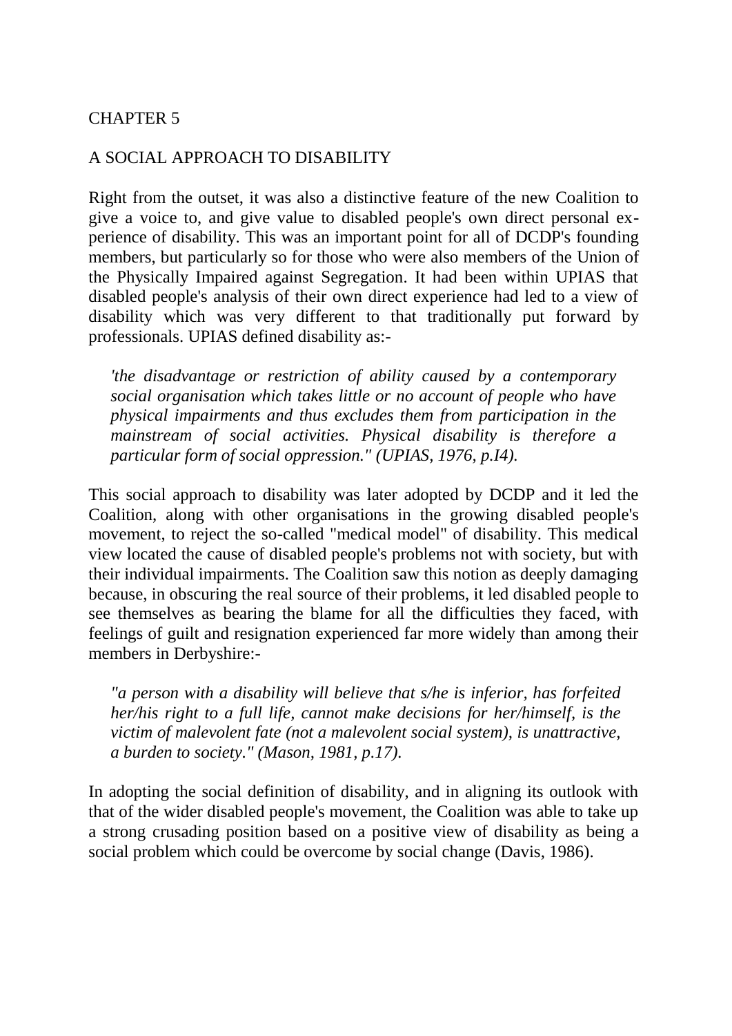# CHAPTER 5

## A SOCIAL APPROACH TO DISABILITY

Right from the outset, it was also a distinctive feature of the new Coalition to give a voice to, and give value to disabled people's own direct personal experience of disability. This was an important point for all of DCDP's founding members, but particularly so for those who were also members of the Union of the Physically Impaired against Segregation. It had been within UPIAS that disabled people's analysis of their own direct experience had led to a view of disability which was very different to that traditionally put forward by professionals. UPIAS defined disability as:-

> *'the disadvantage or restriction of ability caused by a contemporary social organisation which takes little or no account of people who have physical impairments and thus excludes them from participation in the mainstream of social activities. Physical disability is therefore a particular form of social oppression." (UPIAS, 1976, p.I4).*

This social approach to disability was later adopted by DCDP and it led the Coalition, along with other organisations in the growing disabled people's movement, to reject the so-called "medical model" of disability. This medical view located the cause of disabled people's problems not with society, but with their individual impairments. The Coalition saw this notion as deeply damaging because, in obscuring the real source of their problems, it led disabled people to see themselves as bearing the blame for all the difficulties they faced, with feelings of guilt and resignation experienced far more widely than among their members in Derbyshire:-

> *"a person with a disability will believe that s/he is inferior, has forfeited her/his right to a full life, cannot make decisions for her/himself, is the victim of malevolent fate (not a malevolent social system), is unattractive, a burden to society." (Mason, 1981, p.17).*

In adopting the social definition of disability, and in aligning its outlook with that of the wider disabled people's movement, the Coalition was able to take up a strong crusading position based on a positive view of disability as being a social problem which could be overcome by social change (Davis, 1986).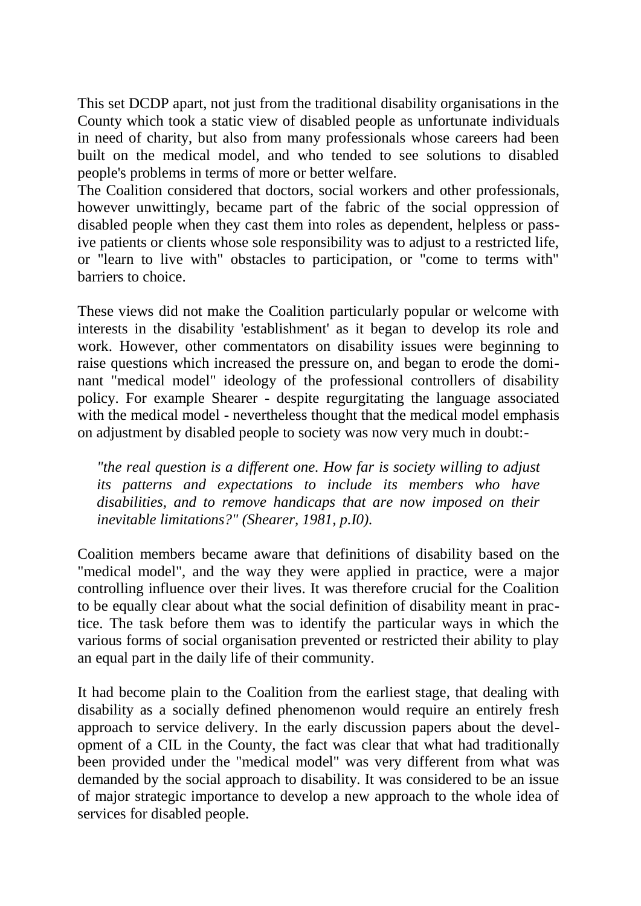This set DCDP apart, not just from the traditional disability organisations in the County which took a static view of disabled people as unfortunate individuals in need of charity, but also from many professionals whose careers had been built on the medical model, and who tended to see solutions to disabled people's problems in terms of more or better welfare.

The Coalition considered that doctors, social workers and other professionals, however unwittingly, became part of the fabric of the social oppression of disabled people when they cast them into roles as dependent, helpless or passive patients or clients whose sole responsibility was to adjust to a restricted life, or "learn to live with" obstacles to participation, or "come to terms with" barriers to choice.

These views did not make the Coalition particularly popular or welcome with interests in the disability 'establishment' as it began to develop its role and work. However, other commentators on disability issues were beginning to raise questions which increased the pressure on, and began to erode the dominant "medical model" ideology of the professional controllers of disability policy. For example Shearer - despite regurgitating the language associated with the medical model - nevertheless thought that the medical model emphasis on adjustment by disabled people to society was now very much in doubt:-

> *"the real question is a different one. How far is society willing to adjust its patterns and expectations to include its members who have disabilities, and to remove handicaps that are now imposed on their inevitable limitations?" (Shearer, 1981, p.I0).*

Coalition members became aware that definitions of disability based on the "medical model", and the way they were applied in practice, were a major controlling influence over their lives. It was therefore crucial for the Coalition to be equally clear about what the social definition of disability meant in practice. The task before them was to identify the particular ways in which the various forms of social organisation prevented or restricted their ability to play an equal part in the daily life of their community.

It had become plain to the Coalition from the earliest stage, that dealing with disability as a socially defined phenomenon would require an entirely fresh approach to service delivery. In the early discussion papers about the development of a CIL in the County, the fact was clear that what had traditionally been provided under the "medical model" was very different from what was demanded by the social approach to disability. It was considered to be an issue of major strategic importance to develop a new approach to the whole idea of services for disabled people.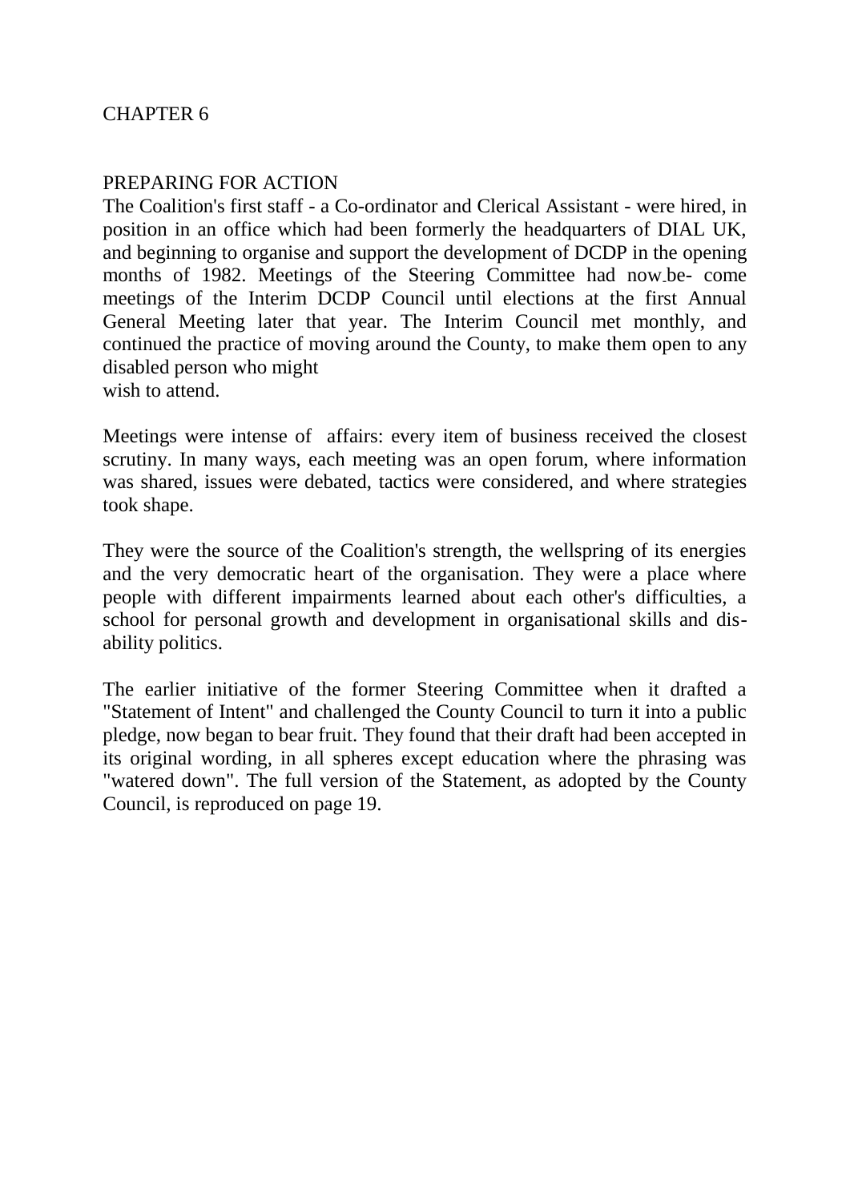# CHAPTER 6

## PREPARING FOR ACTION

The Coalition's first staff - a Co-ordinator and Clerical Assistant - were hired, in position in an office which had been formerly the headquarters of DIAL UK, and beginning to organise and support the development of DCDP in the opening months of 1982. Meetings of the Steering Committee had now be- come meetings of the Interim DCDP Council until elections at the first Annual General Meeting later that year. The Interim Council met monthly, and continued the practice of moving around the County, to make them open to any disabled person who might wish to attend.

Meetings were intense of affairs: every item of business received the closest scrutiny. In many ways, each meeting was an open forum, where information was shared, issues were debated, tactics were considered, and where strategies took shape.

They were the source of the Coalition's strength, the wellspring of its energies and the very democratic heart of the organisation. They were a place where people with different impairments learned about each other's difficulties, a school for personal growth and development in organisational skills and dis-ability politics.

The earlier initiative of the former Steering Committee when it drafted a "Statement of Intent" and challenged the County Council to turn it into a public pledge, now began to bear fruit. They found that their draft had been accepted in its original wording, in all spheres except education where the phrasing was "watered down". The full version of the Statement, as adopted by the County Council, is reproduced on page 19.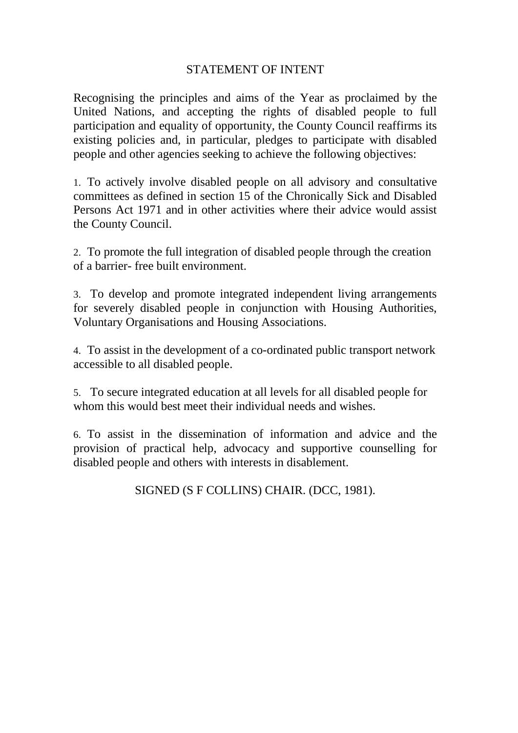## STATEMENT OF INTENT

Recognising the principles and aims of the Year as proclaimed by the United Nations, and accepting the rights of disabled people to full participation and equality of opportunity, the County Council reaffirms its existing policies and, in particular, pledges to participate with disabled people and other agencies seeking to achieve the following objectives:

1. To actively involve disabled people on all advisory and consultative committees as defined in section 15 of the Chronically Sick and Disabled Persons Act 1971 and in other activities where their advice would assist the County Council.

2. To promote the full integration of disabled people through the creation of a barrier- free built environment.

3. To develop and promote integrated independent living arrangements for severely disabled people in conjunction with Housing Authorities, Voluntary Organisations and Housing Associations.

4. To assist in the development of a co-ordinated public transport network accessible to all disabled people.

5. To secure integrated education at all levels for all disabled people for whom this would best meet their individual needs and wishes.

6. To assist in the dissemination of information and advice and the provision of practical help, advocacy and supportive counselling for disabled people and others with interests in disablement.

SIGNED (S F COLLINS) CHAIR. (DCC, 1981).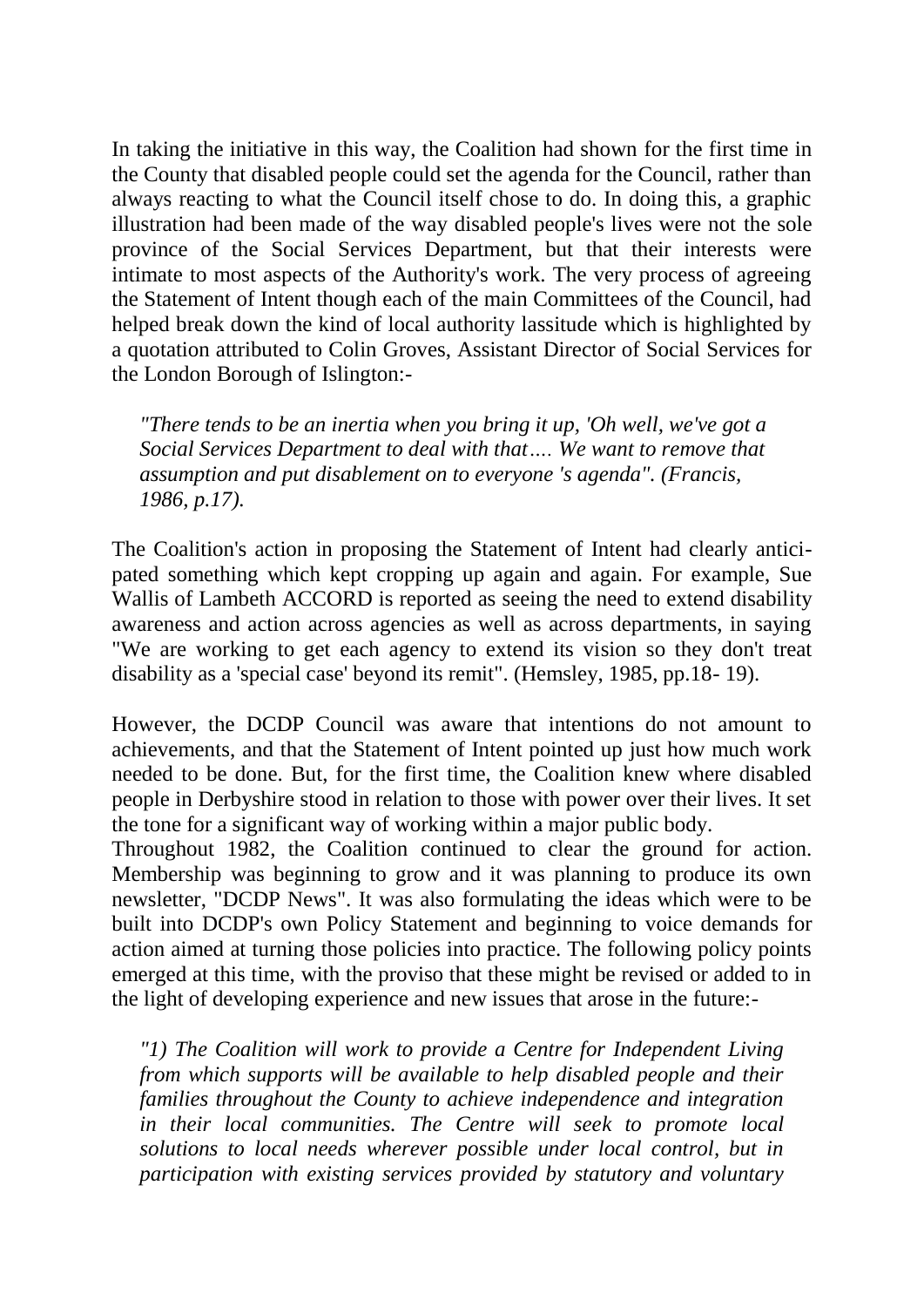In taking the initiative in this way, the Coalition had shown for the first time in the County that disabled people could set the agenda for the Council, rather than always reacting to what the Council itself chose to do. In doing this, a graphic illustration had been made of the way disabled people's lives were not the sole province of the Social Services Department, but that their interests were intimate to most aspects of the Authority's work. The very process of agreeing the Statement of Intent though each of the main Committees of the Council, had helped break down the kind of local authority lassitude which is highlighted by a quotation attributed to Colin Groves, Assistant Director of Social Services for the London Borough of Islington:-

> *"There tends to be an inertia when you bring it up, 'Oh well, we've got a Social Services Department to deal with that…. We want to remove that assumption and put disablement on to everyone 's agenda". (Francis, 1986, p.17).*

The Coalition's action in proposing the Statement of Intent had clearly anticipated something which kept cropping up again and again. For example, Sue Wallis of Lambeth ACCORD is reported as seeing the need to extend disability awareness and action across agencies as well as across departments, in saying "We are working to get each agency to extend its vision so they don't treat disability as a 'special case' beyond its remit". (Hemsley, 1985, pp.18- 19).

However, the DCDP Council was aware that intentions do not amount to achievements, and that the Statement of Intent pointed up just how much work needed to be done. But, for the first time, the Coalition knew where disabled people in Derbyshire stood in relation to those with power over their lives. It set the tone for a significant way of working within a major public body.

Throughout 1982, the Coalition continued to clear the ground for action. Membership was beginning to grow and it was planning to produce its own newsletter, "DCDP News". It was also formulating the ideas which were to be built into DCDP's own Policy Statement and beginning to voice demands for action aimed at turning those policies into practice. The following policy points emerged at this time, with the proviso that these might be revised or added to in the light of developing experience and new issues that arose in the future:-

> *"1) The Coalition will work to provide a Centre for Independent Living from which supports will be available to help disabled people and their families throughout the County to achieve independence and integration in their local communities. The Centre will seek to promote local solutions to local needs wherever possible under local control, but in participation with existing services provided by statutory and voluntary*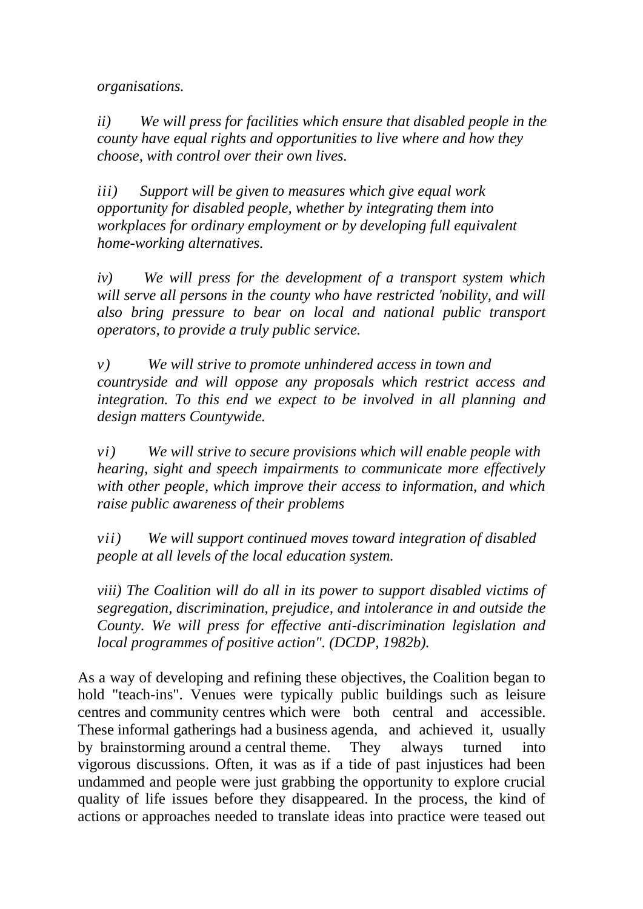*organisations.*

*ii) We will press for facilities which ensure that disabled people in the county have equal rights and opportunities to live where and how they choose, with control over their own lives.*

*iii) Support will be given to measures which give equal work opportunity for disabled people, whether by integrating them into workplaces for ordinary employment or by developing full equivalent home-working alternatives.*

*iv) We will press for the development of a transport system which will serve all persons in the county who have restricted 'nobility, and will also bring pressure to bear on local and national public transport operators, to provide a truly public service.*

*v) We will strive to promote unhindered access in town and countryside and will oppose any proposals which restrict access and integration. To this end we expect to be involved in all planning and design matters Countywide.*

*vi) We will strive to secure provisions which will enable people with hearing, sight and speech impairments to communicate more effectively with other people, which improve their access to information, and which raise public awareness of their problems*

*vii) We will support continued moves toward integration of disabled people at all levels of the local education system.*

*viii) The Coalition will do all in its power to support disabled victims of segregation, discrimination, prejudice, and intolerance in and outside the County. We will press for effective anti-discrimination legislation and local programmes of positive action". (DCDP, 1982b).*

As a way of developing and refining these objectives, the Coalition began to hold "teach-ins". Venues were typically public buildings such as leisure centres and community centres which were both central and accessible. These informal gatherings had a business agenda, and achieved it, usually by brainstorming around a central theme. They always turned into vigorous discussions. Often, it was as if a tide of past injustices had been undammed and people were just grabbing the opportunity to explore crucial quality of life issues before they disappeared. In the process, the kind of actions or approaches needed to translate ideas into practice were teased out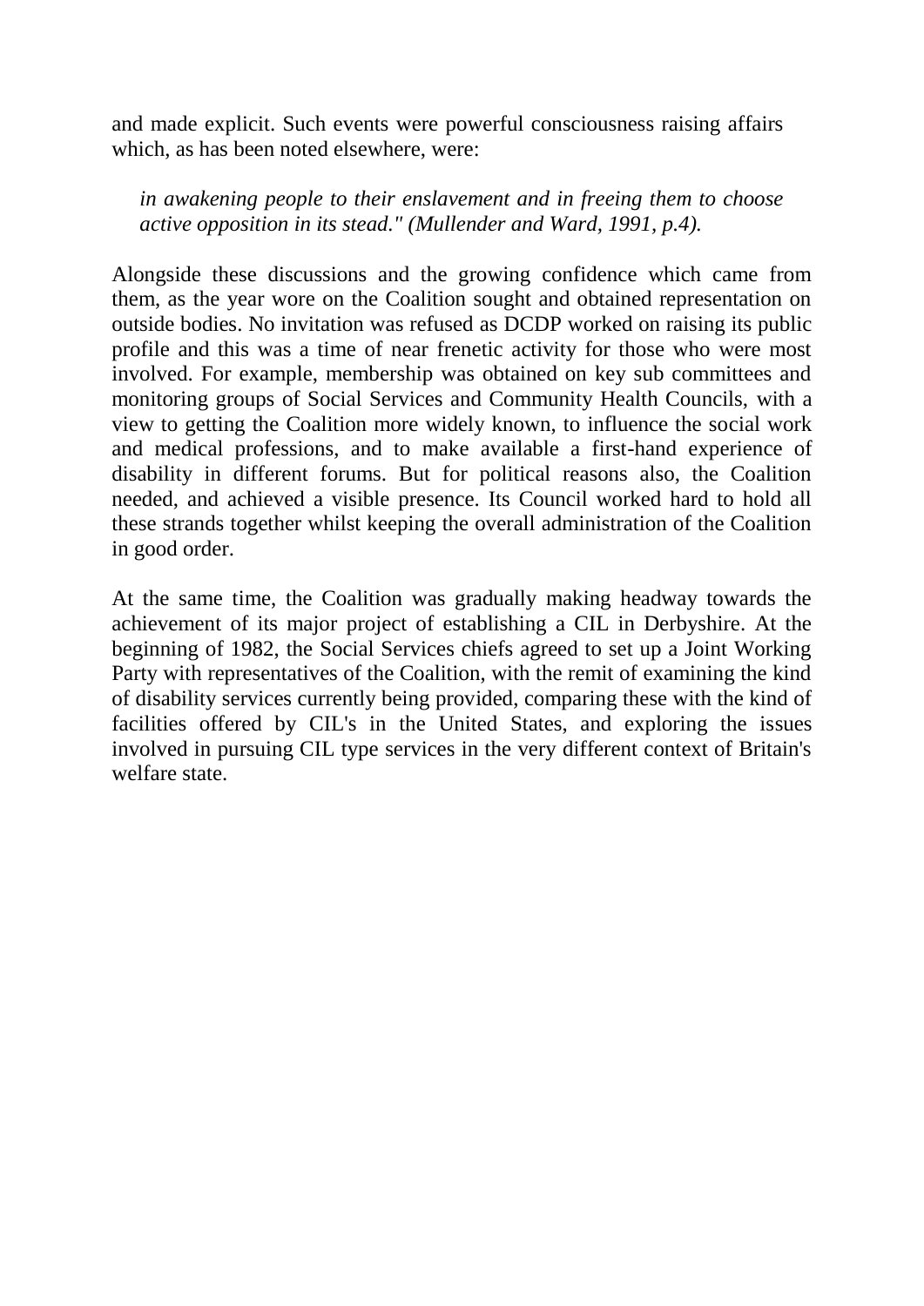and made explicit. Such events were powerful consciousness raising affairs which, as has been noted elsewhere, were:

> *in awakening people to their enslavement and in freeing them to choose active opposition in its stead." (Mullender and Ward, 1991, p.4).*

Alongside these discussions and the growing confidence which came from them, as the year wore on the Coalition sought and obtained representation on outside bodies. No invitation was refused as DCDP worked on raising its public profile and this was a time of near frenetic activity for those who were most involved. For example, membership was obtained on key sub committees and monitoring groups of Social Services and Community Health Councils, with a view to getting the Coalition more widely known, to influence the social work and medical professions, and to make available a first-hand experience of disability in different forums. But for political reasons also, the Coalition needed, and achieved a visible presence. Its Council worked hard to hold all these strands together whilst keeping the overall administration of the Coalition in good order.

At the same time, the Coalition was gradually making headway towards the achievement of its major project of establishing a CIL in Derbyshire. At the beginning of 1982, the Social Services chiefs agreed to set up a Joint Working Party with representatives of the Coalition, with the remit of examining the kind of disability services currently being provided, comparing these with the kind of facilities offered by CIL's in the United States, and exploring the issues involved in pursuing CIL type services in the very different context of Britain's welfare state.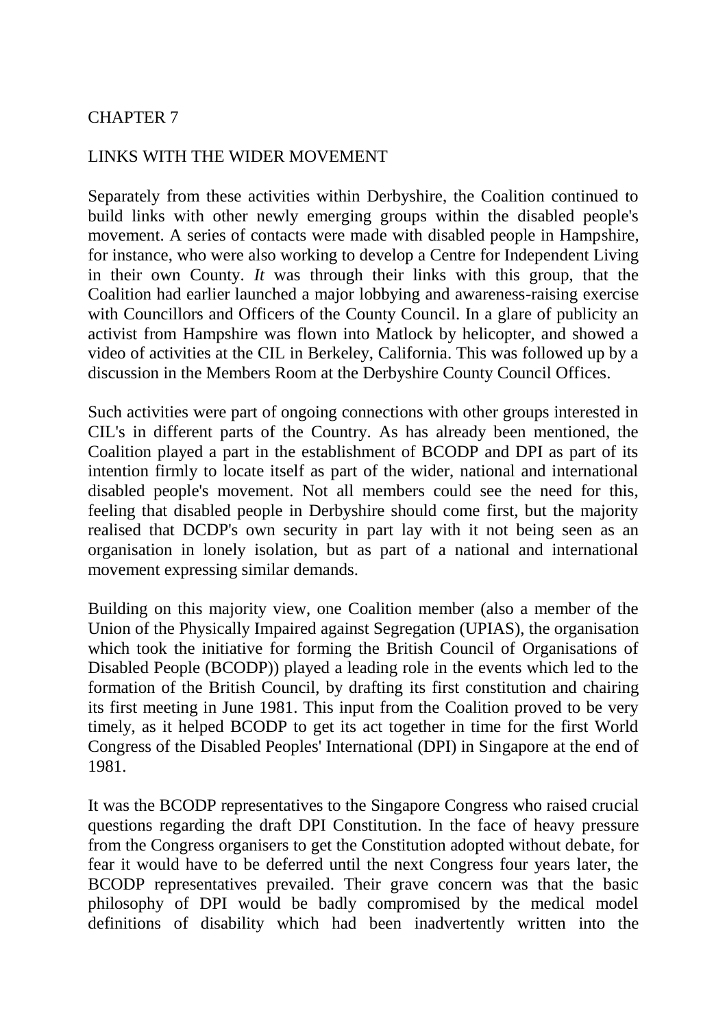# CHAPTER 7

## LINKS WITH THE WIDER MOVEMENT

Separately from these activities within Derbyshire, the Coalition continued to build links with other newly emerging groups within the disabled people's movement. A series of contacts were made with disabled people in Hampshire, for instance, who were also working to develop a Centre for Independent Living in their own County. *It* was through their links with this group, that the Coalition had earlier launched a major lobbying and awareness-raising exercise with Councillors and Officers of the County Council. In a glare of publicity an activist from Hampshire was flown into Matlock by helicopter, and showed a video of activities at the CIL in Berkeley, California. This was followed up by a discussion in the Members Room at the Derbyshire County Council Offices.

Such activities were part of ongoing connections with other groups interested in CIL's in different parts of the Country. As has already been mentioned, the Coalition played a part in the establishment of BCODP and DPI as part of its intention firmly to locate itself as part of the wider, national and international disabled people's movement. Not all members could see the need for this, feeling that disabled people in Derbyshire should come first, but the majority realised that DCDP's own security in part lay with it not being seen as an organisation in lonely isolation, but as part of a national and international movement expressing similar demands.

Building on this majority view, one Coalition member (also a member of the Union of the Physically Impaired against Segregation (UPIAS), the organisation which took the initiative for forming the British Council of Organisations of Disabled People (BCODP)) played a leading role in the events which led to the formation of the British Council, by drafting its first constitution and chairing its first meeting in June 1981. This input from the Coalition proved to be very timely, as it helped BCODP to get its act together in time for the first World Congress of the Disabled Peoples' International (DPI) in Singapore at the end of 1981.

It was the BCODP representatives to the Singapore Congress who raised crucial questions regarding the draft DPI Constitution. In the face of heavy pressure from the Congress organisers to get the Constitution adopted without debate, for fear it would have to be deferred until the next Congress four years later, the BCODP representatives prevailed. Their grave concern was that the basic philosophy of DPI would be badly compromised by the medical model definitions of disability which had been inadvertently written into the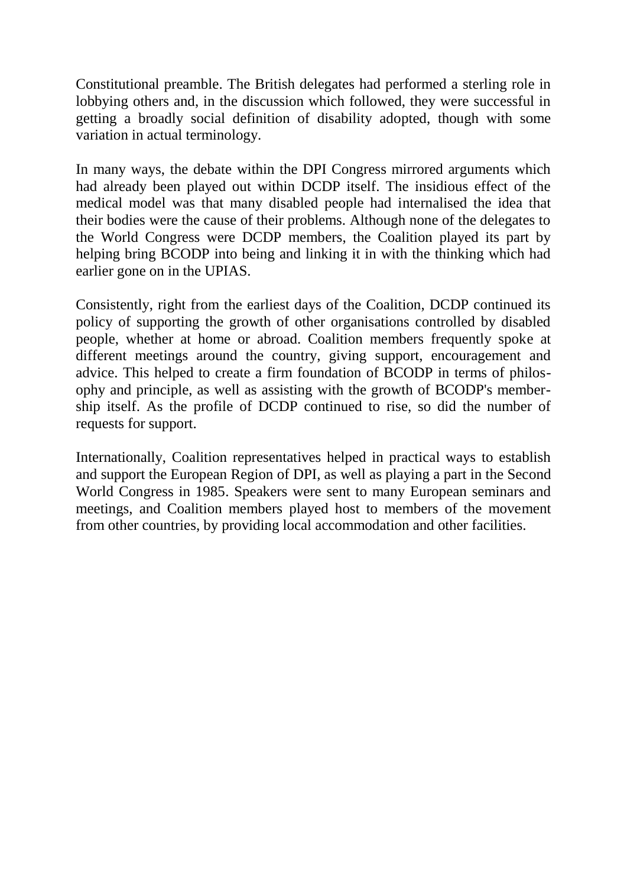Constitutional preamble. The British delegates had performed a sterling role in lobbying others and, in the discussion which followed, they were successful in getting a broadly social definition of disability adopted, though with some variation in actual terminology.

In many ways, the debate within the DPI Congress mirrored arguments which had already been played out within DCDP itself. The insidious effect of the medical model was that many disabled people had internalised the idea that their bodies were the cause of their problems. Although none of the delegates to the World Congress were DCDP members, the Coalition played its part by helping bring BCODP into being and linking it in with the thinking which had earlier gone on in the UPIAS.

Consistently, right from the earliest days of the Coalition, DCDP continued its policy of supporting the growth of other organisations controlled by disabled people, whether at home or abroad. Coalition members frequently spoke at different meetings around the country, giving support, encouragement and advice. This helped to create a firm foundation of BCODP in terms of philosophy and principle, as well as assisting with the growth of BCODP's membership itself. As the profile of DCDP continued to rise, so did the number of requests for support.

Internationally, Coalition representatives helped in practical ways to establish and support the European Region of DPI, as well as playing a part in the Second World Congress in 1985. Speakers were sent to many European seminars and meetings, and Coalition members played host to members of the movement from other countries, by providing local accommodation and other facilities.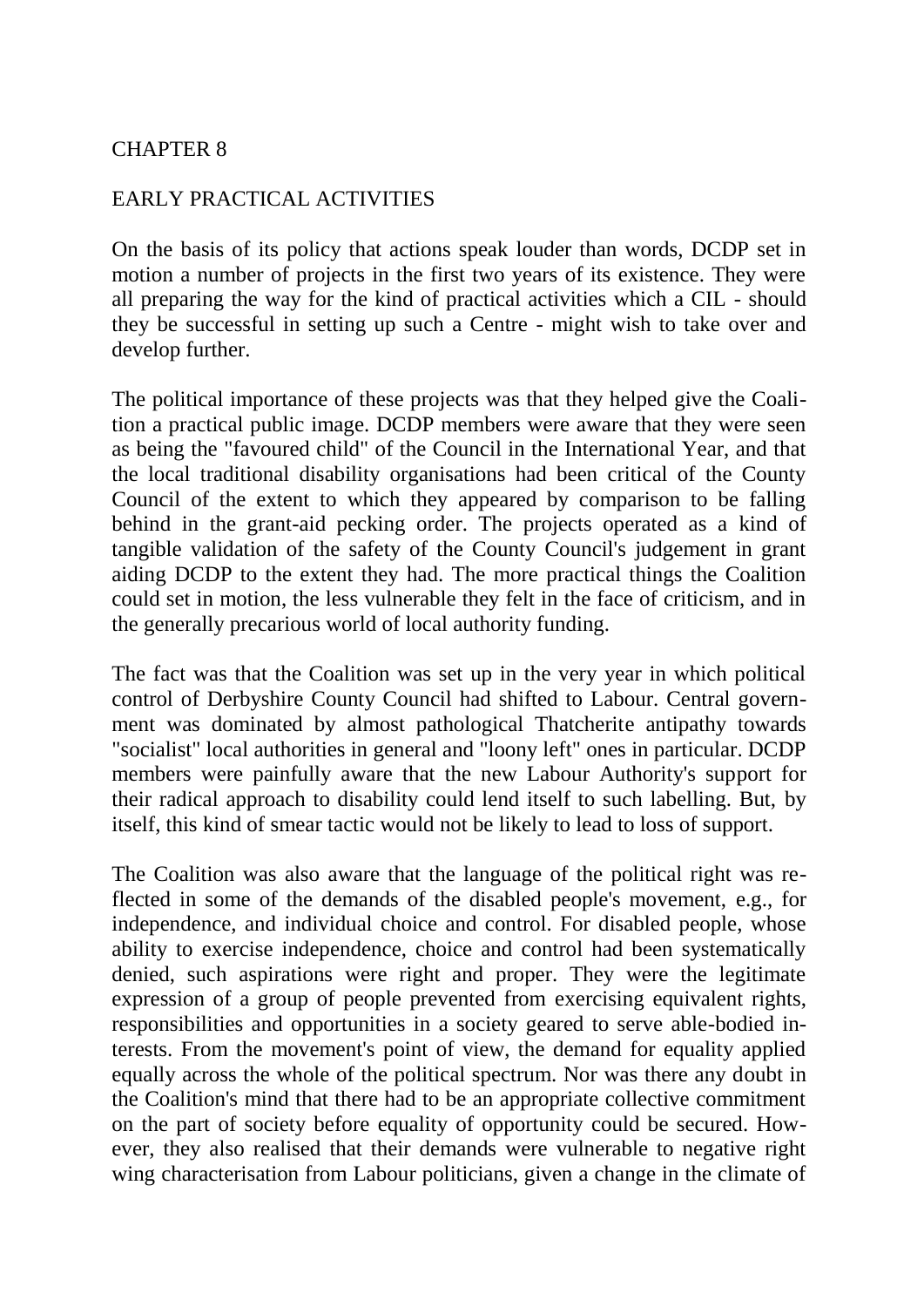# CHAPTER 8

## EARLY PRACTICAL ACTIVITIES

On the basis of its policy that actions speak louder than words, DCDP set in motion a number of projects in the first two years of its existence. They were all preparing the way for the kind of practical activities which a CIL - should they be successful in setting up such a Centre - might wish to take over and develop further.

The political importance of these projects was that they helped give the Coalition a practical public image. DCDP members were aware that they were seen as being the "favoured child" of the Council in the International Year, and that the local traditional disability organisations had been critical of the County Council of the extent to which they appeared by comparison to be falling behind in the grant-aid pecking order. The projects operated as a kind of tangible validation of the safety of the County Council's judgement in grant aiding DCDP to the extent they had. The more practical things the Coalition could set in motion, the less vulnerable they felt in the face of criticism, and in the generally precarious world of local authority funding.

The fact was that the Coalition was set up in the very year in which political control of Derbyshire County Council had shifted to Labour. Central government was dominated by almost pathological Thatcherite antipathy towards "socialist" local authorities in general and "loony left" ones in particular. DCDP members were painfully aware that the new Labour Authority's support for their radical approach to disability could lend itself to such labelling. But, by itself, this kind of smear tactic would not be likely to lead to loss of support.

The Coalition was also aware that the language of the political right was reflected in some of the demands of the disabled people's movement, e.g., for independence, and individual choice and control. For disabled people, whose ability to exercise independence, choice and control had been systematically denied, such aspirations were right and proper. They were the legitimate expression of a group of people prevented from exercising equivalent rights, responsibilities and opportunities in a society geared to serve able-bodied interests. From the movement's point of view, the demand for equality applied equally across the whole of the political spectrum. Nor was there any doubt in the Coalition's mind that there had to be an appropriate collective commitment on the part of society before equality of opportunity could be secured. However, they also realised that their demands were vulnerable to negative right wing characterisation from Labour politicians, given a change in the climate of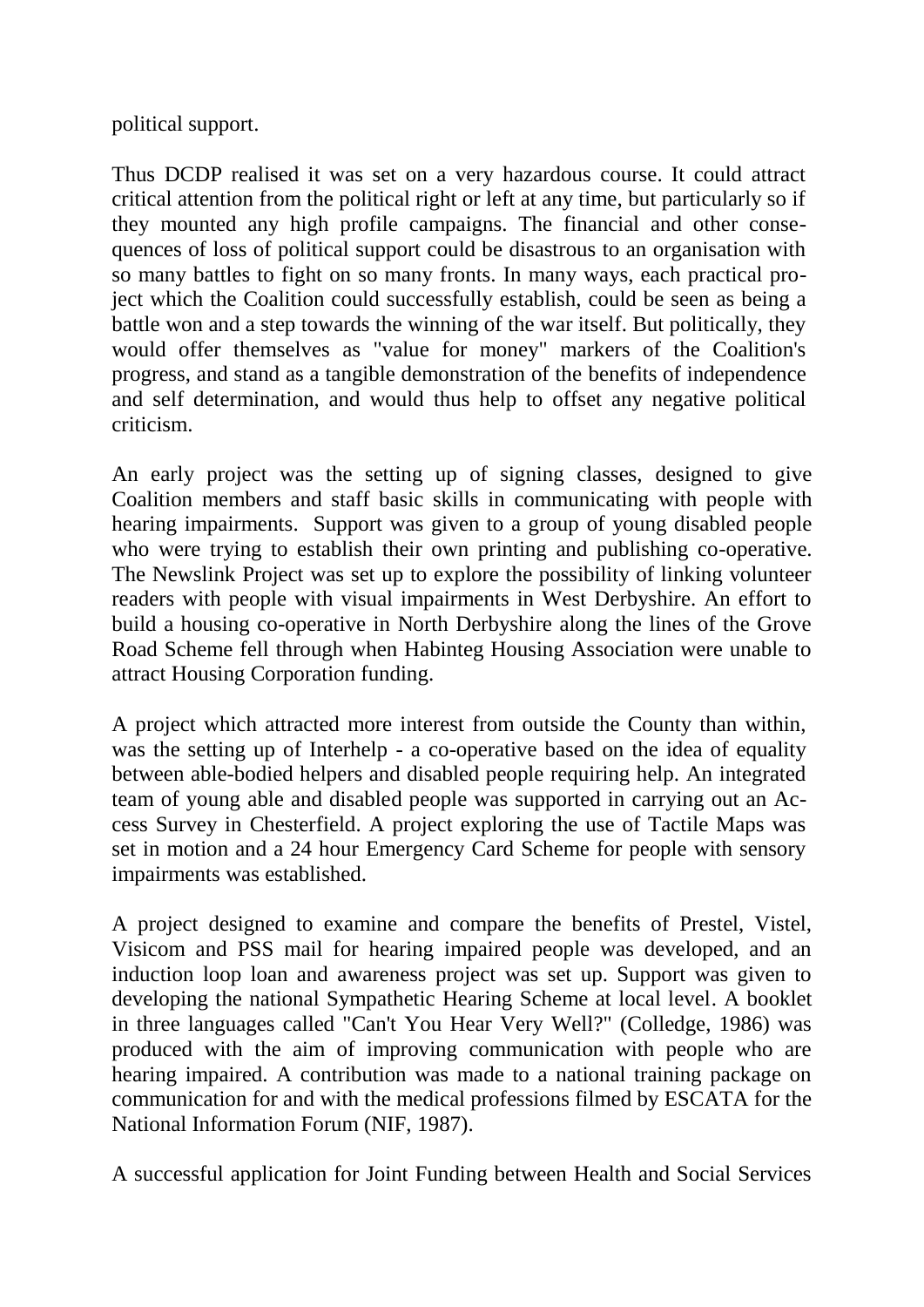political support.

Thus DCDP realised it was set on a very hazardous course. It could attract critical attention from the political right or left at any time, but particularly so if they mounted any high profile campaigns. The financial and other consequences of loss of political support could be disastrous to an organisation with so many battles to fight on so many fronts. In many ways, each practical project which the Coalition could successfully establish, could be seen as being a battle won and a step towards the winning of the war itself. But politically, they would offer themselves as "value for money" markers of the Coalition's progress, and stand as a tangible demonstration of the benefits of independence and self determination, and would thus help to offset any negative political criticism.

An early project was the setting up of signing classes, designed to give Coalition members and staff basic skills in communicating with people with hearing impairments. Support was given to a group of young disabled people who were trying to establish their own printing and publishing co-operative. The Newslink Project was set up to explore the possibility of linking volunteer readers with people with visual impairments in West Derbyshire. An effort to build a housing co-operative in North Derbyshire along the lines of the Grove Road Scheme fell through when Habinteg Housing Association were unable to attract Housing Corporation funding.

A project which attracted more interest from outside the County than within, was the setting up of Interhelp - a co-operative based on the idea of equality between able-bodied helpers and disabled people requiring help. An integrated team of young able and disabled people was supported in carrying out an Access Survey in Chesterfield. A project exploring the use of Tactile Maps was set in motion and a 24 hour Emergency Card Scheme for people with sensory impairments was established.

A project designed to examine and compare the benefits of Prestel, Vistel, Visicom and PSS mail for hearing impaired people was developed, and an induction loop loan and awareness project was set up. Support was given to developing the national Sympathetic Hearing Scheme at local level. A booklet in three languages called "Can't You Hear Very Well?" (Colledge, 1986) was produced with the aim of improving communication with people who are hearing impaired. A contribution was made to a national training package on communication for and with the medical professions filmed by ESCATA for the National Information Forum (NIF, 1987).

A successful application for Joint Funding between Health and Social Services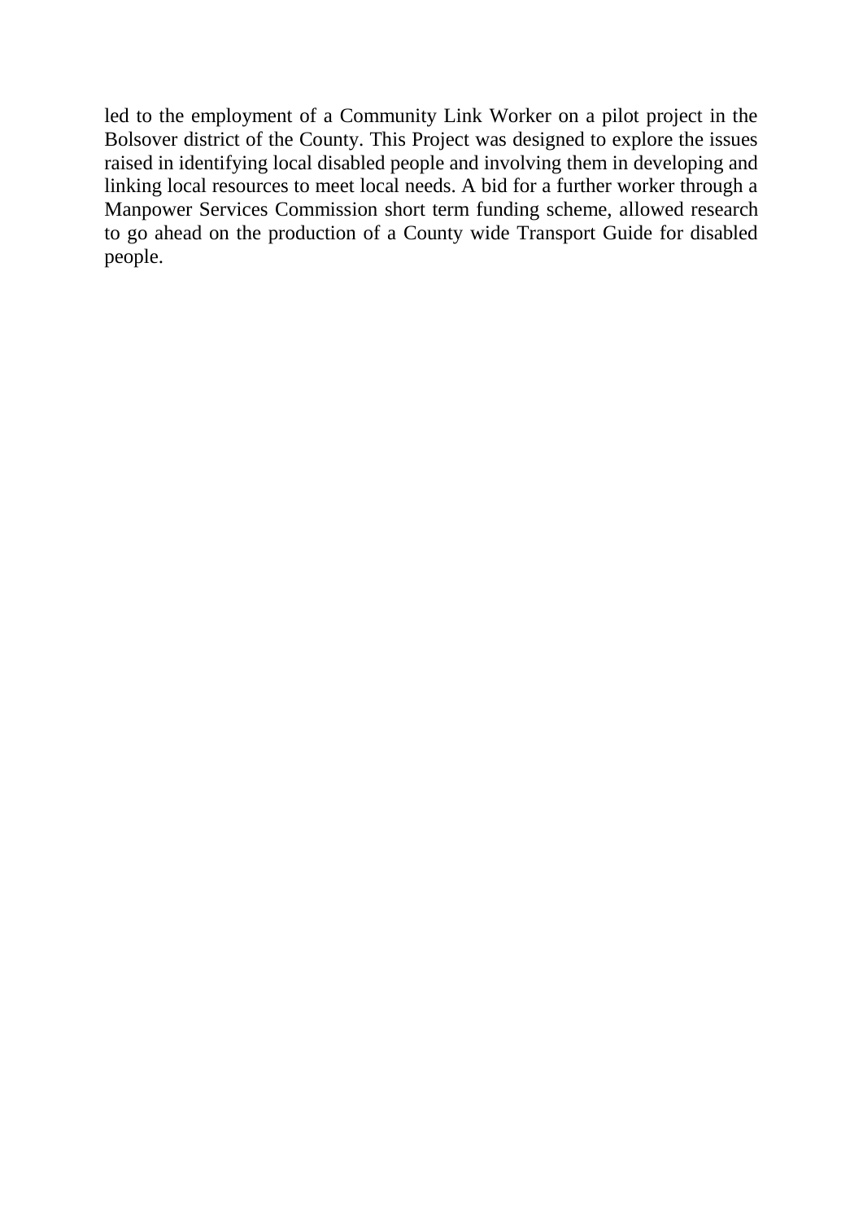led to the employment of a Community Link Worker on a pilot project in the Bolsover district of the County. This Project was designed to explore the issues raised in identifying local disabled people and involving them in developing and linking local resources to meet local needs. A bid for a further worker through a Manpower Services Commission short term funding scheme, allowed research to go ahead on the production of a County wide Transport Guide for disabled people.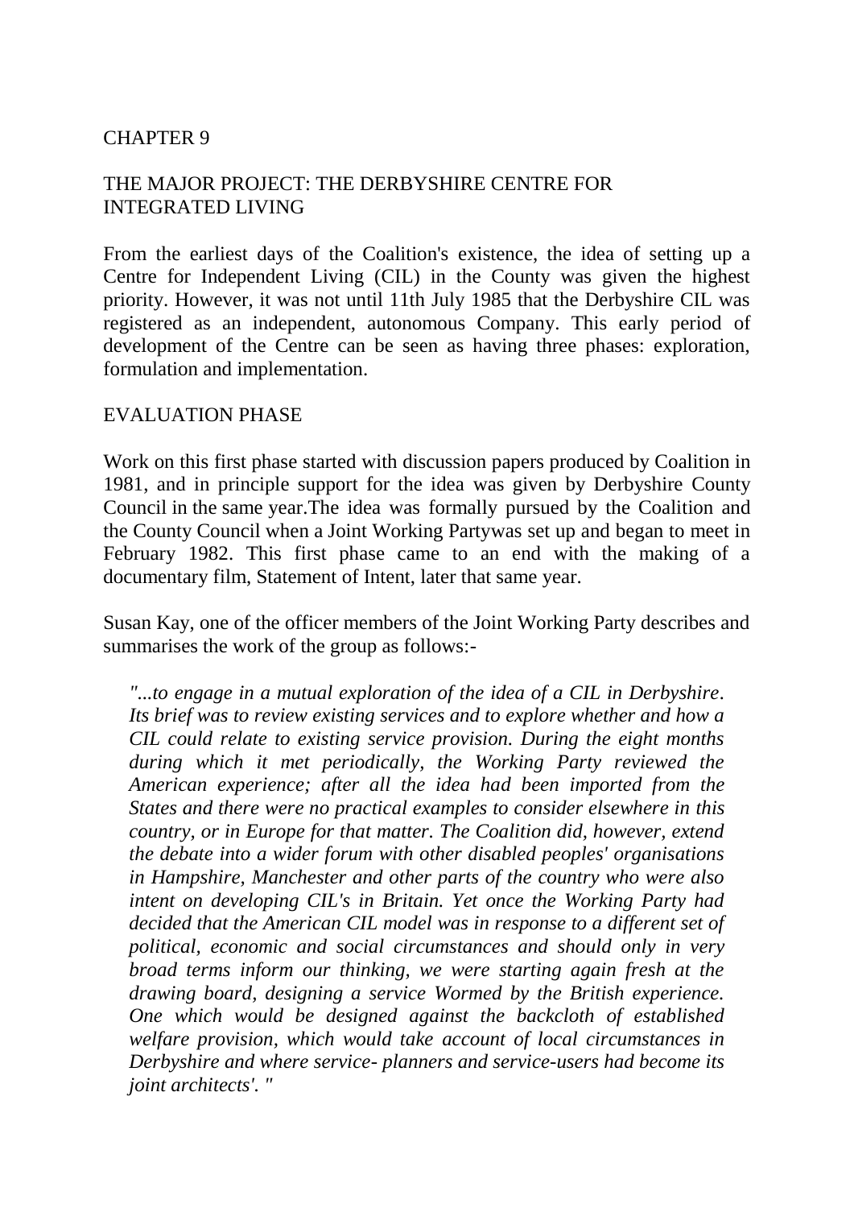CHAPTER 9

# THE MAJOR PROJECT: THE DERBYSHIRE CENTRE FOR INTEGRATED LIVING

From the earliest days of the Coalition's existence, the idea of setting up a Centre for Independent Living (CIL) in the County was given the highest priority. However, it was not until 11th July 1985 that the Derbyshire CIL was registered as an independent, autonomous Company. This early period of development of the Centre can be seen as having three phases: exploration, formulation and implementation.

## EVALUATION PHASE

Work on this first phase started with discussion papers produced by Coalition in 1981, and in principle support for the idea was given by Derbyshire County Council in the same year.The idea was formally pursued by the Coalition and the County Council when a Joint Working Partywas set up and began to meet in February 1982. This first phase came to an end with the making of a documentary film, Statement of Intent, later that same year.

Susan Kay, one of the officer members of the Joint Working Party describes and summarises the work of the group as follows:-

> *"...to engage in a mutual exploration of the idea of a CIL in Derbyshire. Its brief was to review existing services and to explore whether and how a CIL could relate to existing service provision. During the eight months during which it met periodically, the Working Party reviewed the American experience; after all the idea had been imported from the States and there were no practical examples to consider elsewhere in this country, or in Europe for that matter. The Coalition did, however, extend the debate into a wider forum with other disabled peoples' organisations in Hampshire, Manchester and other parts of the country who were also intent on developing CIL's in Britain. Yet once the Working Party had decided that the American CIL model was in response to a different set of political, economic and social circumstances and should only in very broad terms inform our thinking, we were starting again fresh at the drawing board, designing a service Wormed by the British experience. One which would be designed against the backcloth of established welfare provision, which would take account of local circumstances in Derbyshire and where service- planners and service-users had become its joint architects'. "*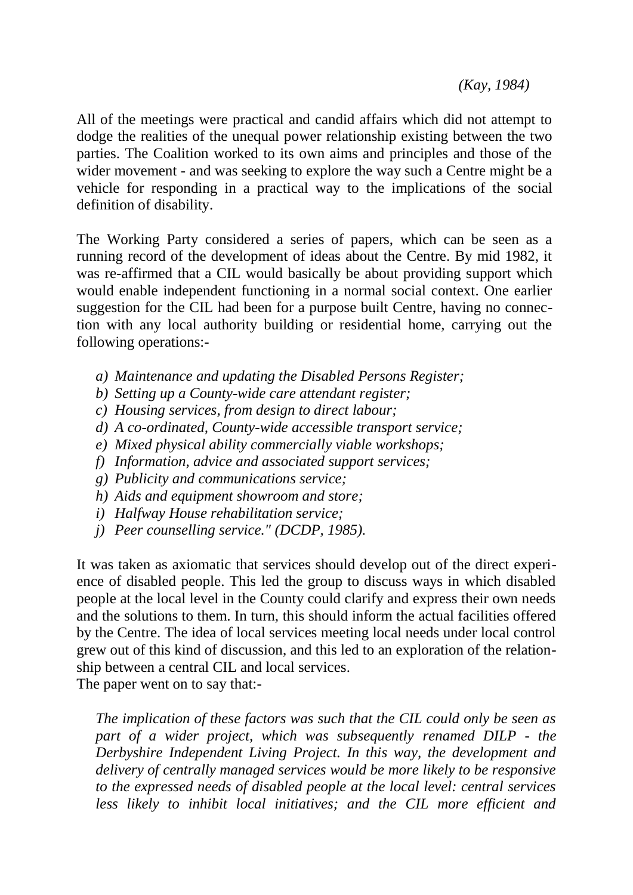*(Kay, 1984)*

All of the meetings were practical and candid affairs which did not attempt to dodge the realities of the unequal power relationship existing between the two parties. The Coalition worked to its own aims and principles and those of the wider movement - and was seeking to explore the way such a Centre might be a vehicle for responding in a practical way to the implications of the social definition of disability.

The Working Party considered a series of papers, which can be seen as a running record of the development of ideas about the Centre. By mid 1982, it was re-affirmed that a CIL would basically be about providing support which would enable independent functioning in a normal social context. One earlier suggestion for the CIL had been for a purpose built Centre, having no connection with any local authority building or residential home, carrying out the following operations:-

- *a) Maintenance and updating the Disabled Persons Register;*
- *b) Setting up a County-wide care attendant register;*
- *c) Housing services, from design to direct labour;*
- *d) A co-ordinated, County-wide accessible transport service;*
- *e) Mixed physical ability commercially viable workshops;*
- *f) Information, advice and associated support services;*
- *g) Publicity and communications service;*
- *h) Aids and equipment showroom and store;*
- *i) Halfway House rehabilitation service;*
- *j) Peer counselling service." (DCDP, 1985).*

It was taken as axiomatic that services should develop out of the direct experience of disabled people. This led the group to discuss ways in which disabled people at the local level in the County could clarify and express their own needs and the solutions to them. In turn, this should inform the actual facilities offered by the Centre. The idea of local services meeting local needs under local control grew out of this kind of discussion, and this led to an exploration of the relationship between a central CIL and local services.
The paper went on to say that:-

*The implication of these factors was such that the CIL could only be seen as part of a wider project, which was subsequently renamed DILP - the Derbyshire Independent Living Project. In this way, the development and delivery of centrally managed services would be more likely to be responsive to the expressed needs of disabled people at the local level: central services less likely to inhibit local initiatives; and the CIL more efficient and*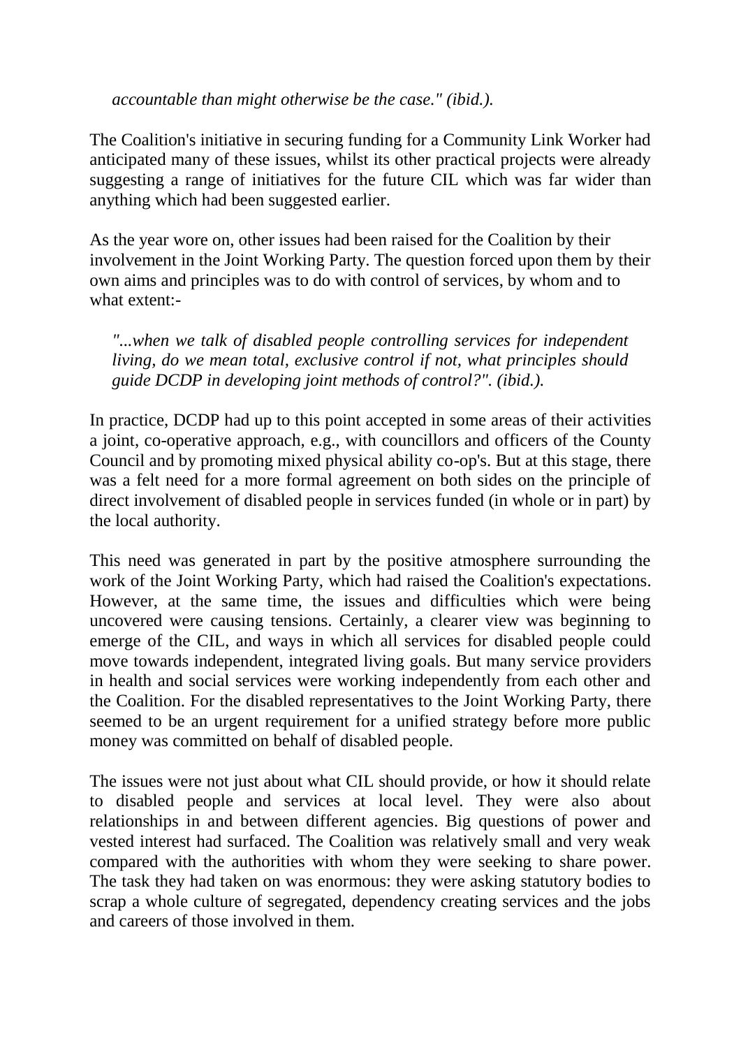*accountable than might otherwise be the case." (ibid.).*

The Coalition's initiative in securing funding for a Community Link Worker had anticipated many of these issues, whilst its other practical projects were already suggesting a range of initiatives for the future CIL which was far wider than anything which had been suggested earlier.

As the year wore on, other issues had been raised for the Coalition by their involvement in the Joint Working Party. The question forced upon them by their own aims and principles was to do with control of services, by whom and to what extent:-

> *"...when we talk of disabled people controlling services for independent living, do we mean total, exclusive control if not, what principles should guide DCDP in developing joint methods of control?". (ibid.).*

In practice, DCDP had up to this point accepted in some areas of their activities a joint, co-operative approach, e.g., with councillors and officers of the County Council and by promoting mixed physical ability co-op's. But at this stage, there was a felt need for a more formal agreement on both sides on the principle of direct involvement of disabled people in services funded (in whole or in part) by the local authority.

This need was generated in part by the positive atmosphere surrounding the work of the Joint Working Party, which had raised the Coalition's expectations. However, at the same time, the issues and difficulties which were being uncovered were causing tensions. Certainly, a clearer view was beginning to emerge of the CIL, and ways in which all services for disabled people could move towards independent, integrated living goals. But many service providers in health and social services were working independently from each other and the Coalition. For the disabled representatives to the Joint Working Party, there seemed to be an urgent requirement for a unified strategy before more public money was committed on behalf of disabled people.

The issues were not just about what CIL should provide, or how it should relate to disabled people and services at local level. They were also about relationships in and between different agencies. Big questions of power and vested interest had surfaced. The Coalition was relatively small and very weak compared with the authorities with whom they were seeking to share power. The task they had taken on was enormous: they were asking statutory bodies to scrap a whole culture of segregated, dependency creating services and the jobs and careers of those involved in them.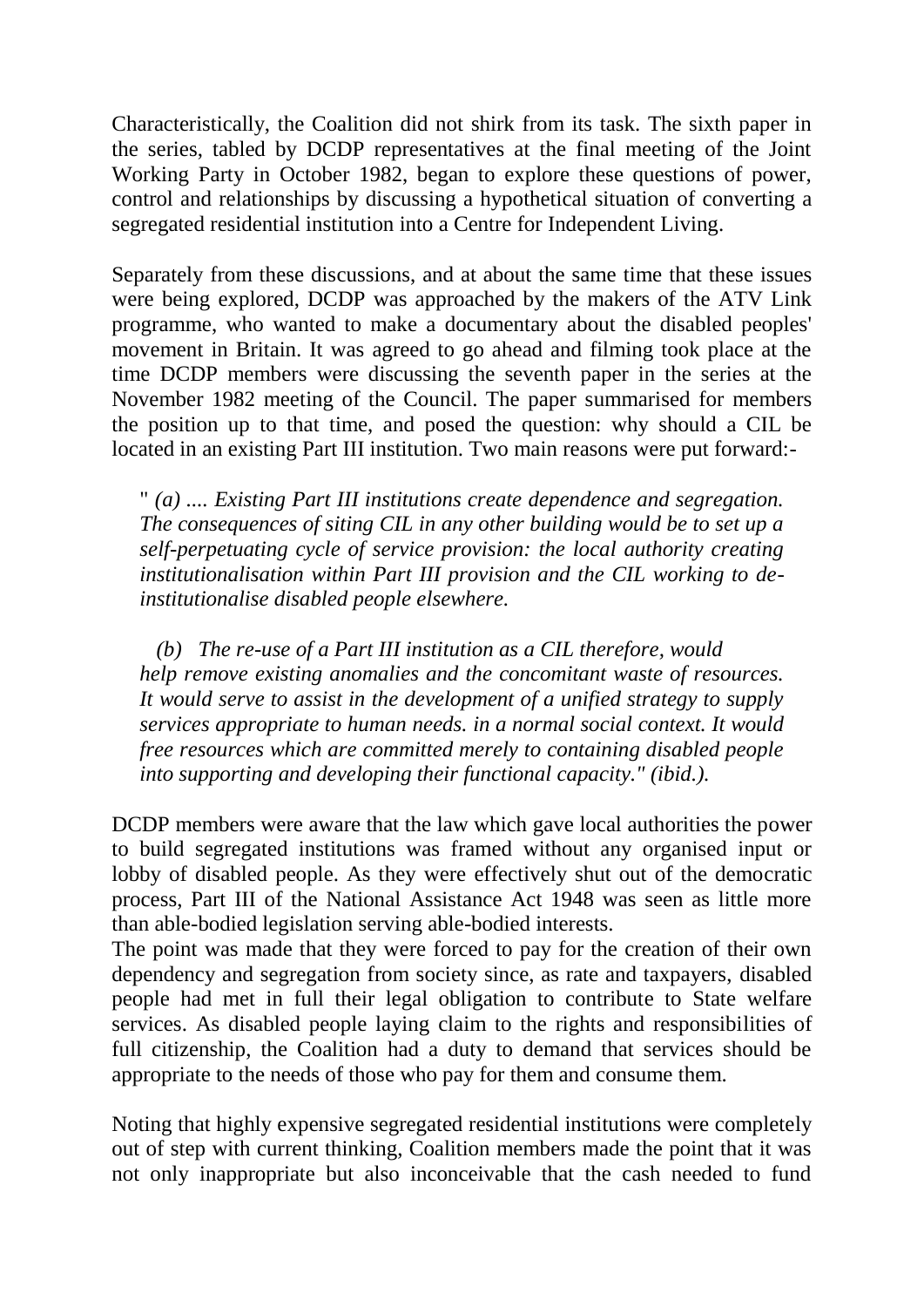Characteristically, the Coalition did not shirk from its task. The sixth paper in the series, tabled by DCDP representatives at the final meeting of the Joint Working Party in October 1982, began to explore these questions of power, control and relationships by discussing a hypothetical situation of converting a segregated residential institution into a Centre for Independent Living.

Separately from these discussions, and at about the same time that these issues were being explored, DCDP was approached by the makers of the ATV Link programme, who wanted to make a documentary about the disabled peoples' movement in Britain. It was agreed to go ahead and filming took place at the time DCDP members were discussing the seventh paper in the series at the November 1982 meeting of the Council. The paper summarised for members the position up to that time, and posed the question: why should a CIL be located in an existing Part III institution. Two main reasons were put forward:-

> " *(a) .... Existing Part III institutions create dependence and segregation. The consequences of siting CIL in any other building would be to set up a self-perpetuating cycle of service provision: the local authority creating institutionalisation within Part III provision and the CIL working to de-institutionalise disabled people elsewhere.*
>
> *(b) The re-use of a Part III institution as a CIL therefore, would help remove existing anomalies and the concomitant waste of resources. It would serve to assist in the development of a unified strategy to supply services appropriate to human needs. in a normal social context. It would free resources which are committed merely to containing disabled people into supporting and developing their functional capacity." (ibid.).*

DCDP members were aware that the law which gave local authorities the power to build segregated institutions was framed without any organised input or lobby of disabled people. As they were effectively shut out of the democratic process, Part III of the National Assistance Act 1948 was seen as little more than able-bodied legislation serving able-bodied interests.

The point was made that they were forced to pay for the creation of their own dependency and segregation from society since, as rate and taxpayers, disabled people had met in full their legal obligation to contribute to State welfare services. As disabled people laying claim to the rights and responsibilities of full citizenship, the Coalition had a duty to demand that services should be appropriate to the needs of those who pay for them and consume them.

Noting that highly expensive segregated residential institutions were completely out of step with current thinking, Coalition members made the point that it was not only inappropriate but also inconceivable that the cash needed to fund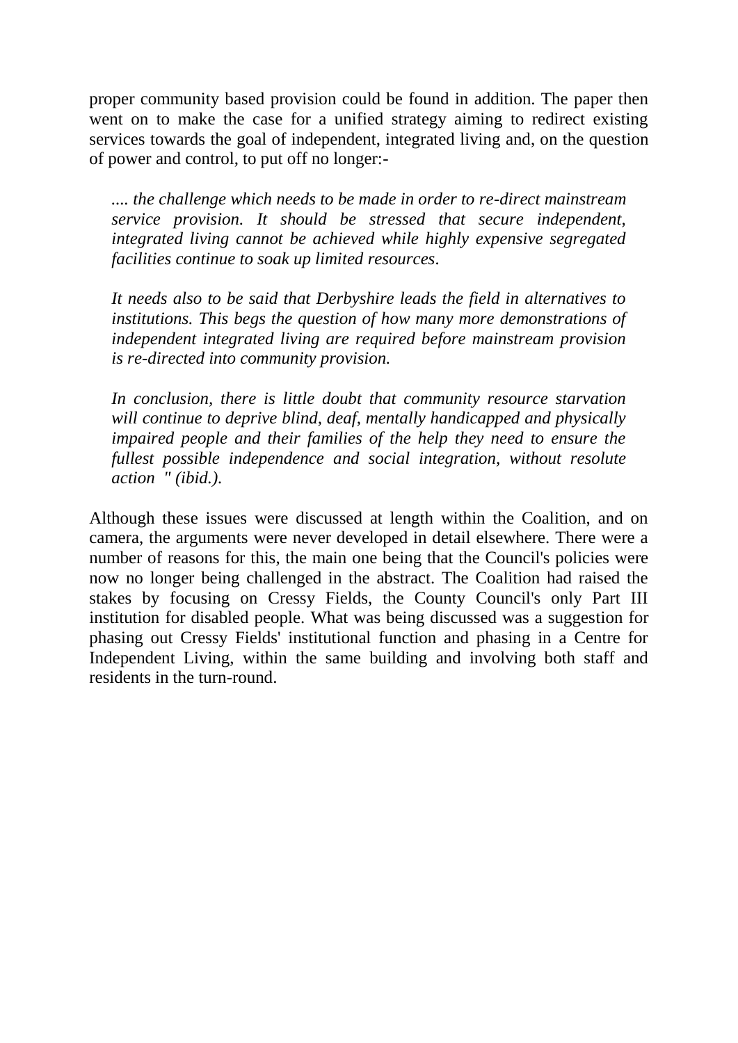proper community based provision could be found in addition. The paper then went on to make the case for a unified strategy aiming to redirect existing services towards the goal of independent, integrated living and, on the question of power and control, to put off no longer:-

> *.... the challenge which needs to be made in order to re-direct mainstream service provision. It should be stressed that secure independent, integrated living cannot be achieved while highly expensive segregated facilities continue to soak up limited resources.*
>
> *It needs also to be said that Derbyshire leads the field in alternatives to institutions. This begs the question of how many more demonstrations of independent integrated living are required before mainstream provision is re-directed into community provision.*
>
> *In conclusion, there is little doubt that community resource starvation will continue to deprive blind, deaf, mentally handicapped and physically impaired people and their families of the help they need to ensure the fullest possible independence and social integration, without resolute action " (ibid.).*

Although these issues were discussed at length within the Coalition, and on camera, the arguments were never developed in detail elsewhere. There were a number of reasons for this, the main one being that the Council's policies were now no longer being challenged in the abstract. The Coalition had raised the stakes by focusing on Cressy Fields, the County Council's only Part III institution for disabled people. What was being discussed was a suggestion for phasing out Cressy Fields' institutional function and phasing in a Centre for Independent Living, within the same building and involving both staff and residents in the turn-round.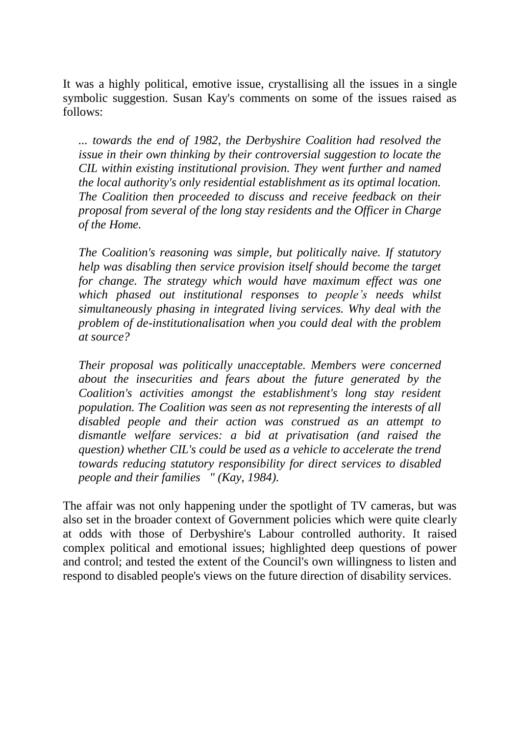It was a highly political, emotive issue, crystallising all the issues in a single symbolic suggestion. Susan Kay's comments on some of the issues raised as follows:

> *... towards the end of 1982, the Derbyshire Coalition had resolved the issue in their own thinking by their controversial suggestion to locate the CIL within existing institutional provision. They went further and named the local authority's only residential establishment as its optimal location. The Coalition then proceeded to discuss and receive feedback on their proposal from several of the long stay residents and the Officer in Charge of the Home.*
>
> *The Coalition's reasoning was simple, but politically naive. If statutory help was disabling then service provision itself should become the target for change. The strategy which would have maximum effect was one which phased out institutional responses to people's needs whilst simultaneously phasing in integrated living services. Why deal with the problem of de-institutionalisation when you could deal with the problem at source?*
>
> *Their proposal was politically unacceptable. Members were concerned about the insecurities and fears about the future generated by the Coalition's activities amongst the establishment's long stay resident population. The Coalition was seen as not representing the interests of all disabled people and their action was construed as an attempt to dismantle welfare services: a bid at privatisation (and raised the question) whether CIL's could be used as a vehicle to accelerate the trend towards reducing statutory responsibility for direct services to disabled people and their families " (Kay, 1984).*

The affair was not only happening under the spotlight of TV cameras, but was also set in the broader context of Government policies which were quite clearly at odds with those of Derbyshire's Labour controlled authority. It raised complex political and emotional issues; highlighted deep questions of power and control; and tested the extent of the Council's own willingness to listen and respond to disabled people's views on the future direction of disability services.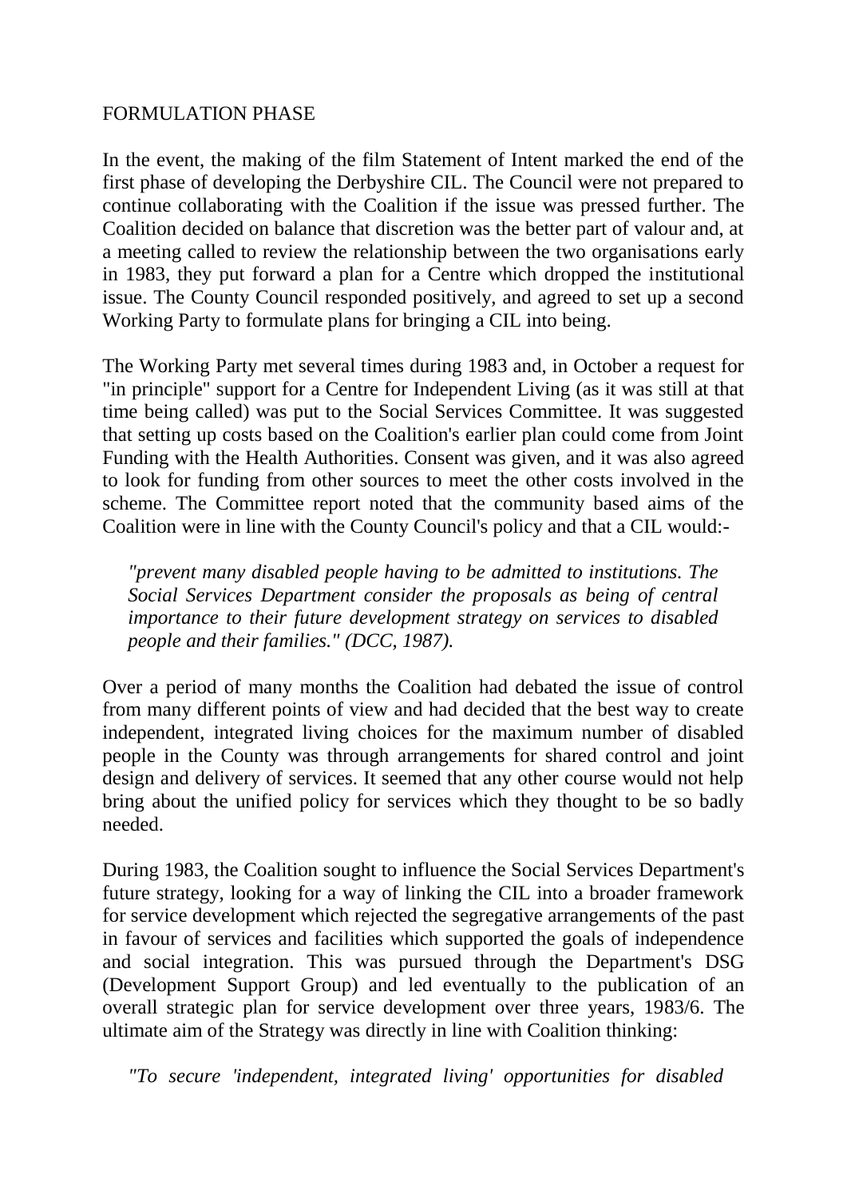## FORMULATION PHASE

In the event, the making of the film Statement of Intent marked the end of the first phase of developing the Derbyshire CIL. The Council were not prepared to continue collaborating with the Coalition if the issue was pressed further. The Coalition decided on balance that discretion was the better part of valour and, at a meeting called to review the relationship between the two organisations early in 1983, they put forward a plan for a Centre which dropped the institutional issue. The County Council responded positively, and agreed to set up a second Working Party to formulate plans for bringing a CIL into being.

The Working Party met several times during 1983 and, in October a request for "in principle" support for a Centre for Independent Living (as it was still at that time being called) was put to the Social Services Committee. It was suggested that setting up costs based on the Coalition's earlier plan could come from Joint Funding with the Health Authorities. Consent was given, and it was also agreed to look for funding from other sources to meet the other costs involved in the scheme. The Committee report noted that the community based aims of the Coalition were in line with the County Council's policy and that a CIL would:-

> *"prevent many disabled people having to be admitted to institutions. The Social Services Department consider the proposals as being of central importance to their future development strategy on services to disabled people and their families." (DCC, 1987).*

Over a period of many months the Coalition had debated the issue of control from many different points of view and had decided that the best way to create independent, integrated living choices for the maximum number of disabled people in the County was through arrangements for shared control and joint design and delivery of services. It seemed that any other course would not help bring about the unified policy for services which they thought to be so badly needed.

During 1983, the Coalition sought to influence the Social Services Department's future strategy, looking for a way of linking the CIL into a broader framework for service development which rejected the segregative arrangements of the past in favour of services and facilities which supported the goals of independence and social integration. This was pursued through the Department's DSG (Development Support Group) and led eventually to the publication of an overall strategic plan for service development over three years, 1983/6. The ultimate aim of the Strategy was directly in line with Coalition thinking:

> *"To secure 'independent, integrated living' opportunities for disabled*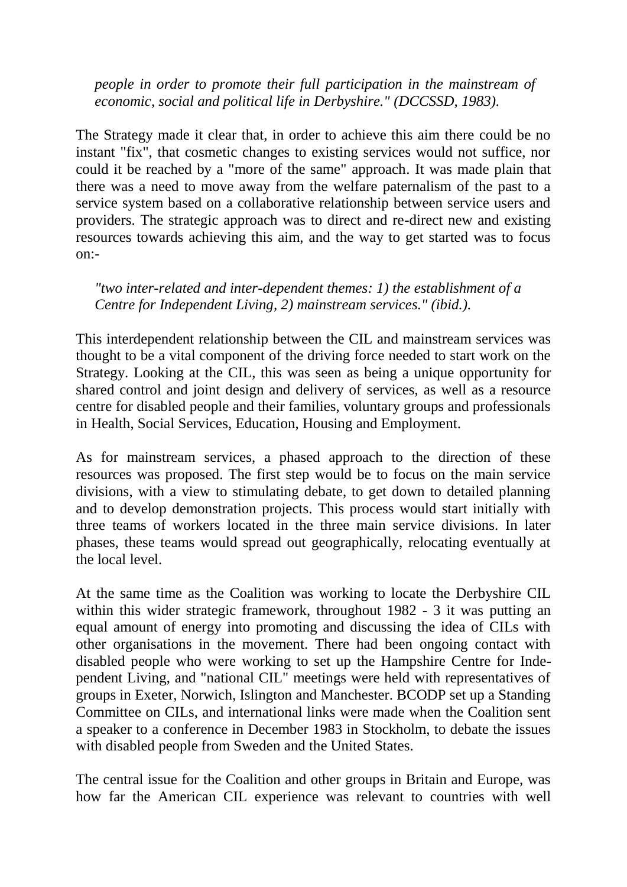*people in order to promote their full participation in the mainstream of economic, social and political life in Derbyshire." (DCCSSD, 1983).*

The Strategy made it clear that, in order to achieve this aim there could be no instant "fix", that cosmetic changes to existing services would not suffice, nor could it be reached by a "more of the same" approach. It was made plain that there was a need to move away from the welfare paternalism of the past to a service system based on a collaborative relationship between service users and providers. The strategic approach was to direct and re-direct new and existing resources towards achieving this aim, and the way to get started was to focus on:-

*"two inter-related and inter-dependent themes: 1) the establishment of a Centre for Independent Living, 2) mainstream services." (ibid.).*

This interdependent relationship between the CIL and mainstream services was thought to be a vital component of the driving force needed to start work on the Strategy. Looking at the CIL, this was seen as being a unique opportunity for shared control and joint design and delivery of services, as well as a resource centre for disabled people and their families, voluntary groups and professionals in Health, Social Services, Education, Housing and Employment.

As for mainstream services, a phased approach to the direction of these resources was proposed. The first step would be to focus on the main service divisions, with a view to stimulating debate, to get down to detailed planning and to develop demonstration projects. This process would start initially with three teams of workers located in the three main service divisions. In later phases, these teams would spread out geographically, relocating eventually at the local level.

At the same time as the Coalition was working to locate the Derbyshire CIL within this wider strategic framework, throughout 1982 - 3 it was putting an equal amount of energy into promoting and discussing the idea of CILs with other organisations in the movement. There had been ongoing contact with disabled people who were working to set up the Hampshire Centre for Independent Living, and "national CIL" meetings were held with representatives of groups in Exeter, Norwich, Islington and Manchester. BCODP set up a Standing Committee on CILs, and international links were made when the Coalition sent a speaker to a conference in December 1983 in Stockholm, to debate the issues with disabled people from Sweden and the United States.

The central issue for the Coalition and other groups in Britain and Europe, was how far the American CIL experience was relevant to countries with well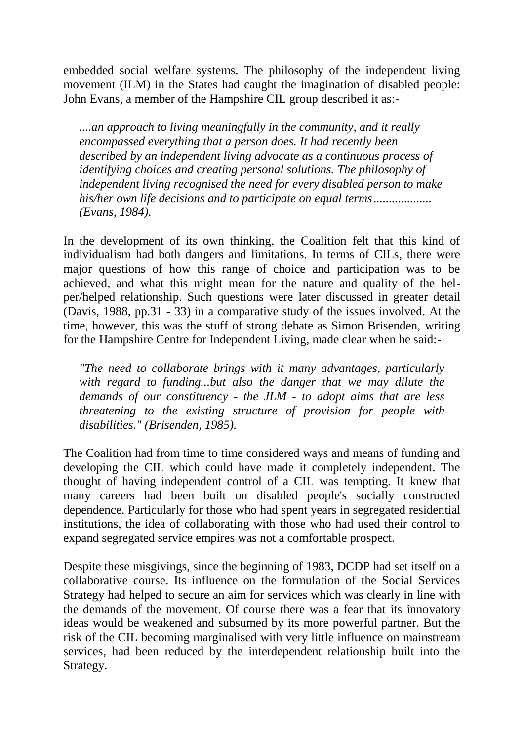embedded social welfare systems. The philosophy of the independent living movement (ILM) in the States had caught the imagination of disabled people: John Evans, a member of the Hampshire CIL group described it as:-

> *....an approach to living meaningfully in the community, and it really encompassed everything that a person does. It had recently been described by an independent living advocate as a continuous process of identifying choices and creating personal solutions. The philosophy of independent living recognised the need for every disabled person to make his/her own life decisions and to participate on equal terms.................. (Evans, 1984).*

In the development of its own thinking, the Coalition felt that this kind of individualism had both dangers and limitations. In terms of CILs, there were major questions of how this range of choice and participation was to be achieved, and what this might mean for the nature and quality of the helper/helped relationship. Such questions were later discussed in greater detail (Davis, 1988, pp.31 - 33) in a comparative study of the issues involved. At the time, however, this was the stuff of strong debate as Simon Brisenden, writing for the Hampshire Centre for Independent Living, made clear when he said:-

> *"The need to collaborate brings with it many advantages, particularly with regard to funding...but also the danger that we may dilute the demands of our constituency - the JLM - to adopt aims that are less threatening to the existing structure of provision for people with disabilities." (Brisenden, 1985).*

The Coalition had from time to time considered ways and means of funding and developing the CIL which could have made it completely independent. The thought of having independent control of a CIL was tempting. It knew that many careers had been built on disabled people's socially constructed dependence. Particularly for those who had spent years in segregated residential institutions, the idea of collaborating with those who had used their control to expand segregated service empires was not a comfortable prospect.

Despite these misgivings, since the beginning of 1983, DCDP had set itself on a collaborative course. Its influence on the formulation of the Social Services Strategy had helped to secure an aim for services which was clearly in line with the demands of the movement. Of course there was a fear that its innovatory ideas would be weakened and subsumed by its more powerful partner. But the risk of the CIL becoming marginalised with very little influence on mainstream services, had been reduced by the interdependent relationship built into the Strategy.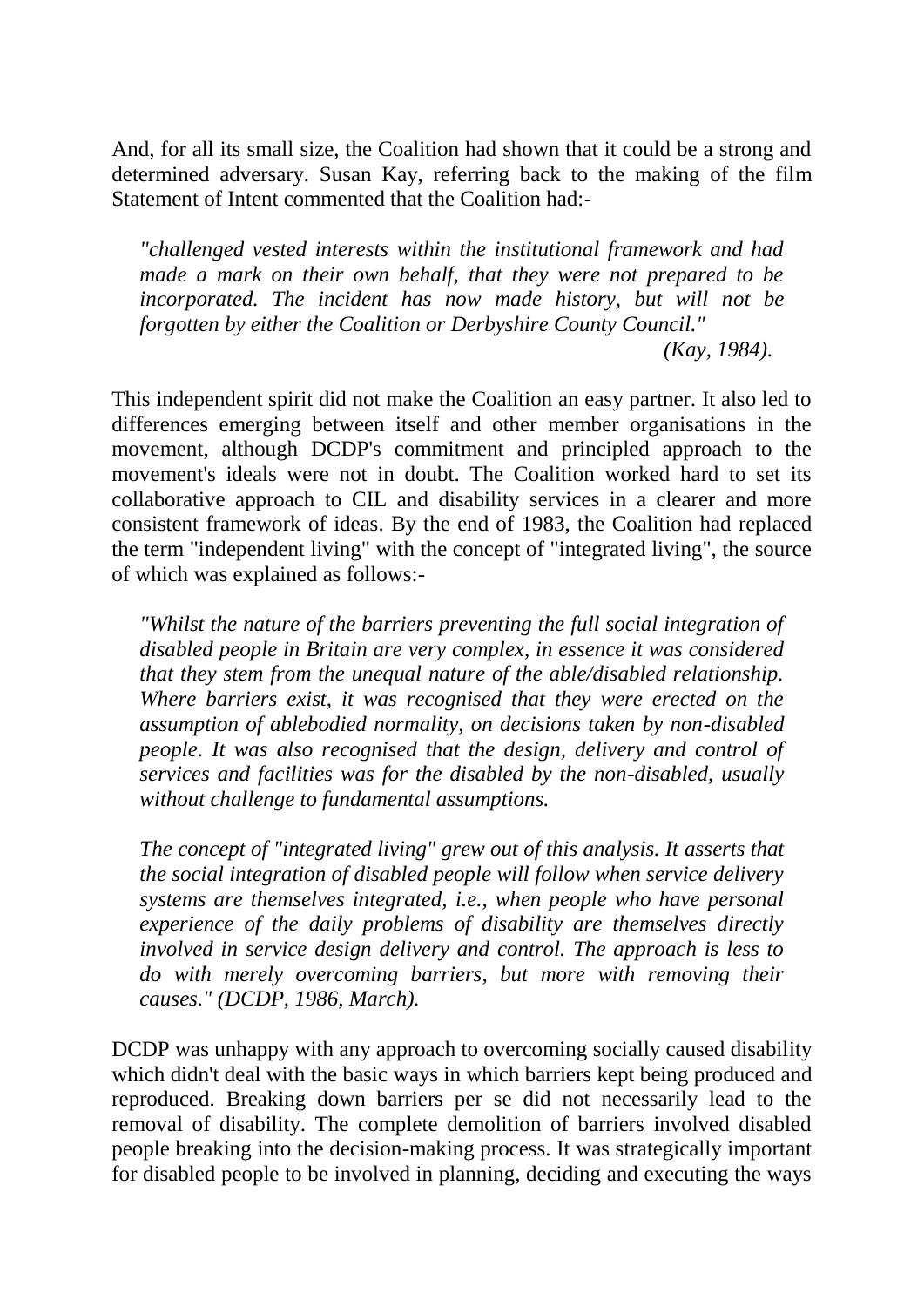And, for all its small size, the Coalition had shown that it could be a strong and determined adversary. Susan Kay, referring back to the making of the film Statement of Intent commented that the Coalition had:-

> *"challenged vested interests within the institutional framework and had made a mark on their own behalf, that they were not prepared to be incorporated. The incident has now made history, but will not be forgotten by either the Coalition or Derbyshire County Council."*
>
> *(Kay, 1984).*

This independent spirit did not make the Coalition an easy partner. It also led to differences emerging between itself and other member organisations in the movement, although DCDP's commitment and principled approach to the movement's ideals were not in doubt. The Coalition worked hard to set its collaborative approach to CIL and disability services in a clearer and more consistent framework of ideas. By the end of 1983, the Coalition had replaced the term "independent living" with the concept of "integrated living", the source of which was explained as follows:-

> *"Whilst the nature of the barriers preventing the full social integration of disabled people in Britain are very complex, in essence it was considered that they stem from the unequal nature of the able/disabled relationship. Where barriers exist, it was recognised that they were erected on the assumption of ablebodied normality, on decisions taken by non-disabled people. It was also recognised that the design, delivery and control of services and facilities was for the disabled by the non-disabled, usually without challenge to fundamental assumptions.*
>
> *The concept of "integrated living" grew out of this analysis. It asserts that the social integration of disabled people will follow when service delivery systems are themselves integrated, i.e., when people who have personal experience of the daily problems of disability are themselves directly involved in service design delivery and control. The approach is less to do with merely overcoming barriers, but more with removing their causes." (DCDP, 1986, March).*

DCDP was unhappy with any approach to overcoming socially caused disability which didn't deal with the basic ways in which barriers kept being produced and reproduced. Breaking down barriers per se did not necessarily lead to the removal of disability. The complete demolition of barriers involved disabled people breaking into the decision-making process. It was strategically important for disabled people to be involved in planning, deciding and executing the ways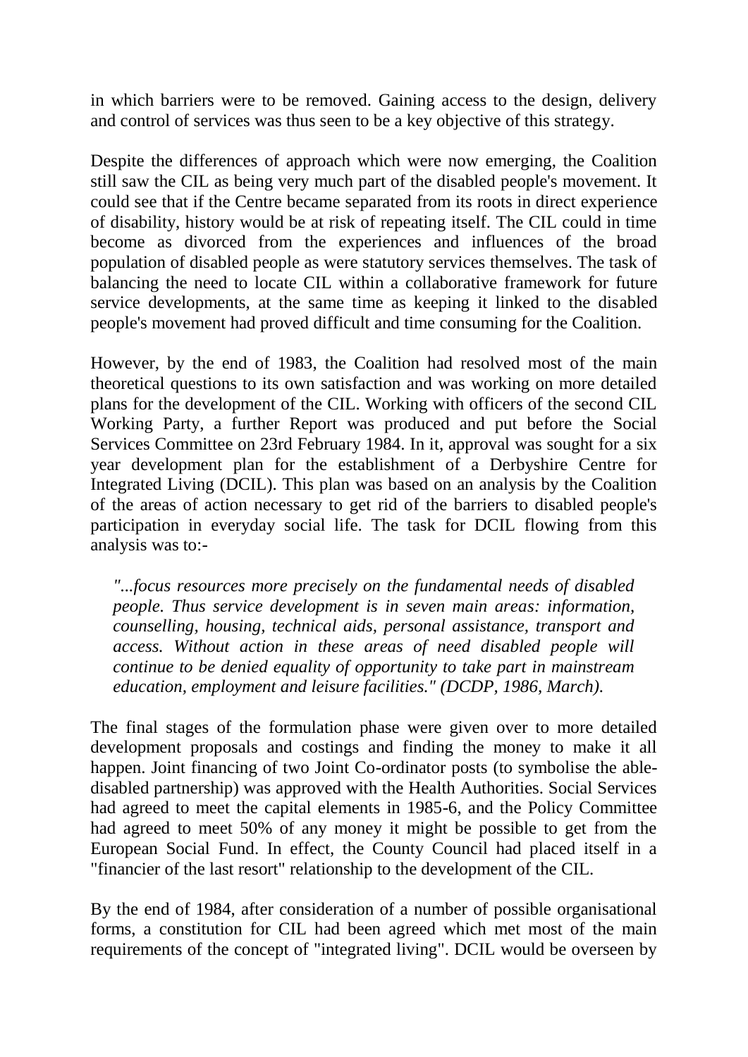in which barriers were to be removed. Gaining access to the design, delivery and control of services was thus seen to be a key objective of this strategy.

Despite the differences of approach which were now emerging, the Coalition still saw the CIL as being very much part of the disabled people's movement. It could see that if the Centre became separated from its roots in direct experience of disability, history would be at risk of repeating itself. The CIL could in time become as divorced from the experiences and influences of the broad population of disabled people as were statutory services themselves. The task of balancing the need to locate CIL within a collaborative framework for future service developments, at the same time as keeping it linked to the disabled people's movement had proved difficult and time consuming for the Coalition.

However, by the end of 1983, the Coalition had resolved most of the main theoretical questions to its own satisfaction and was working on more detailed plans for the development of the CIL. Working with officers of the second CIL Working Party, a further Report was produced and put before the Social Services Committee on 23rd February 1984. In it, approval was sought for a six year development plan for the establishment of a Derbyshire Centre for Integrated Living (DCIL). This plan was based on an analysis by the Coalition of the areas of action necessary to get rid of the barriers to disabled people's participation in everyday social life. The task for DCIL flowing from this analysis was to:-

> *"...focus resources more precisely on the fundamental needs of disabled people. Thus service development is in seven main areas: information, counselling, housing, technical aids, personal assistance, transport and access. Without action in these areas of need disabled people will continue to be denied equality of opportunity to take part in mainstream education, employment and leisure facilities." (DCDP, 1986, March).*

The final stages of the formulation phase were given over to more detailed development proposals and costings and finding the money to make it all happen. Joint financing of two Joint Co-ordinator posts (to symbolise the able-disabled partnership) was approved with the Health Authorities. Social Services had agreed to meet the capital elements in 1985-6, and the Policy Committee had agreed to meet 50% of any money it might be possible to get from the European Social Fund. In effect, the County Council had placed itself in a "financier of the last resort" relationship to the development of the CIL.

By the end of 1984, after consideration of a number of possible organisational forms, a constitution for CIL had been agreed which met most of the main requirements of the concept of "integrated living". DCIL would be overseen by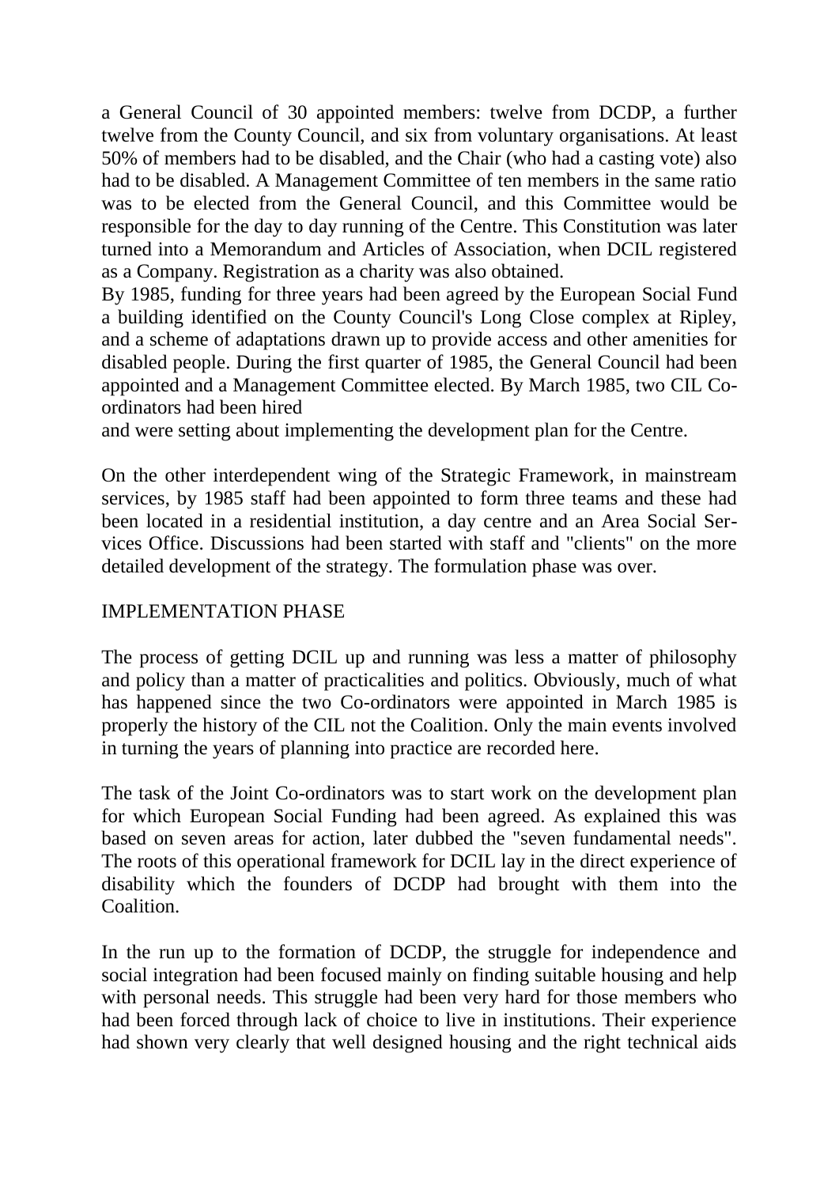a General Council of 30 appointed members: twelve from DCDP, a further twelve from the County Council, and six from voluntary organisations. At least 50% of members had to be disabled, and the Chair (who had a casting vote) also had to be disabled. A Management Committee of ten members in the same ratio was to be elected from the General Council, and this Committee would be responsible for the day to day running of the Centre. This Constitution was later turned into a Memorandum and Articles of Association, when DCIL registered as a Company. Registration as a charity was also obtained.
By 1985, funding for three years had been agreed by the European Social Fund a building identified on the County Council's Long Close complex at Ripley, and a scheme of adaptations drawn up to provide access and other amenities for disabled people. During the first quarter of 1985, the General Council had been appointed and a Management Committee elected. By March 1985, two CIL Co-ordinators had been hired
and were setting about implementing the development plan for the Centre.

On the other interdependent wing of the Strategic Framework, in mainstream services, by 1985 staff had been appointed to form three teams and these had been located in a residential institution, a day centre and an Area Social Services Office. Discussions had been started with staff and "clients" on the more detailed development of the strategy. The formulation phase was over.

## IMPLEMENTATION PHASE

The process of getting DCIL up and running was less a matter of philosophy and policy than a matter of practicalities and politics. Obviously, much of what has happened since the two Co-ordinators were appointed in March 1985 is properly the history of the CIL not the Coalition. Only the main events involved in turning the years of planning into practice are recorded here.

The task of the Joint Co-ordinators was to start work on the development plan for which European Social Funding had been agreed. As explained this was based on seven areas for action, later dubbed the "seven fundamental needs". The roots of this operational framework for DCIL lay in the direct experience of disability which the founders of DCDP had brought with them into the Coalition.

In the run up to the formation of DCDP, the struggle for independence and social integration had been focused mainly on finding suitable housing and help with personal needs. This struggle had been very hard for those members who had been forced through lack of choice to live in institutions. Their experience had shown very clearly that well designed housing and the right technical aids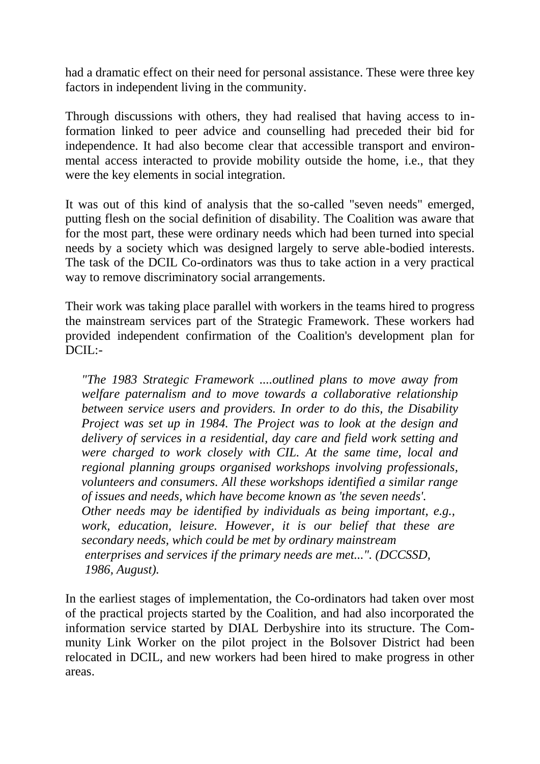had a dramatic effect on their need for personal assistance. These were three key factors in independent living in the community.

Through discussions with others, they had realised that having access to information linked to peer advice and counselling had preceded their bid for independence. It had also become clear that accessible transport and environmental access interacted to provide mobility outside the home, i.e., that they were the key elements in social integration.

It was out of this kind of analysis that the so-called "seven needs" emerged, putting flesh on the social definition of disability. The Coalition was aware that for the most part, these were ordinary needs which had been turned into special needs by a society which was designed largely to serve able-bodied interests. The task of the DCIL Co-ordinators was thus to take action in a very practical way to remove discriminatory social arrangements.

Their work was taking place parallel with workers in the teams hired to progress the mainstream services part of the Strategic Framework. These workers had provided independent confirmation of the Coalition's development plan for DCIL:-

> *"The 1983 Strategic Framework ....outlined plans to move away from welfare paternalism and to move towards a collaborative relationship between service users and providers. In order to do this, the Disability Project was set up in 1984. The Project was to look at the design and delivery of services in a residential, day care and field work setting and were charged to work closely with CIL. At the same time, local and regional planning groups organised workshops involving professionals, volunteers and consumers. All these workshops identified a similar range of issues and needs, which have become known as 'the seven needs'. Other needs may be identified by individuals as being important, e.g., work, education, leisure. However, it is our belief that these are secondary needs, which could be met by ordinary mainstream enterprises and services if the primary needs are met...". (DCCSSD, 1986, August).*

In the earliest stages of implementation, the Co-ordinators had taken over most of the practical projects started by the Coalition, and had also incorporated the information service started by DIAL Derbyshire into its structure. The Community Link Worker on the pilot project in the Bolsover District had been relocated in DCIL, and new workers had been hired to make progress in other areas.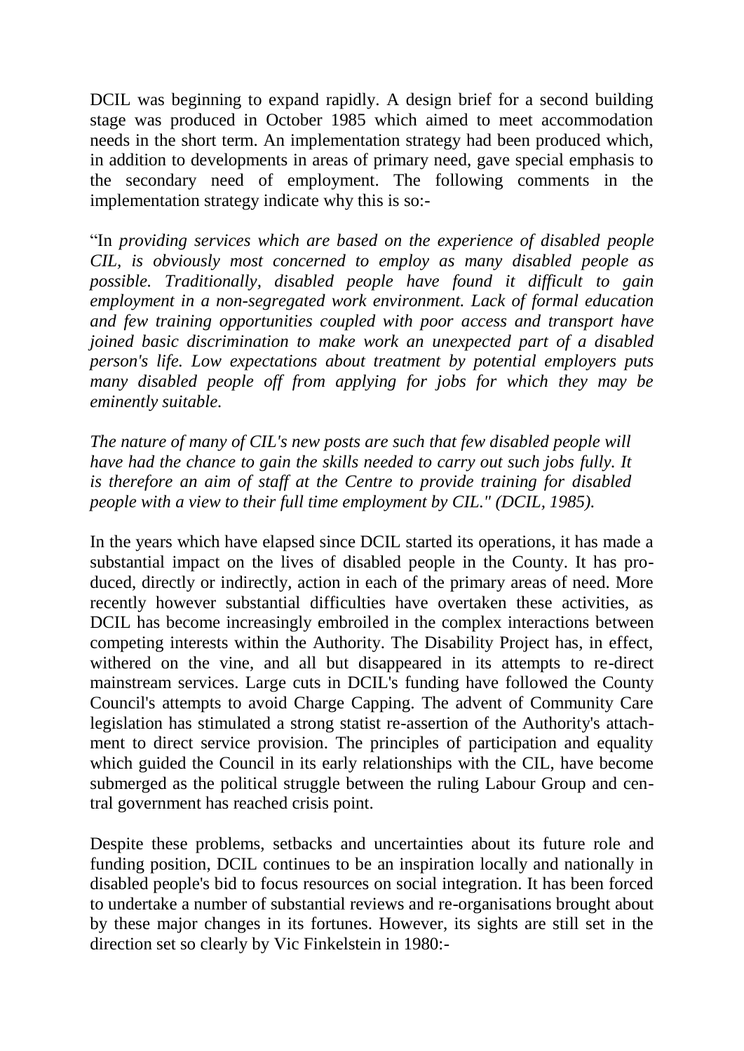DCIL was beginning to expand rapidly. A design brief for a second building stage was produced in October 1985 which aimed to meet accommodation needs in the short term. An implementation strategy had been produced which, in addition to developments in areas of primary need, gave special emphasis to the secondary need of employment. The following comments in the implementation strategy indicate why this is so:-

"In *providing services which are based on the experience of disabled people CIL, is obviously most concerned to employ as many disabled people as possible. Traditionally, disabled people have found it difficult to gain employment in a non-segregated work environment. Lack of formal education and few training opportunities coupled with poor access and transport have joined basic discrimination to make work an unexpected part of a disabled person's life. Low expectations about treatment by potential employers puts many disabled people off from applying for jobs for which they may be eminently suitable.*

*The nature of many of CIL's new posts are such that few disabled people will have had the chance to gain the skills needed to carry out such jobs fully. It is therefore an aim of staff at the Centre to provide training for disabled people with a view to their full time employment by CIL." (DCIL, 1985).*

In the years which have elapsed since DCIL started its operations, it has made a substantial impact on the lives of disabled people in the County. It has produced, directly or indirectly, action in each of the primary areas of need. More recently however substantial difficulties have overtaken these activities, as DCIL has become increasingly embroiled in the complex interactions between competing interests within the Authority. The Disability Project has, in effect, withered on the vine, and all but disappeared in its attempts to re-direct mainstream services. Large cuts in DCIL's funding have followed the County Council's attempts to avoid Charge Capping. The advent of Community Care legislation has stimulated a strong statist re-assertion of the Authority's attachment to direct service provision. The principles of participation and equality which guided the Council in its early relationships with the CIL, have become submerged as the political struggle between the ruling Labour Group and central government has reached crisis point.

Despite these problems, setbacks and uncertainties about its future role and funding position, DCIL continues to be an inspiration locally and nationally in disabled people's bid to focus resources on social integration. It has been forced to undertake a number of substantial reviews and re-organisations brought about by these major changes in its fortunes. However, its sights are still set in the direction set so clearly by Vic Finkelstein in 1980:-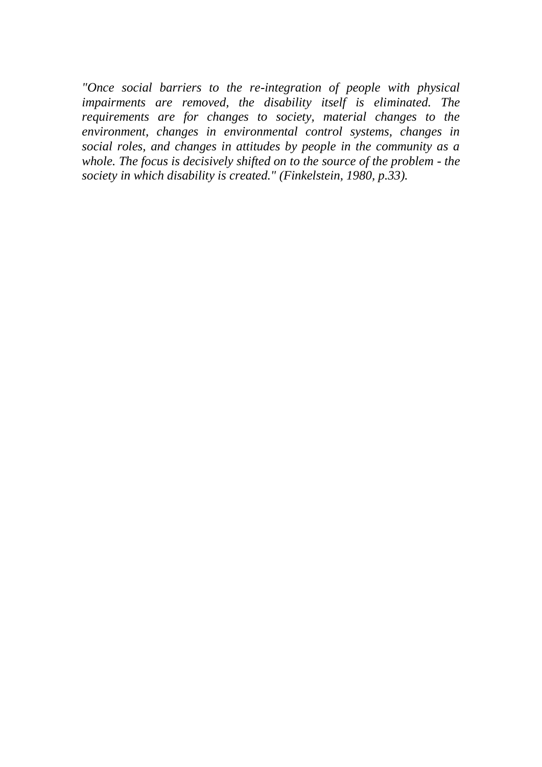*"Once social barriers to the re-integration of people with physical impairments are removed, the disability itself is eliminated. The requirements are for changes to society, material changes to the environment, changes in environmental control systems, changes in social roles, and changes in attitudes by people in the community as a whole. The focus is decisively shifted on to the source of the problem - the society in which disability is created." (Finkelstein, 1980, p.33).*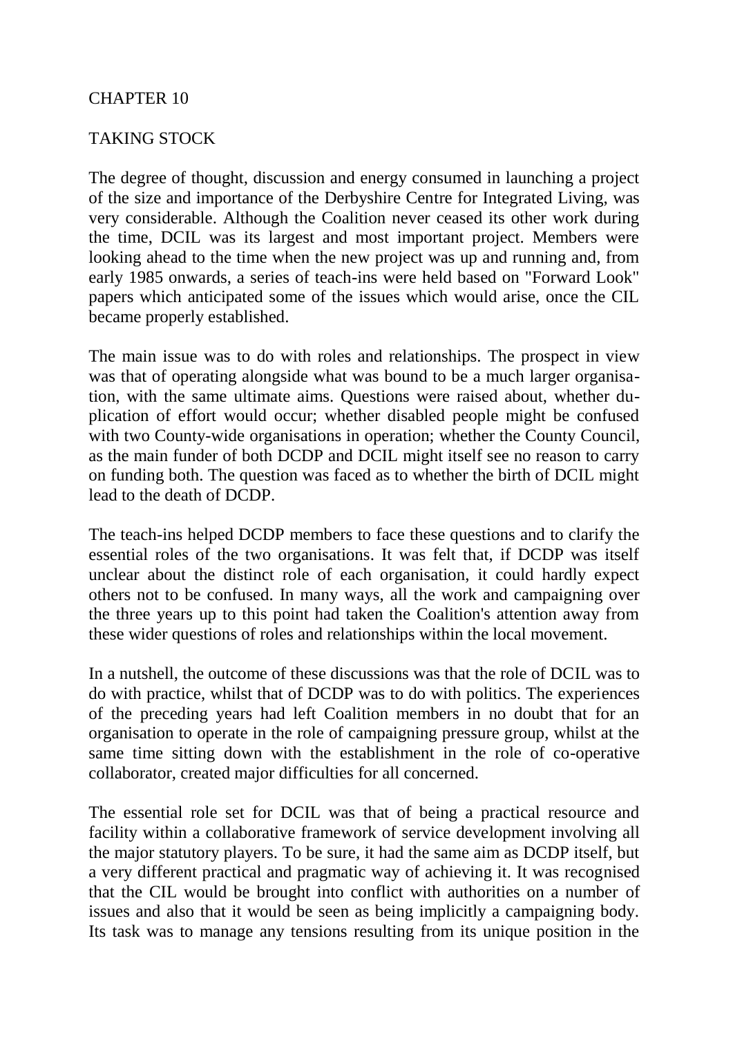# CHAPTER 10

## TAKING STOCK

The degree of thought, discussion and energy consumed in launching a project of the size and importance of the Derbyshire Centre for Integrated Living, was very considerable. Although the Coalition never ceased its other work during the time, DCIL was its largest and most important project. Members were looking ahead to the time when the new project was up and running and, from early 1985 onwards, a series of teach-ins were held based on "Forward Look" papers which anticipated some of the issues which would arise, once the CIL became properly established.

The main issue was to do with roles and relationships. The prospect in view was that of operating alongside what was bound to be a much larger organisation, with the same ultimate aims. Questions were raised about, whether duplication of effort would occur; whether disabled people might be confused with two County-wide organisations in operation; whether the County Council, as the main funder of both DCDP and DCIL might itself see no reason to carry on funding both. The question was faced as to whether the birth of DCIL might lead to the death of DCDP.

The teach-ins helped DCDP members to face these questions and to clarify the essential roles of the two organisations. It was felt that, if DCDP was itself unclear about the distinct role of each organisation, it could hardly expect others not to be confused. In many ways, all the work and campaigning over the three years up to this point had taken the Coalition's attention away from these wider questions of roles and relationships within the local movement.

In a nutshell, the outcome of these discussions was that the role of DCIL was to do with practice, whilst that of DCDP was to do with politics. The experiences of the preceding years had left Coalition members in no doubt that for an organisation to operate in the role of campaigning pressure group, whilst at the same time sitting down with the establishment in the role of co-operative collaborator, created major difficulties for all concerned.

The essential role set for DCIL was that of being a practical resource and facility within a collaborative framework of service development involving all the major statutory players. To be sure, it had the same aim as DCDP itself, but a very different practical and pragmatic way of achieving it. It was recognised that the CIL would be brought into conflict with authorities on a number of issues and also that it would be seen as being implicitly a campaigning body. Its task was to manage any tensions resulting from its unique position in the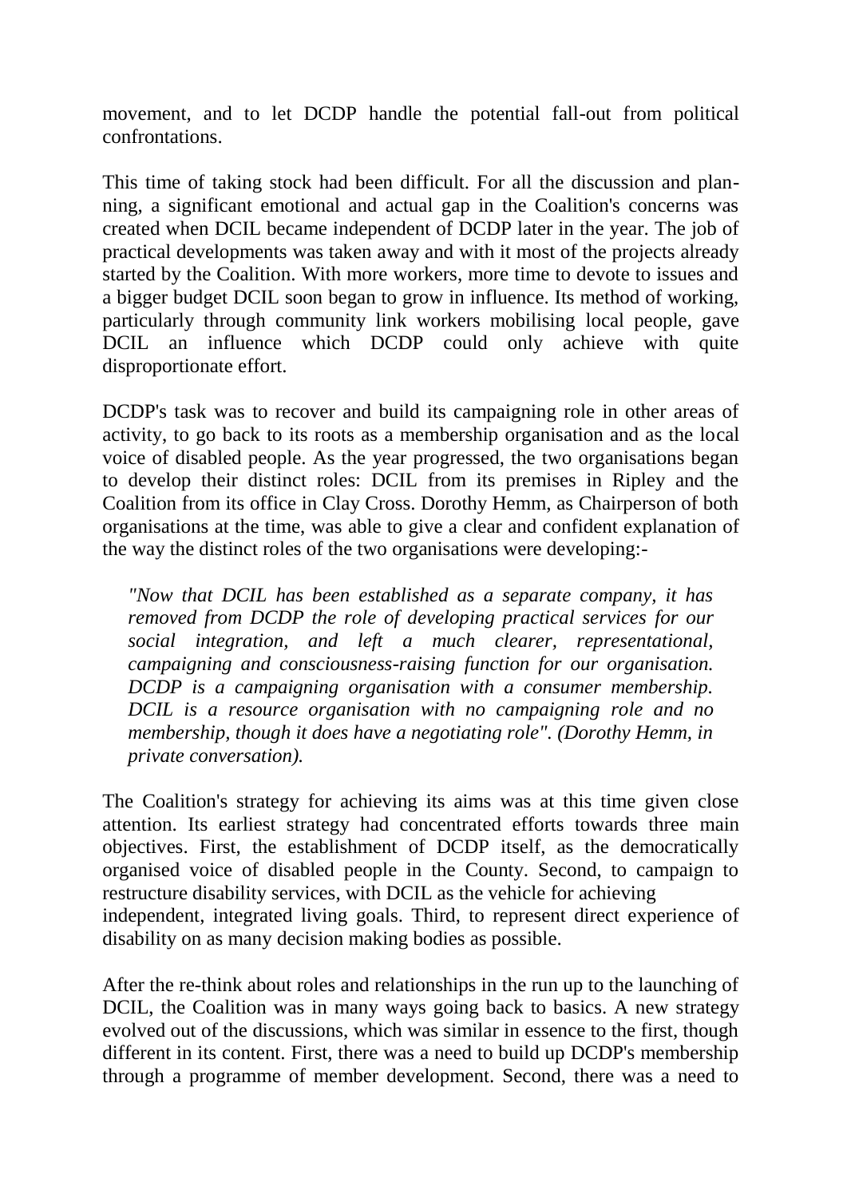movement, and to let DCDP handle the potential fall-out from political confrontations.

This time of taking stock had been difficult. For all the discussion and planning, a significant emotional and actual gap in the Coalition's concerns was created when DCIL became independent of DCDP later in the year. The job of practical developments was taken away and with it most of the projects already started by the Coalition. With more workers, more time to devote to issues and a bigger budget DCIL soon began to grow in influence. Its method of working, particularly through community link workers mobilising local people, gave DCIL an influence which DCDP could only achieve with quite disproportionate effort.

DCDP's task was to recover and build its campaigning role in other areas of activity, to go back to its roots as a membership organisation and as the local voice of disabled people. As the year progressed, the two organisations began to develop their distinct roles: DCIL from its premises in Ripley and the Coalition from its office in Clay Cross. Dorothy Hemm, as Chairperson of both organisations at the time, was able to give a clear and confident explanation of the way the distinct roles of the two organisations were developing:-

> *"Now that DCIL has been established as a separate company, it has removed from DCDP the role of developing practical services for our social integration, and left a much clearer, representational, campaigning and consciousness-raising function for our organisation. DCDP is a campaigning organisation with a consumer membership. DCIL is a resource organisation with no campaigning role and no membership, though it does have a negotiating role". (Dorothy Hemm, in private conversation).*

The Coalition's strategy for achieving its aims was at this time given close attention. Its earliest strategy had concentrated efforts towards three main objectives. First, the establishment of DCDP itself, as the democratically organised voice of disabled people in the County. Second, to campaign to restructure disability services, with DCIL as the vehicle for achieving independent, integrated living goals. Third, to represent direct experience of disability on as many decision making bodies as possible.

After the re-think about roles and relationships in the run up to the launching of DCIL, the Coalition was in many ways going back to basics. A new strategy evolved out of the discussions, which was similar in essence to the first, though different in its content. First, there was a need to build up DCDP's membership through a programme of member development. Second, there was a need to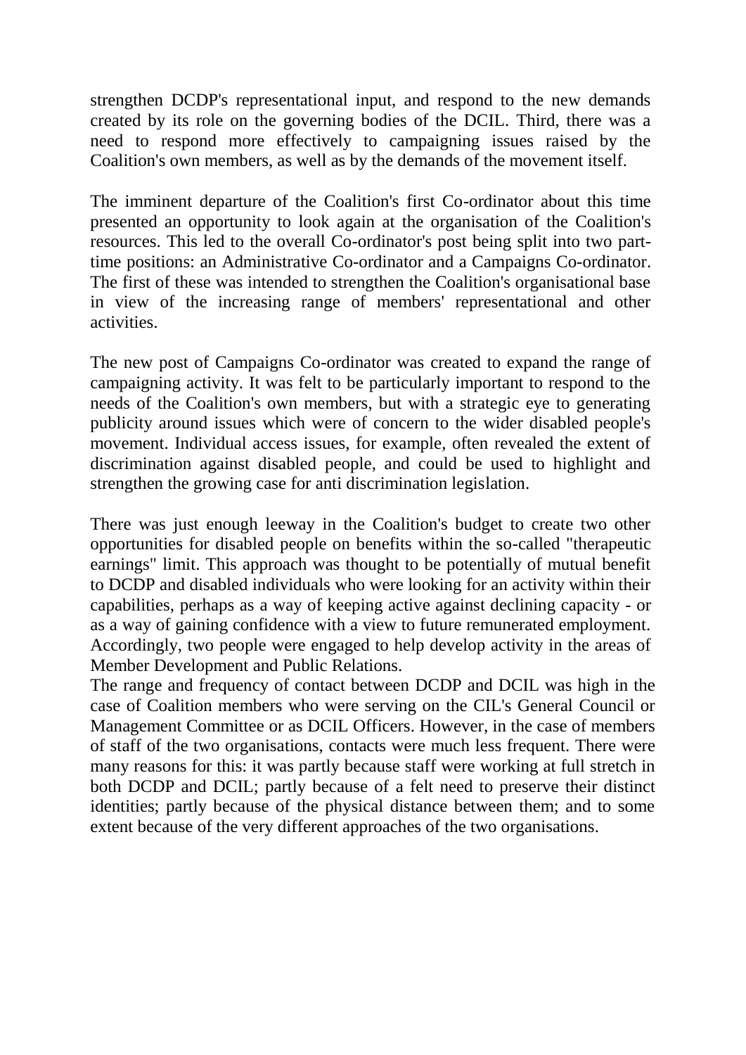strengthen DCDP's representational input, and respond to the new demands created by its role on the governing bodies of the DCIL. Third, there was a need to respond more effectively to campaigning issues raised by the Coalition's own members, as well as by the demands of the movement itself.

The imminent departure of the Coalition's first Co-ordinator about this time presented an opportunity to look again at the organisation of the Coalition's resources. This led to the overall Co-ordinator's post being split into two part-time positions: an Administrative Co-ordinator and a Campaigns Co-ordinator. The first of these was intended to strengthen the Coalition's organisational base in view of the increasing range of members' representational and other activities.

The new post of Campaigns Co-ordinator was created to expand the range of campaigning activity. It was felt to be particularly important to respond to the needs of the Coalition's own members, but with a strategic eye to generating publicity around issues which were of concern to the wider disabled people's movement. Individual access issues, for example, often revealed the extent of discrimination against disabled people, and could be used to highlight and strengthen the growing case for anti discrimination legislation.

There was just enough leeway in the Coalition's budget to create two other opportunities for disabled people on benefits within the so-called "therapeutic earnings" limit. This approach was thought to be potentially of mutual benefit to DCDP and disabled individuals who were looking for an activity within their capabilities, perhaps as a way of keeping active against declining capacity - or as a way of gaining confidence with a view to future remunerated employment. Accordingly, two people were engaged to help develop activity in the areas of Member Development and Public Relations.

The range and frequency of contact between DCDP and DCIL was high in the case of Coalition members who were serving on the CIL's General Council or Management Committee or as DCIL Officers. However, in the case of members of staff of the two organisations, contacts were much less frequent. There were many reasons for this: it was partly because staff were working at full stretch in both DCDP and DCIL; partly because of a felt need to preserve their distinct identities; partly because of the physical distance between them; and to some extent because of the very different approaches of the two organisations.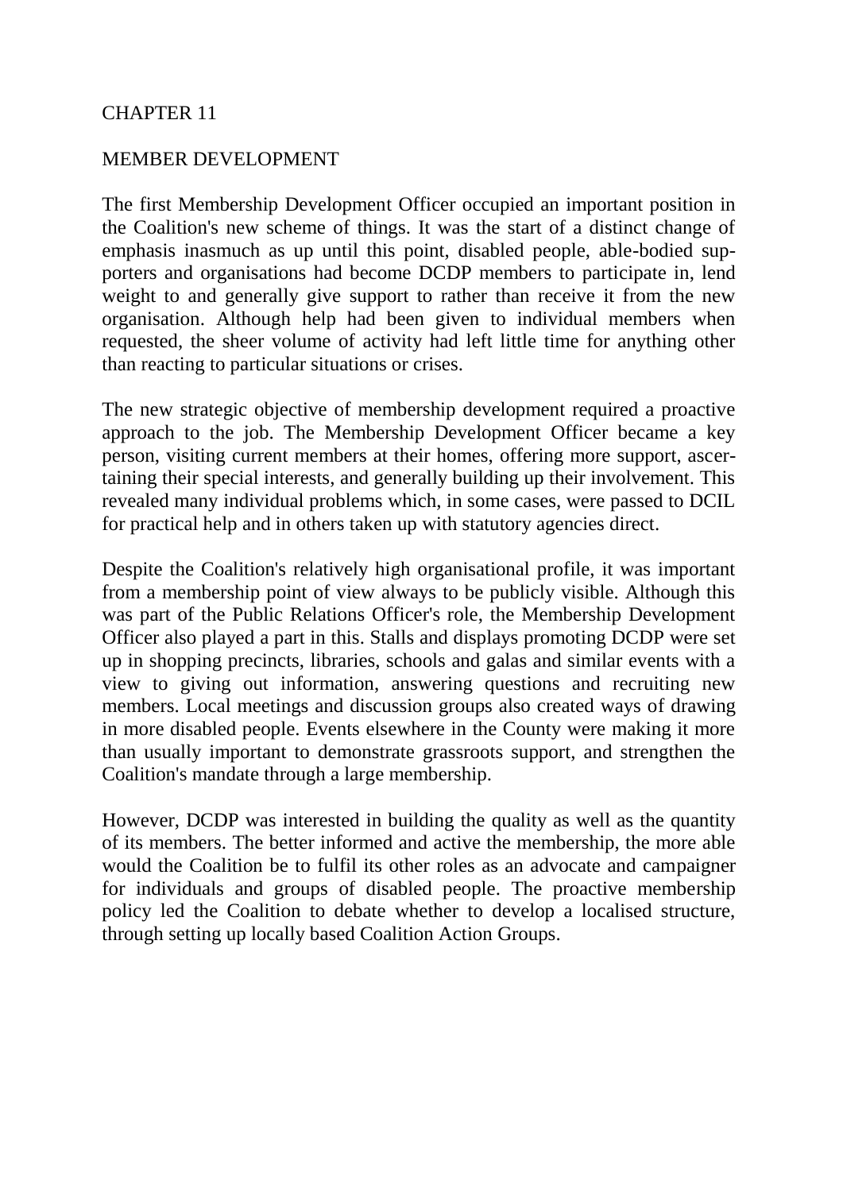# CHAPTER 11

## MEMBER DEVELOPMENT

The first Membership Development Officer occupied an important position in the Coalition's new scheme of things. It was the start of a distinct change of emphasis inasmuch as up until this point, disabled people, able-bodied supporters and organisations had become DCDP members to participate in, lend weight to and generally give support to rather than receive it from the new organisation. Although help had been given to individual members when requested, the sheer volume of activity had left little time for anything other than reacting to particular situations or crises.

The new strategic objective of membership development required a proactive approach to the job. The Membership Development Officer became a key person, visiting current members at their homes, offering more support, ascertaining their special interests, and generally building up their involvement. This revealed many individual problems which, in some cases, were passed to DCIL for practical help and in others taken up with statutory agencies direct.

Despite the Coalition's relatively high organisational profile, it was important from a membership point of view always to be publicly visible. Although this was part of the Public Relations Officer's role, the Membership Development Officer also played a part in this. Stalls and displays promoting DCDP were set up in shopping precincts, libraries, schools and galas and similar events with a view to giving out information, answering questions and recruiting new members. Local meetings and discussion groups also created ways of drawing in more disabled people. Events elsewhere in the County were making it more than usually important to demonstrate grassroots support, and strengthen the Coalition's mandate through a large membership.

However, DCDP was interested in building the quality as well as the quantity of its members. The better informed and active the membership, the more able would the Coalition be to fulfil its other roles as an advocate and campaigner for individuals and groups of disabled people. The proactive membership policy led the Coalition to debate whether to develop a localised structure, through setting up locally based Coalition Action Groups.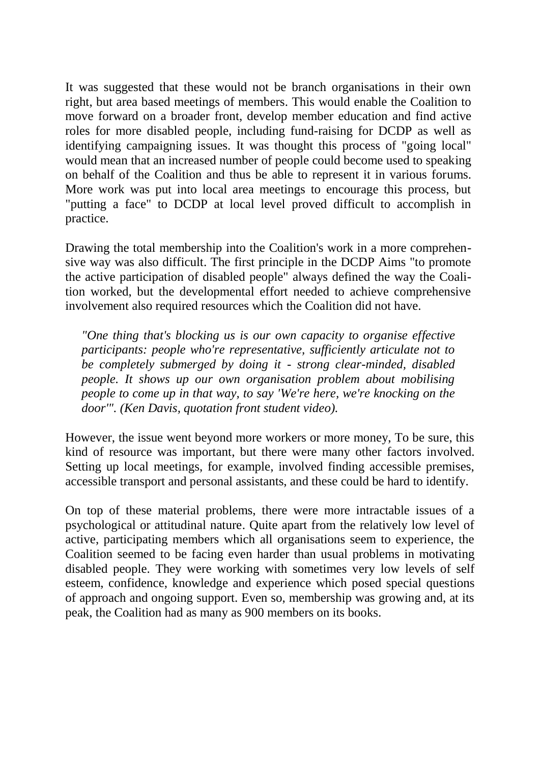It was suggested that these would not be branch organisations in their own right, but area based meetings of members. This would enable the Coalition to move forward on a broader front, develop member education and find active roles for more disabled people, including fund-raising for DCDP as well as identifying campaigning issues. It was thought this process of "going local" would mean that an increased number of people could become used to speaking on behalf of the Coalition and thus be able to represent it in various forums. More work was put into local area meetings to encourage this process, but "putting a face" to DCDP at local level proved difficult to accomplish in practice.

Drawing the total membership into the Coalition's work in a more comprehensive way was also difficult. The first principle in the DCDP Aims "to promote the active participation of disabled people" always defined the way the Coalition worked, but the developmental effort needed to achieve comprehensive involvement also required resources which the Coalition did not have.

> *"One thing that's blocking us is our own capacity to organise effective participants: people who're representative, sufficiently articulate not to be completely submerged by doing it - strong clear-minded, disabled people. It shows up our own organisation problem about mobilising people to come up in that way, to say 'We're here, we're knocking on the door'". (Ken Davis, quotation front student video).*

However, the issue went beyond more workers or more money, To be sure, this kind of resource was important, but there were many other factors involved. Setting up local meetings, for example, involved finding accessible premises, accessible transport and personal assistants, and these could be hard to identify.

On top of these material problems, there were more intractable issues of a psychological or attitudinal nature. Quite apart from the relatively low level of active, participating members which all organisations seem to experience, the Coalition seemed to be facing even harder than usual problems in motivating disabled people. They were working with sometimes very low levels of self esteem, confidence, knowledge and experience which posed special questions of approach and ongoing support. Even so, membership was growing and, at its peak, the Coalition had as many as 900 members on its books.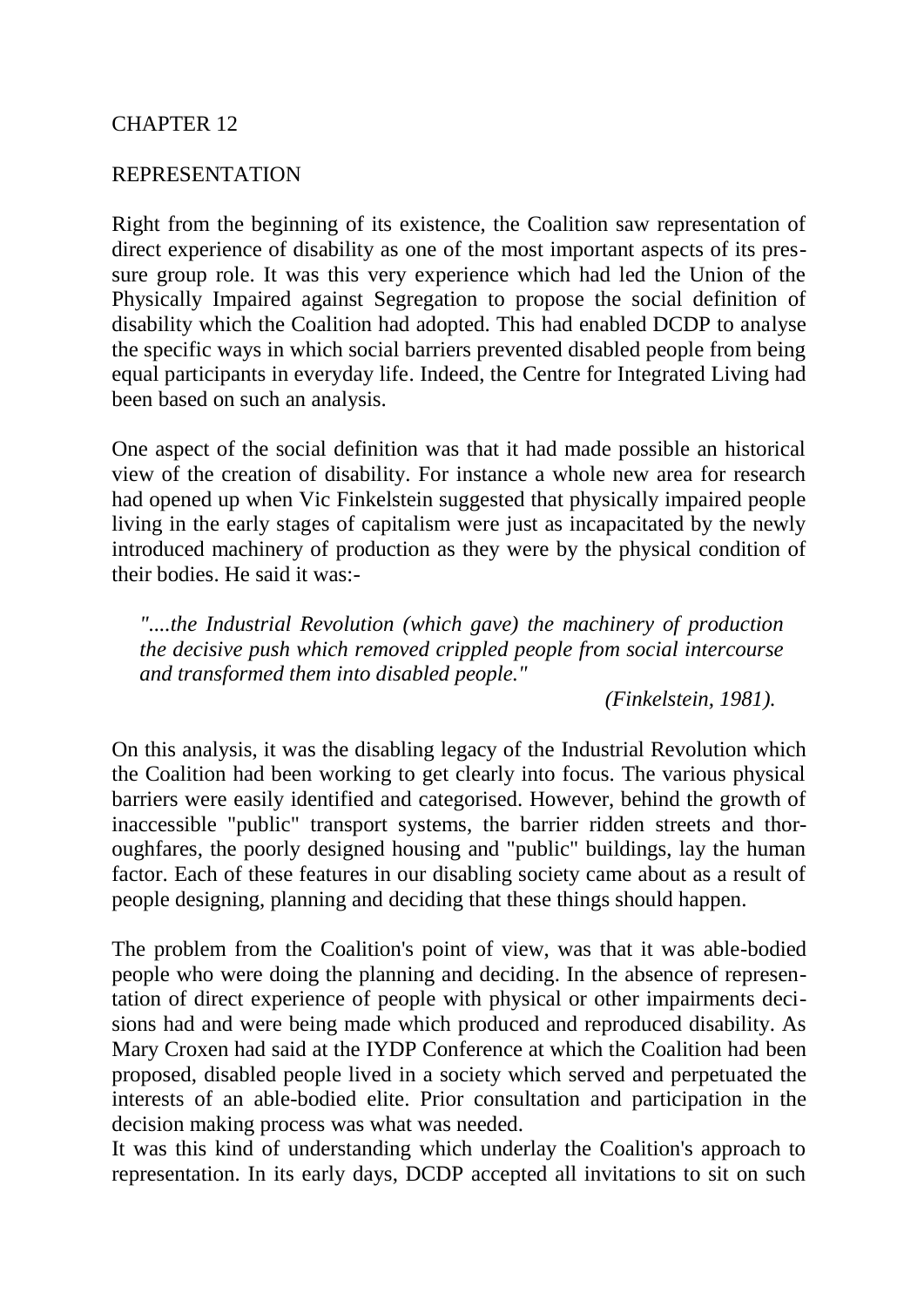# CHAPTER 12

## REPRESENTATION

Right from the beginning of its existence, the Coalition saw representation of direct experience of disability as one of the most important aspects of its pressure group role. It was this very experience which had led the Union of the Physically Impaired against Segregation to propose the social definition of disability which the Coalition had adopted. This had enabled DCDP to analyse the specific ways in which social barriers prevented disabled people from being equal participants in everyday life. Indeed, the Centre for Integrated Living had been based on such an analysis.

One aspect of the social definition was that it had made possible an historical view of the creation of disability. For instance a whole new area for research had opened up when Vic Finkelstein suggested that physically impaired people living in the early stages of capitalism were just as incapacitated by the newly introduced machinery of production as they were by the physical condition of their bodies. He said it was:-

> *"....the Industrial Revolution (which gave) the machinery of production the decisive push which removed crippled people from social intercourse and transformed them into disabled people."*
>
> *(Finkelstein, 1981).*

On this analysis, it was the disabling legacy of the Industrial Revolution which the Coalition had been working to get clearly into focus. The various physical barriers were easily identified and categorised. However, behind the growth of inaccessible "public" transport systems, the barrier ridden streets and thoroughfares, the poorly designed housing and "public" buildings, lay the human factor. Each of these features in our disabling society came about as a result of people designing, planning and deciding that these things should happen.

The problem from the Coalition's point of view, was that it was able-bodied people who were doing the planning and deciding. In the absence of representation of direct experience of people with physical or other impairments decisions had and were being made which produced and reproduced disability. As Mary Croxen had said at the IYDP Conference at which the Coalition had been proposed, disabled people lived in a society which served and perpetuated the interests of an able-bodied elite. Prior consultation and participation in the decision making process was what was needed.

It was this kind of understanding which underlay the Coalition's approach to representation. In its early days, DCDP accepted all invitations to sit on such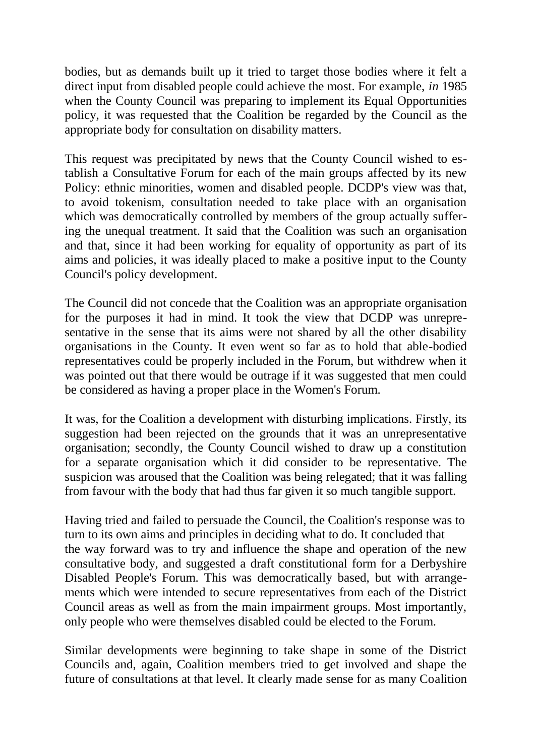bodies, but as demands built up it tried to target those bodies where it felt a direct input from disabled people could achieve the most. For example, *in* 1985 when the County Council was preparing to implement its Equal Opportunities policy, it was requested that the Coalition be regarded by the Council as the appropriate body for consultation on disability matters.

This request was precipitated by news that the County Council wished to establish a Consultative Forum for each of the main groups affected by its new Policy: ethnic minorities, women and disabled people. DCDP's view was that, to avoid tokenism, consultation needed to take place with an organisation which was democratically controlled by members of the group actually suffering the unequal treatment. It said that the Coalition was such an organisation and that, since it had been working for equality of opportunity as part of its aims and policies, it was ideally placed to make a positive input to the County Council's policy development.

The Council did not concede that the Coalition was an appropriate organisation for the purposes it had in mind. It took the view that DCDP was unrepresentative in the sense that its aims were not shared by all the other disability organisations in the County. It even went so far as to hold that able-bodied representatives could be properly included in the Forum, but withdrew when it was pointed out that there would be outrage if it was suggested that men could be considered as having a proper place in the Women's Forum.

It was, for the Coalition a development with disturbing implications. Firstly, its suggestion had been rejected on the grounds that it was an unrepresentative organisation; secondly, the County Council wished to draw up a constitution for a separate organisation which it did consider to be representative. The suspicion was aroused that the Coalition was being relegated; that it was falling from favour with the body that had thus far given it so much tangible support.

Having tried and failed to persuade the Council, the Coalition's response was to turn to its own aims and principles in deciding what to do. It concluded that the way forward was to try and influence the shape and operation of the new consultative body, and suggested a draft constitutional form for a Derbyshire Disabled People's Forum. This was democratically based, but with arrangements which were intended to secure representatives from each of the District Council areas as well as from the main impairment groups. Most importantly, only people who were themselves disabled could be elected to the Forum.

Similar developments were beginning to take shape in some of the District Councils and, again, Coalition members tried to get involved and shape the future of consultations at that level. It clearly made sense for as many Coalition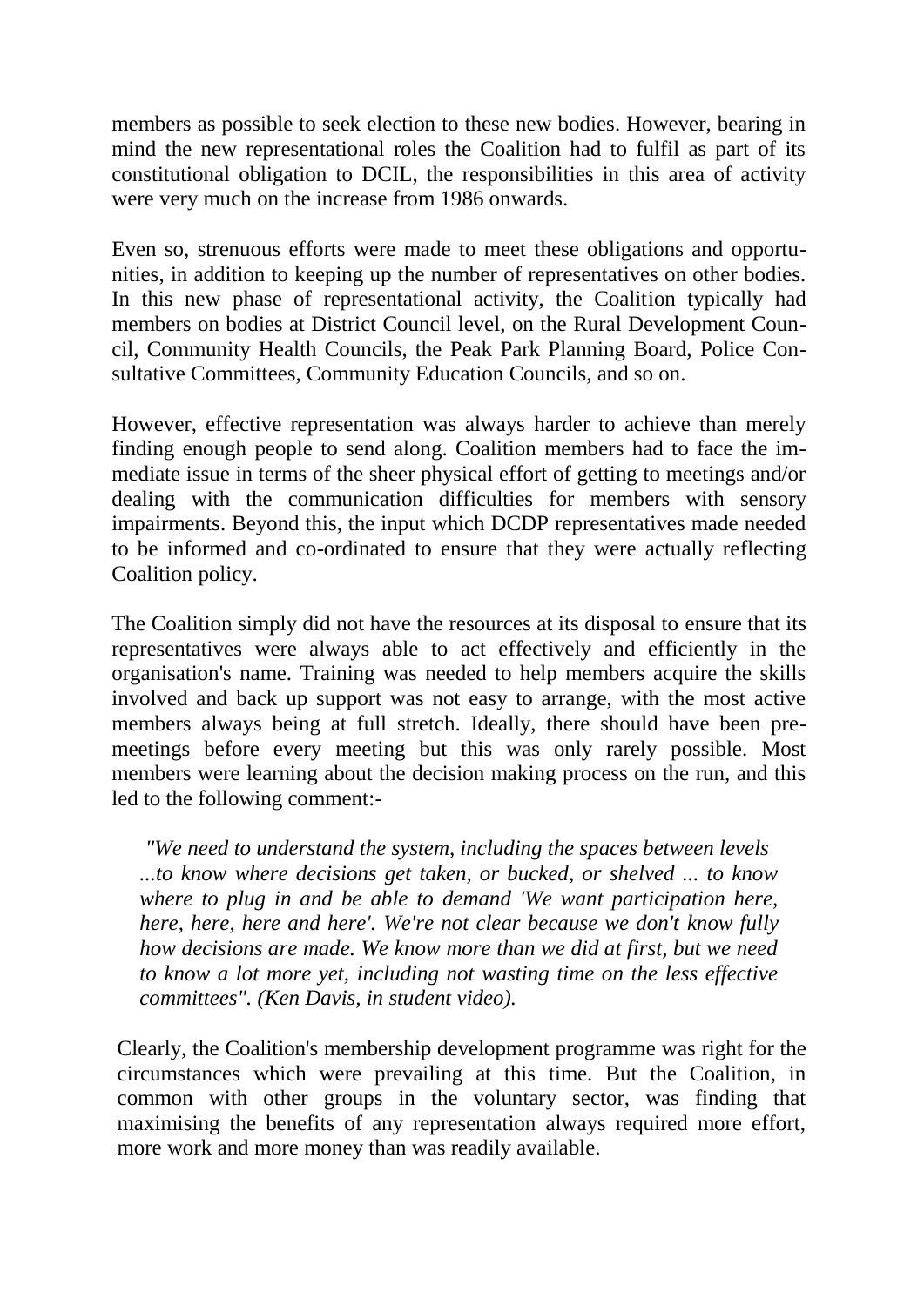members as possible to seek election to these new bodies. However, bearing in mind the new representational roles the Coalition had to fulfil as part of its constitutional obligation to DCIL, the responsibilities in this area of activity were very much on the increase from 1986 onwards.

Even so, strenuous efforts were made to meet these obligations and opportunities, in addition to keeping up the number of representatives on other bodies. In this new phase of representational activity, the Coalition typically had members on bodies at District Council level, on the Rural Development Council, Community Health Councils, the Peak Park Planning Board, Police Consultative Committees, Community Education Councils, and so on.

However, effective representation was always harder to achieve than merely finding enough people to send along. Coalition members had to face the immediate issue in terms of the sheer physical effort of getting to meetings and/or dealing with the communication difficulties for members with sensory impairments. Beyond this, the input which DCDP representatives made needed to be informed and co-ordinated to ensure that they were actually reflecting Coalition policy.

The Coalition simply did not have the resources at its disposal to ensure that its representatives were always able to act effectively and efficiently in the organisation's name. Training was needed to help members acquire the skills involved and back up support was not easy to arrange, with the most active members always being at full stretch. Ideally, there should have been pre-meetings before every meeting but this was only rarely possible. Most members were learning about the decision making process on the run, and this led to the following comment:-

> *"We need to understand the system, including the spaces between levels ...to know where decisions get taken, or bucked, or shelved ... to know where to plug in and be able to demand 'We want participation here, here, here, here and here'. We're not clear because we don't know fully how decisions are made. We know more than we did at first, but we need to know a lot more yet, including not wasting time on the less effective committees". (Ken Davis, in student video).*

Clearly, the Coalition's membership development programme was right for the circumstances which were prevailing at this time. But the Coalition, in common with other groups in the voluntary sector, was finding that maximising the benefits of any representation always required more effort, more work and more money than was readily available.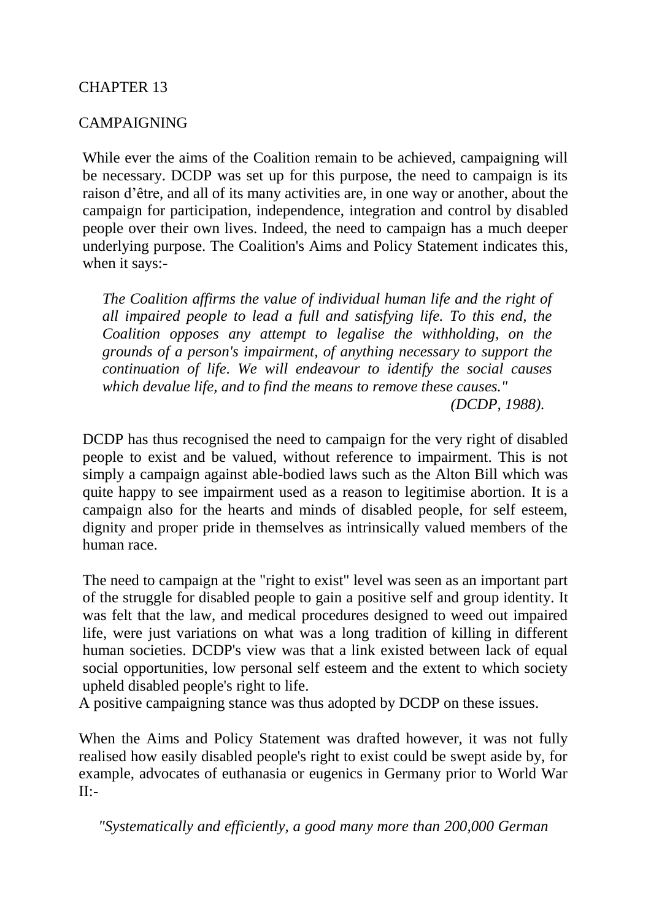# CHAPTER 13

## CAMPAIGNING

While ever the aims of the Coalition remain to be achieved, campaigning will be necessary. DCDP was set up for this purpose, the need to campaign is its raison d'être, and all of its many activities are, in one way or another, about the campaign for participation, independence, integration and control by disabled people over their own lives. Indeed, the need to campaign has a much deeper underlying purpose. The Coalition's Aims and Policy Statement indicates this, when it says:-

> *The Coalition affirms the value of individual human life and the right of all impaired people to lead a full and satisfying life. To this end, the Coalition opposes any attempt to legalise the withholding, on the grounds of a person's impairment, of anything necessary to support the continuation of life. We will endeavour to identify the social causes which devalue life, and to find the means to remove these causes."*
>
> *(DCDP, 1988).*

DCDP has thus recognised the need to campaign for the very right of disabled people to exist and be valued, without reference to impairment. This is not simply a campaign against able-bodied laws such as the Alton Bill which was quite happy to see impairment used as a reason to legitimise abortion. It is a campaign also for the hearts and minds of disabled people, for self esteem, dignity and proper pride in themselves as intrinsically valued members of the human race.

The need to campaign at the "right to exist" level was seen as an important part of the struggle for disabled people to gain a positive self and group identity. It was felt that the law, and medical procedures designed to weed out impaired life, were just variations on what was a long tradition of killing in different human societies. DCDP's view was that a link existed between lack of equal social opportunities, low personal self esteem and the extent to which society upheld disabled people's right to life.
A positive campaigning stance was thus adopted by DCDP on these issues.

When the Aims and Policy Statement was drafted however, it was not fully realised how easily disabled people's right to exist could be swept aside by, for example, advocates of euthanasia or eugenics in Germany prior to World War II:-

> *"Systematically and efficiently, a good many more than 200,000 German*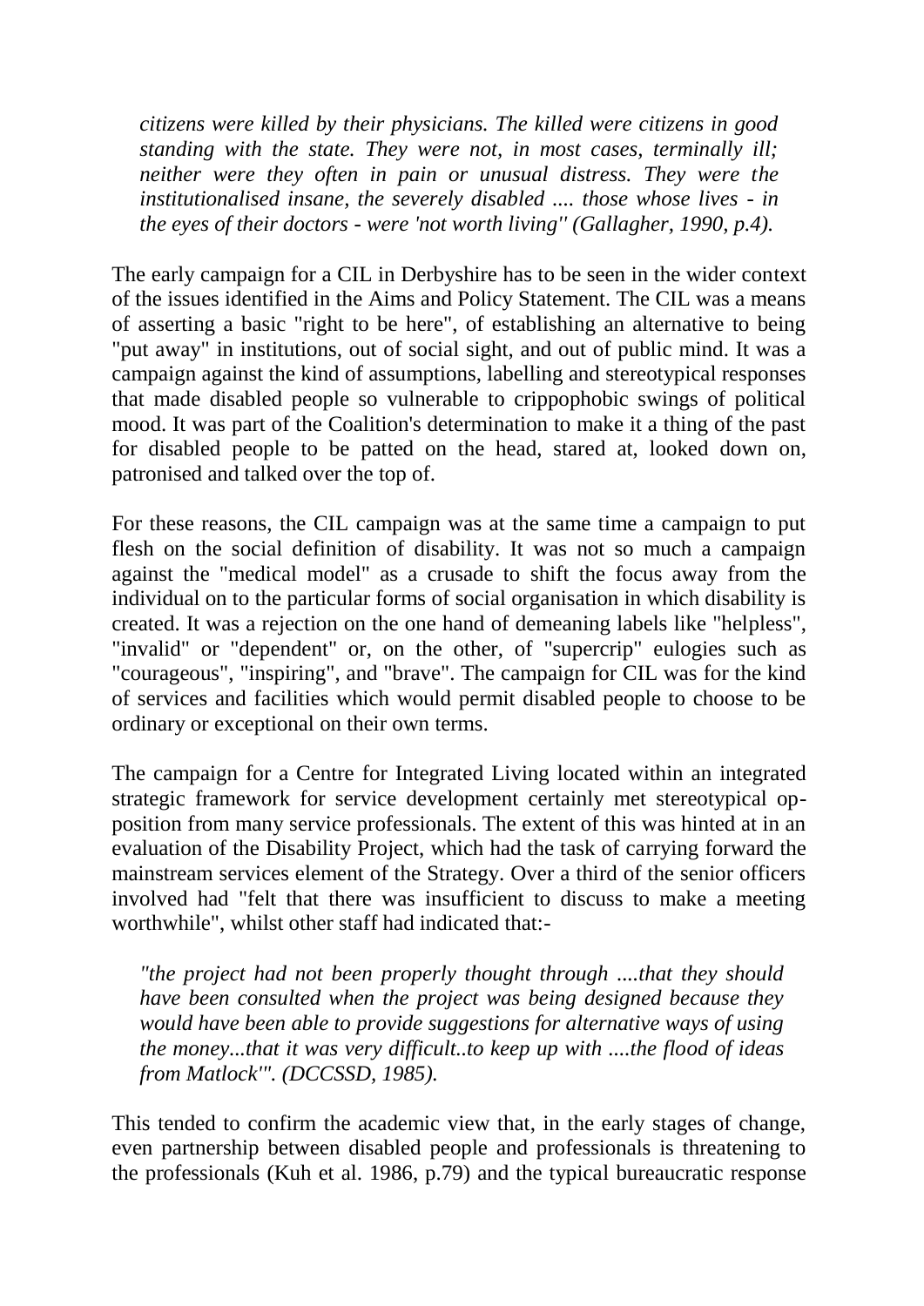*citizens were killed by their physicians. The killed were citizens in good standing with the state. They were not, in most cases, terminally ill; neither were they often in pain or unusual distress. They were the institutionalised insane, the severely disabled .... those whose lives - in the eyes of their doctors - were 'not worth living'' (Gallagher, 1990, p.4).*

The early campaign for a CIL in Derbyshire has to be seen in the wider context of the issues identified in the Aims and Policy Statement. The CIL was a means of asserting a basic "right to be here", of establishing an alternative to being "put away" in institutions, out of social sight, and out of public mind. It was a campaign against the kind of assumptions, labelling and stereotypical responses that made disabled people so vulnerable to crippophobic swings of political mood. It was part of the Coalition's determination to make it a thing of the past for disabled people to be patted on the head, stared at, looked down on, patronised and talked over the top of.

For these reasons, the CIL campaign was at the same time a campaign to put flesh on the social definition of disability. It was not so much a campaign against the "medical model" as a crusade to shift the focus away from the individual on to the particular forms of social organisation in which disability is created. It was a rejection on the one hand of demeaning labels like "helpless", "invalid" or "dependent" or, on the other, of "supercrip" eulogies such as "courageous", "inspiring", and "brave". The campaign for CIL was for the kind of services and facilities which would permit disabled people to choose to be ordinary or exceptional on their own terms.

The campaign for a Centre for Integrated Living located within an integrated strategic framework for service development certainly met stereotypical opposition from many service professionals. The extent of this was hinted at in an evaluation of the Disability Project, which had the task of carrying forward the mainstream services element of the Strategy. Over a third of the senior officers involved had "felt that there was insufficient to discuss to make a meeting worthwhile", whilst other staff had indicated that:-

*"the project had not been properly thought through ....that they should have been consulted when the project was being designed because they would have been able to provide suggestions for alternative ways of using the money...that it was very difficult..to keep up with ....the flood of ideas from Matlock'". (DCCSSD, 1985).*

This tended to confirm the academic view that, in the early stages of change, even partnership between disabled people and professionals is threatening to the professionals (Kuh et al. 1986, p.79) and the typical bureaucratic response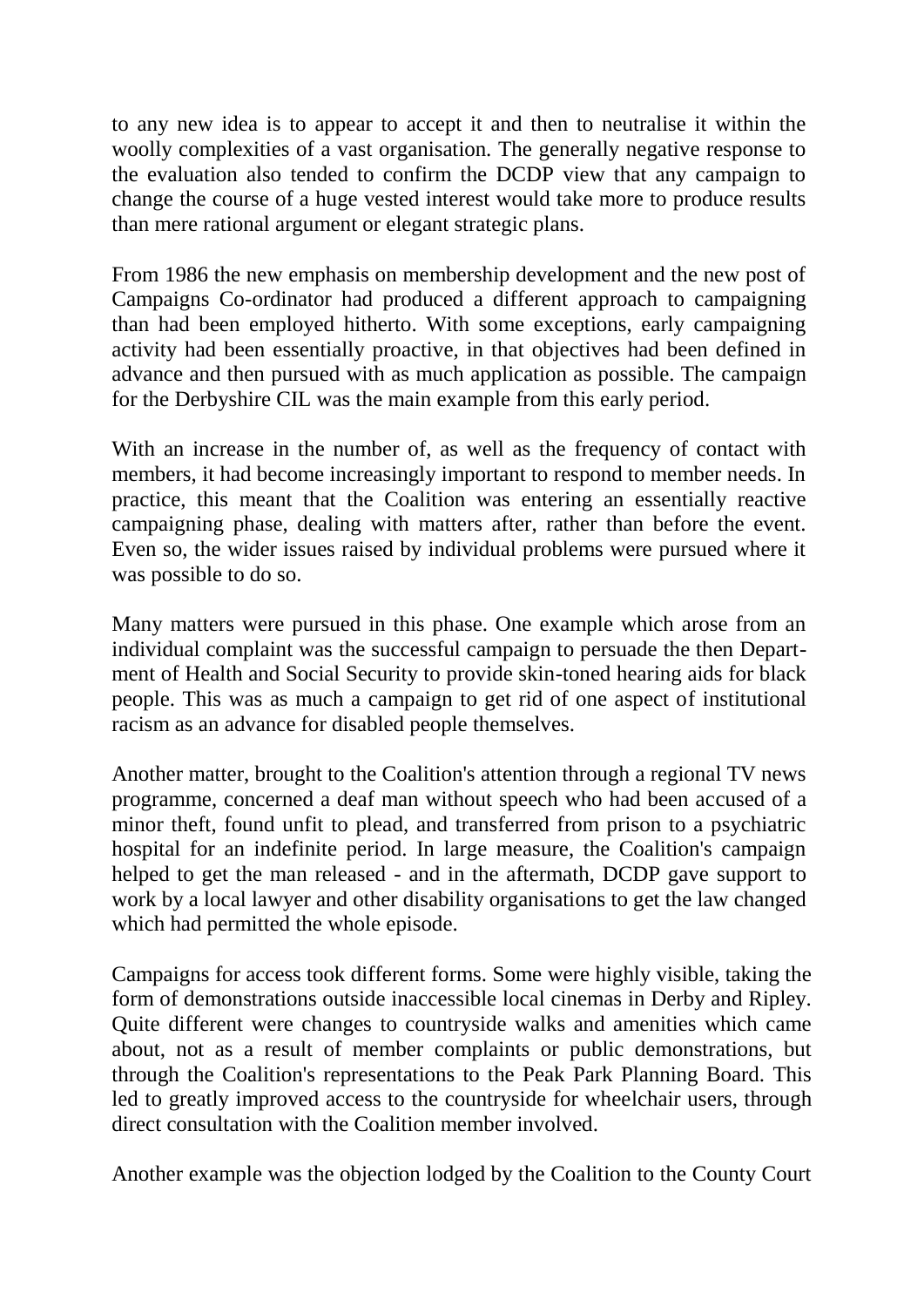to any new idea is to appear to accept it and then to neutralise it within the woolly complexities of a vast organisation. The generally negative response to the evaluation also tended to confirm the DCDP view that any campaign to change the course of a huge vested interest would take more to produce results than mere rational argument or elegant strategic plans.

From 1986 the new emphasis on membership development and the new post of Campaigns Co-ordinator had produced a different approach to campaigning than had been employed hitherto. With some exceptions, early campaigning activity had been essentially proactive, in that objectives had been defined in advance and then pursued with as much application as possible. The campaign for the Derbyshire CIL was the main example from this early period.

With an increase in the number of, as well as the frequency of contact with members, it had become increasingly important to respond to member needs. In practice, this meant that the Coalition was entering an essentially reactive campaigning phase, dealing with matters after, rather than before the event. Even so, the wider issues raised by individual problems were pursued where it was possible to do so.

Many matters were pursued in this phase. One example which arose from an individual complaint was the successful campaign to persuade the then Department of Health and Social Security to provide skin-toned hearing aids for black people. This was as much a campaign to get rid of one aspect of institutional racism as an advance for disabled people themselves.

Another matter, brought to the Coalition's attention through a regional TV news programme, concerned a deaf man without speech who had been accused of a minor theft, found unfit to plead, and transferred from prison to a psychiatric hospital for an indefinite period. In large measure, the Coalition's campaign helped to get the man released - and in the aftermath, DCDP gave support to work by a local lawyer and other disability organisations to get the law changed which had permitted the whole episode.

Campaigns for access took different forms. Some were highly visible, taking the form of demonstrations outside inaccessible local cinemas in Derby and Ripley. Quite different were changes to countryside walks and amenities which came about, not as a result of member complaints or public demonstrations, but through the Coalition's representations to the Peak Park Planning Board. This led to greatly improved access to the countryside for wheelchair users, through direct consultation with the Coalition member involved.

Another example was the objection lodged by the Coalition to the County Court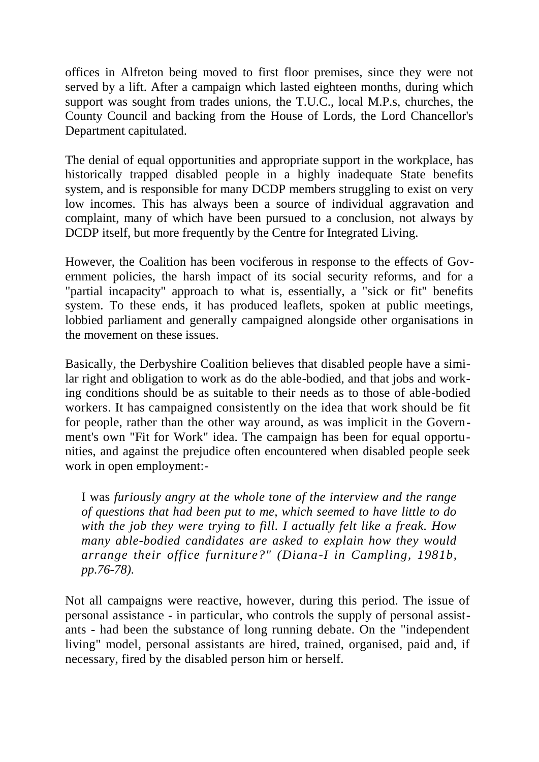offices in Alfreton being moved to first floor premises, since they were not served by a lift. After a campaign which lasted eighteen months, during which support was sought from trades unions, the T.U.C., local M.P.s, churches, the County Council and backing from the House of Lords, the Lord Chancellor's Department capitulated.

The denial of equal opportunities and appropriate support in the workplace, has historically trapped disabled people in a highly inadequate State benefits system, and is responsible for many DCDP members struggling to exist on very low incomes. This has always been a source of individual aggravation and complaint, many of which have been pursued to a conclusion, not always by DCDP itself, but more frequently by the Centre for Integrated Living.

However, the Coalition has been vociferous in response to the effects of Government policies, the harsh impact of its social security reforms, and for a "partial incapacity" approach to what is, essentially, a "sick or fit" benefits system. To these ends, it has produced leaflets, spoken at public meetings, lobbied parliament and generally campaigned alongside other organisations in the movement on these issues.

Basically, the Derbyshire Coalition believes that disabled people have a similar right and obligation to work as do the able-bodied, and that jobs and working conditions should be as suitable to their needs as to those of able-bodied workers. It has campaigned consistently on the idea that work should be fit for people, rather than the other way around, as was implicit in the Government's own "Fit for Work" idea. The campaign has been for equal opportunities, and against the prejudice often encountered when disabled people seek work in open employment:-

> I was *furiously angry at the whole tone of the interview and the range of questions that had been put to me, which seemed to have little to do with the job they were trying to fill. I actually felt like a freak. How many able-bodied candidates are asked to explain how they would arrange their office furniture?" (Diana-I in Campling, 1981b, pp.76-78).*

Not all campaigns were reactive, however, during this period. The issue of personal assistance - in particular, who controls the supply of personal assistants - had been the substance of long running debate. On the "independent living" model, personal assistants are hired, trained, organised, paid and, if necessary, fired by the disabled person him or herself.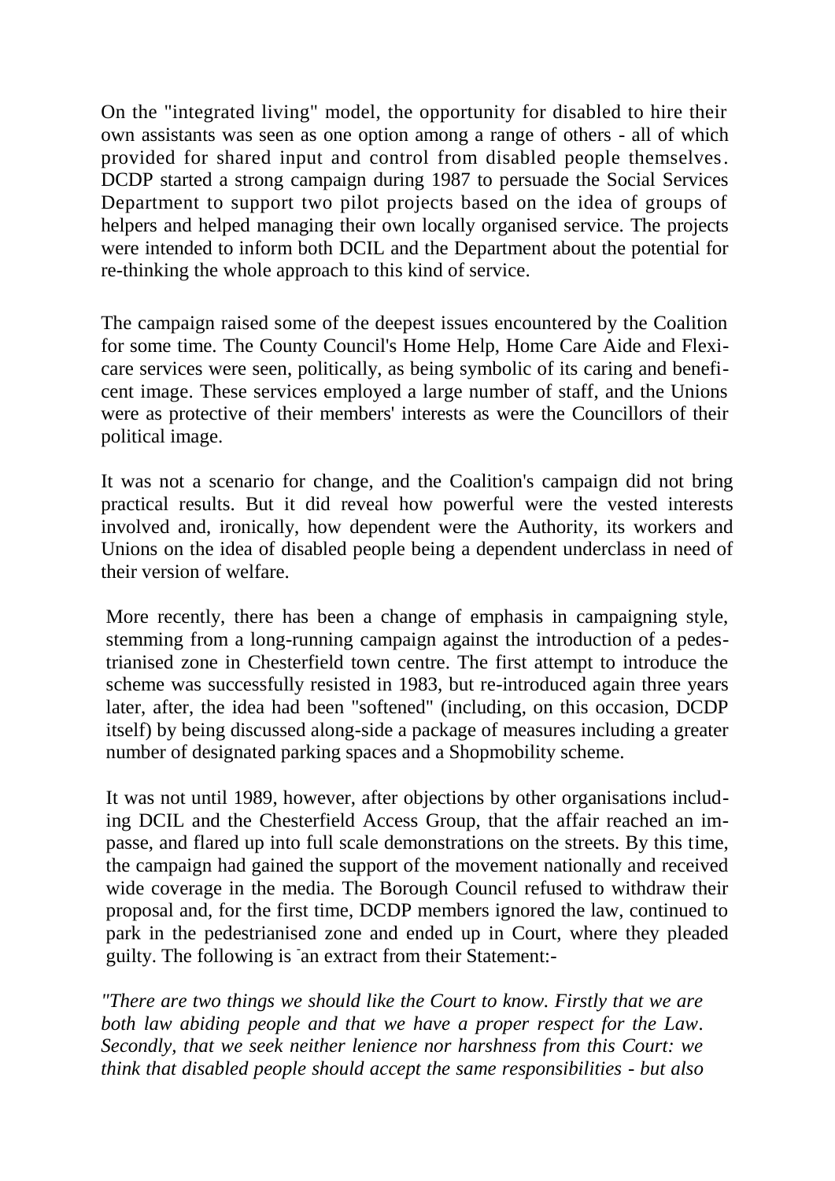On the "integrated living" model, the opportunity for disabled to hire their own assistants was seen as one option among a range of others - all of which provided for shared input and control from disabled people themselves. DCDP started a strong campaign during 1987 to persuade the Social Services Department to support two pilot projects based on the idea of groups of helpers and helped managing their own locally organised service. The projects were intended to inform both DCIL and the Department about the potential for re-thinking the whole approach to this kind of service.

The campaign raised some of the deepest issues encountered by the Coalition for some time. The County Council's Home Help, Home Care Aide and Flexi-care services were seen, politically, as being symbolic of its caring and beneficent image. These services employed a large number of staff, and the Unions were as protective of their members' interests as were the Councillors of their political image.

It was not a scenario for change, and the Coalition's campaign did not bring practical results. But it did reveal how powerful were the vested interests involved and, ironically, how dependent were the Authority, its workers and Unions on the idea of disabled people being a dependent underclass in need of their version of welfare.

More recently, there has been a change of emphasis in campaigning style, stemming from a long-running campaign against the introduction of a pedestrianised zone in Chesterfield town centre. The first attempt to introduce the scheme was successfully resisted in 1983, but re-introduced again three years later, after, the idea had been "softened" (including, on this occasion, DCDP itself) by being discussed along-side a package of measures including a greater number of designated parking spaces and a Shopmobility scheme.

It was not until 1989, however, after objections by other organisations including DCIL and the Chesterfield Access Group, that the affair reached an impasse, and flared up into full scale demonstrations on the streets. By this time, the campaign had gained the support of the movement nationally and received wide coverage in the media. The Borough Council refused to withdraw their proposal and, for the first time, DCDP members ignored the law, continued to park in the pedestrianised zone and ended up in Court, where they pleaded guilty. The following is an extract from their Statement:-

*"There are two things we should like the Court to know. Firstly that we are both law abiding people and that we have a proper respect for the Law. Secondly, that we seek neither lenience nor harshness from this Court: we think that disabled people should accept the same responsibilities - but also*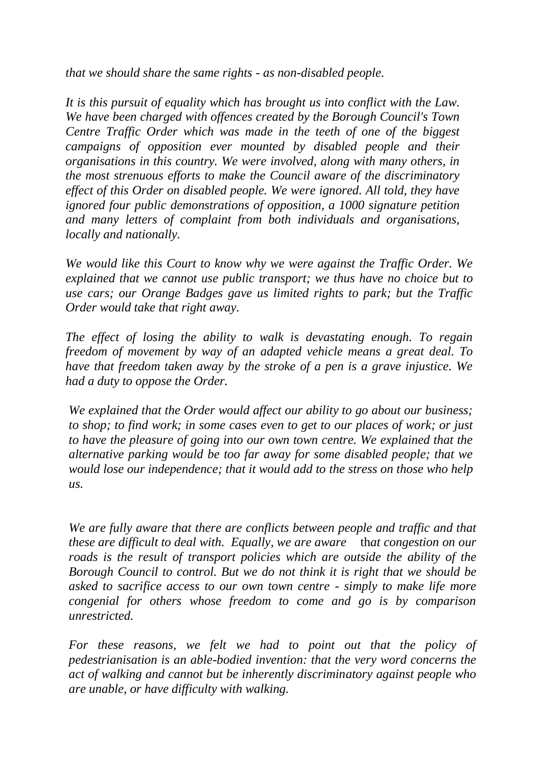*that we should share the same rights - as non-disabled people.*

*It is this pursuit of equality which has brought us into conflict with the Law. We have been charged with offences created by the Borough Council's Town Centre Traffic Order which was made in the teeth of one of the biggest campaigns of opposition ever mounted by disabled people and their organisations in this country. We were involved, along with many others, in the most strenuous efforts to make the Council aware of the discriminatory effect of this Order on disabled people. We were ignored. All told, they have ignored four public demonstrations of opposition, a 1000 signature petition and many letters of complaint from both individuals and organisations, locally and nationally.*

*We would like this Court to know why we were against the Traffic Order. We explained that we cannot use public transport; we thus have no choice but to use cars; our Orange Badges gave us limited rights to park; but the Traffic Order would take that right away.*

*The effect of losing the ability to walk is devastating enough. To regain freedom of movement by way of an adapted vehicle means a great deal. To have that freedom taken away by the stroke of a pen is a grave injustice. We had a duty to oppose the Order.*

*We explained that the Order would affect our ability to go about our business; to shop; to find work; in some cases even to get to our places of work; or just to have the pleasure of going into our own town centre. We explained that the alternative parking would be too far away for some disabled people; that we would lose our independence; that it would add to the stress on those who help us.*

*We are fully aware that there are conflicts between people and traffic and that these are difficult to deal with. Equally, we are aware that congestion on our roads is the result of transport policies which are outside the ability of the Borough Council to control. But we do not think it is right that we should be asked to sacrifice access to our own town centre - simply to make life more congenial for others whose freedom to come and go is by comparison unrestricted.*

*For these reasons, we felt we had to point out that the policy of pedestrianisation is an able-bodied invention: that the very word concerns the act of walking and cannot but be inherently discriminatory against people who are unable, or have difficulty with walking.*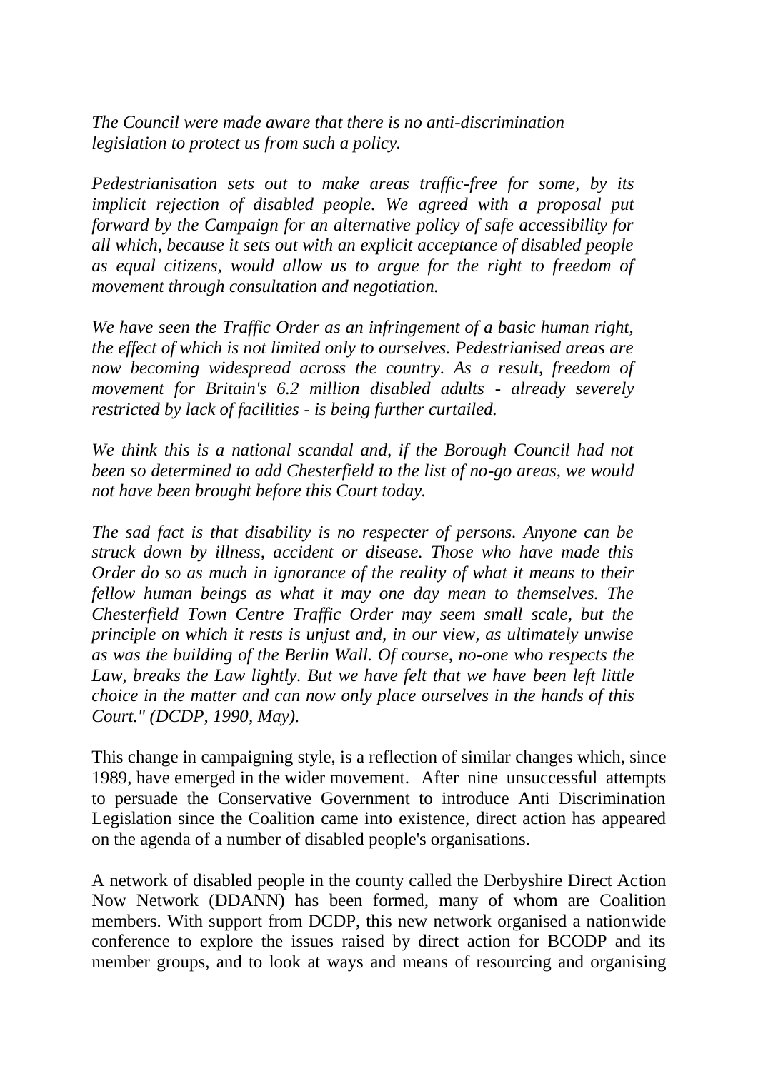*The Council were made aware that there is no anti-discrimination legislation to protect us from such a policy.*

*Pedestrianisation sets out to make areas traffic-free for some, by its implicit rejection of disabled people. We agreed with a proposal put forward by the Campaign for an alternative policy of safe accessibility for all which, because it sets out with an explicit acceptance of disabled people as equal citizens, would allow us to argue for the right to freedom of movement through consultation and negotiation.*

*We have seen the Traffic Order as an infringement of a basic human right, the effect of which is not limited only to ourselves. Pedestrianised areas are now becoming widespread across the country. As a result, freedom of movement for Britain's 6.2 million disabled adults - already severely restricted by lack of facilities - is being further curtailed.*

*We think this is a national scandal and, if the Borough Council had not been so determined to add Chesterfield to the list of no-go areas, we would not have been brought before this Court today.*

*The sad fact is that disability is no respecter of persons. Anyone can be struck down by illness, accident or disease. Those who have made this Order do so as much in ignorance of the reality of what it means to their fellow human beings as what it may one day mean to themselves. The Chesterfield Town Centre Traffic Order may seem small scale, but the principle on which it rests is unjust and, in our view, as ultimately unwise as was the building of the Berlin Wall. Of course, no-one who respects the Law, breaks the Law lightly. But we have felt that we have been left little choice in the matter and can now only place ourselves in the hands of this Court." (DCDP, 1990, May).*

This change in campaigning style, is a reflection of similar changes which, since 1989, have emerged in the wider movement. After nine unsuccessful attempts to persuade the Conservative Government to introduce Anti Discrimination Legislation since the Coalition came into existence, direct action has appeared on the agenda of a number of disabled people's organisations.

A network of disabled people in the county called the Derbyshire Direct Action Now Network (DDANN) has been formed, many of whom are Coalition members. With support from DCDP, this new network organised a nationwide conference to explore the issues raised by direct action for BCODP and its member groups, and to look at ways and means of resourcing and organising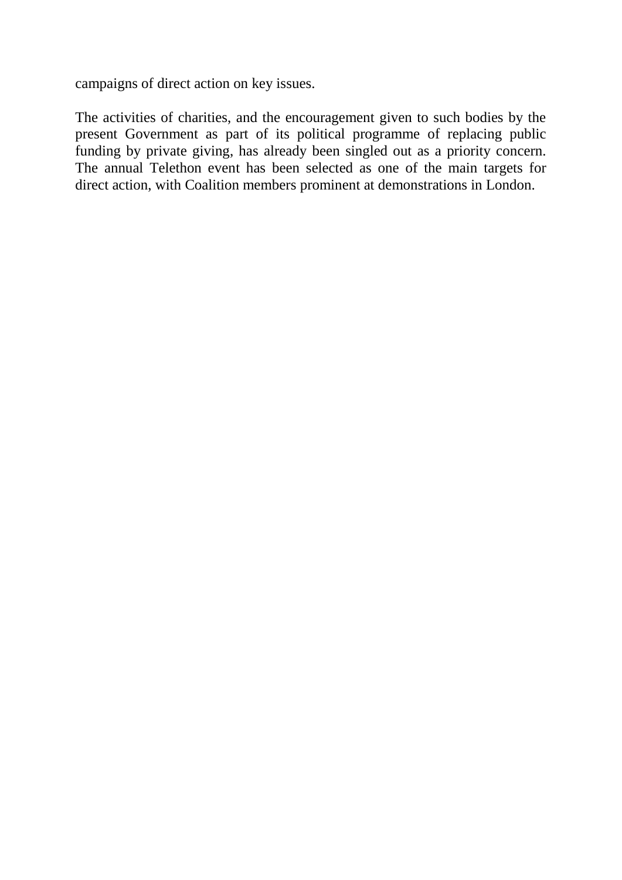campaigns of direct action on key issues.

The activities of charities, and the encouragement given to such bodies by the present Government as part of its political programme of replacing public funding by private giving, has already been singled out as a priority concern. The annual Telethon event has been selected as one of the main targets for direct action, with Coalition members prominent at demonstrations in London.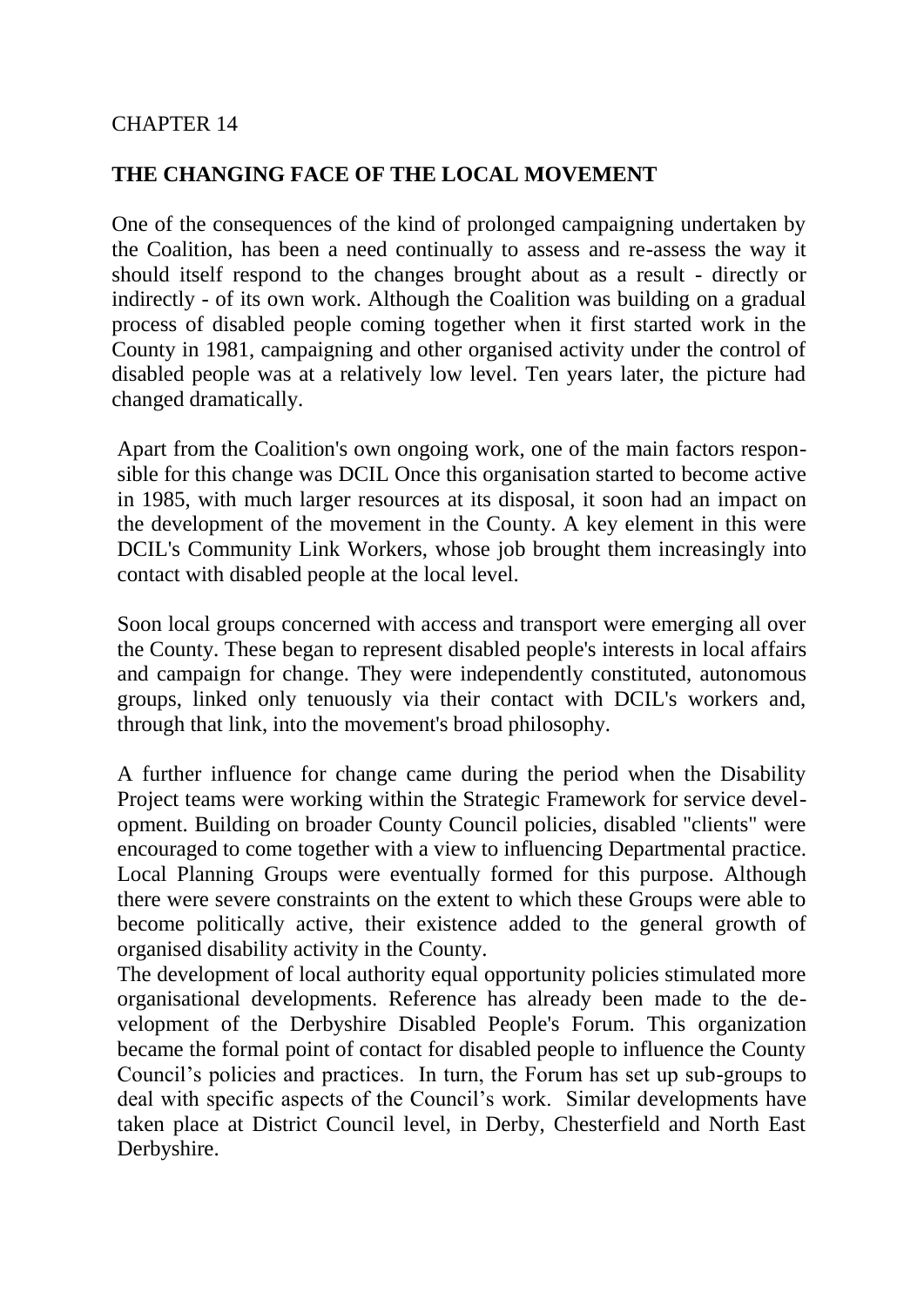CHAPTER 14

## THE CHANGING FACE OF THE LOCAL MOVEMENT

One of the consequences of the kind of prolonged campaigning undertaken by the Coalition, has been a need continually to assess and re-assess the way it should itself respond to the changes brought about as a result - directly or indirectly - of its own work. Although the Coalition was building on a gradual process of disabled people coming together when it first started work in the County in 1981, campaigning and other organised activity under the control of disabled people was at a relatively low level. Ten years later, the picture had changed dramatically.

Apart from the Coalition's own ongoing work, one of the main factors responsible for this change was DCIL Once this organisation started to become active in 1985, with much larger resources at its disposal, it soon had an impact on the development of the movement in the County. A key element in this were DCIL's Community Link Workers, whose job brought them increasingly into contact with disabled people at the local level.

Soon local groups concerned with access and transport were emerging all over the County. These began to represent disabled people's interests in local affairs and campaign for change. They were independently constituted, autonomous groups, linked only tenuously via their contact with DCIL's workers and, through that link, into the movement's broad philosophy.

A further influence for change came during the period when the Disability Project teams were working within the Strategic Framework for service development. Building on broader County Council policies, disabled "clients" were encouraged to come together with a view to influencing Departmental practice. Local Planning Groups were eventually formed for this purpose. Although there were severe constraints on the extent to which these Groups were able to become politically active, their existence added to the general growth of organised disability activity in the County.

The development of local authority equal opportunity policies stimulated more organisational developments. Reference has already been made to the development of the Derbyshire Disabled People's Forum. This organization became the formal point of contact for disabled people to influence the County Council's policies and practices. In turn, the Forum has set up sub-groups to deal with specific aspects of the Council's work. Similar developments have taken place at District Council level, in Derby, Chesterfield and North East Derbyshire.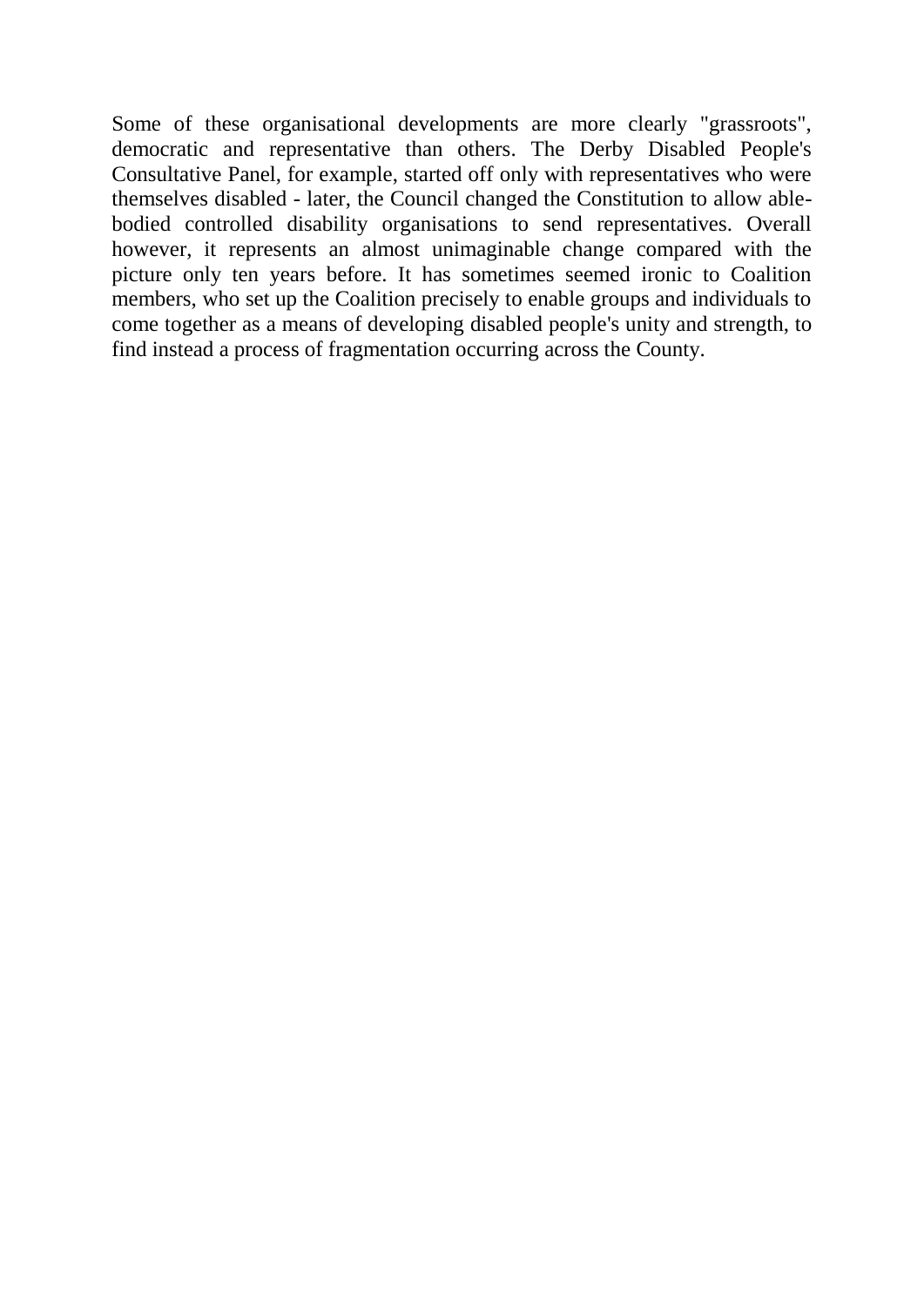Some of these organisational developments are more clearly "grassroots", democratic and representative than others. The Derby Disabled People's Consultative Panel, for example, started off only with representatives who were themselves disabled - later, the Council changed the Constitution to allow able-bodied controlled disability organisations to send representatives. Overall however, it represents an almost unimaginable change compared with the picture only ten years before. It has sometimes seemed ironic to Coalition members, who set up the Coalition precisely to enable groups and individuals to come together as a means of developing disabled people's unity and strength, to find instead a process of fragmentation occurring across the County.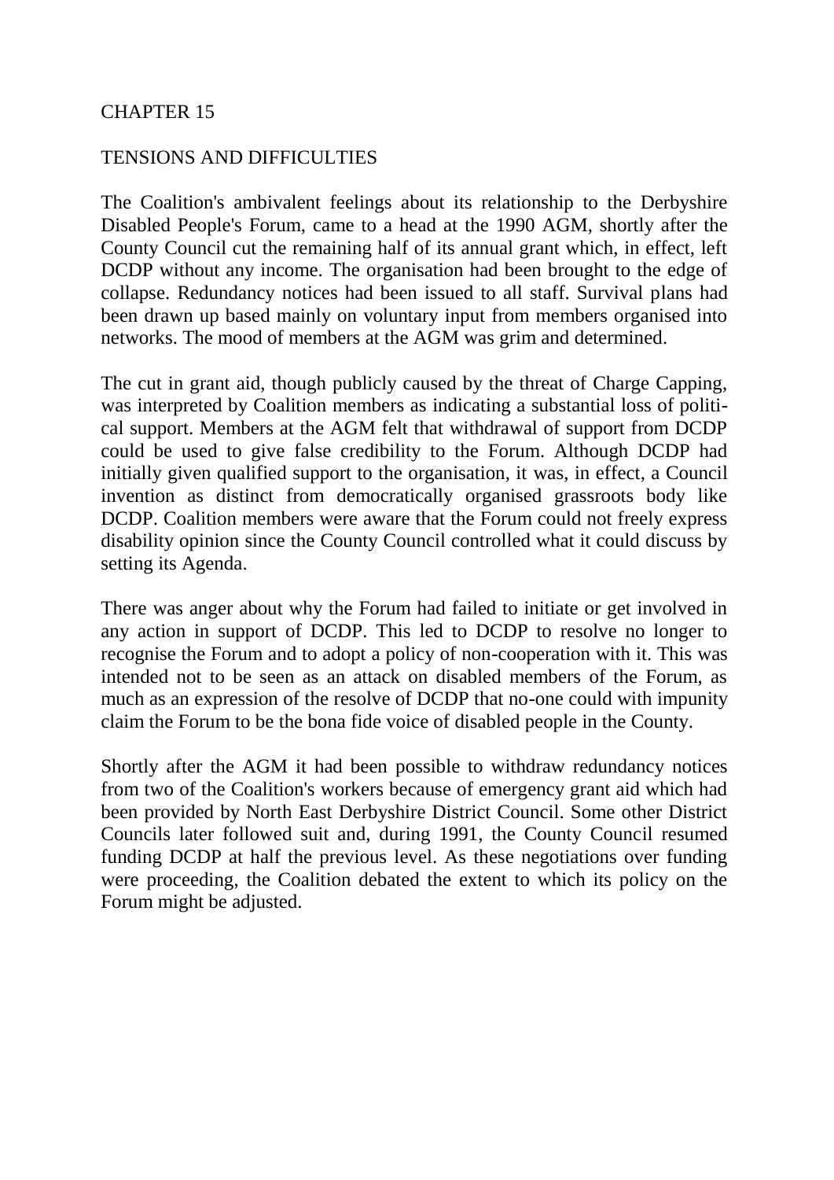# CHAPTER 15

## TENSIONS AND DIFFICULTIES

The Coalition's ambivalent feelings about its relationship to the Derbyshire Disabled People's Forum, came to a head at the 1990 AGM, shortly after the County Council cut the remaining half of its annual grant which, in effect, left DCDP without any income. The organisation had been brought to the edge of collapse. Redundancy notices had been issued to all staff. Survival plans had been drawn up based mainly on voluntary input from members organised into networks. The mood of members at the AGM was grim and determined.

The cut in grant aid, though publicly caused by the threat of Charge Capping, was interpreted by Coalition members as indicating a substantial loss of political support. Members at the AGM felt that withdrawal of support from DCDP could be used to give false credibility to the Forum. Although DCDP had initially given qualified support to the organisation, it was, in effect, a Council invention as distinct from democratically organised grassroots body like DCDP. Coalition members were aware that the Forum could not freely express disability opinion since the County Council controlled what it could discuss by setting its Agenda.

There was anger about why the Forum had failed to initiate or get involved in any action in support of DCDP. This led to DCDP to resolve no longer to recognise the Forum and to adopt a policy of non-cooperation with it. This was intended not to be seen as an attack on disabled members of the Forum, as much as an expression of the resolve of DCDP that no-one could with impunity claim the Forum to be the bona fide voice of disabled people in the County.

Shortly after the AGM it had been possible to withdraw redundancy notices from two of the Coalition's workers because of emergency grant aid which had been provided by North East Derbyshire District Council. Some other District Councils later followed suit and, during 1991, the County Council resumed funding DCDP at half the previous level. As these negotiations over funding were proceeding, the Coalition debated the extent to which its policy on the Forum might be adjusted.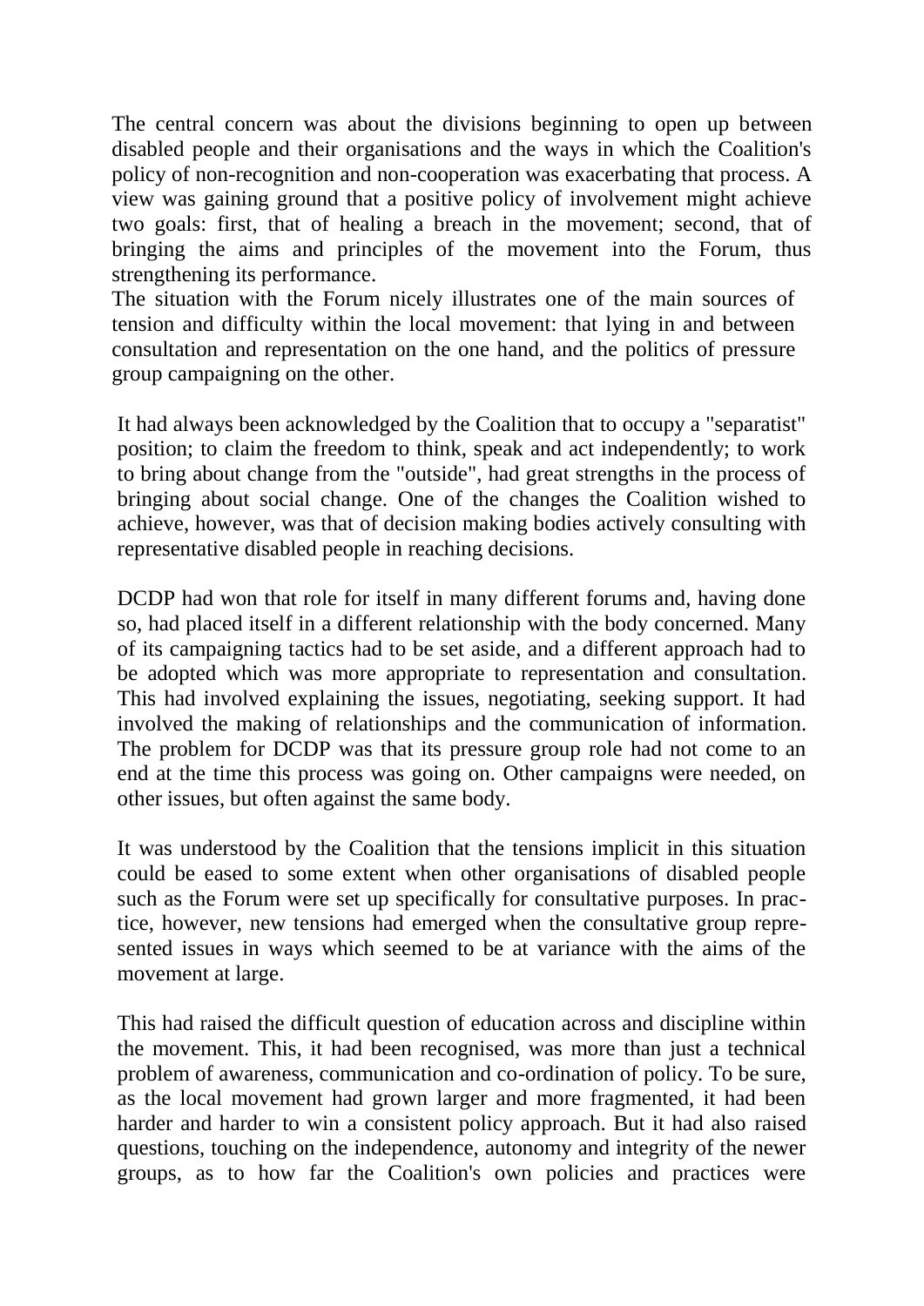The central concern was about the divisions beginning to open up between disabled people and their organisations and the ways in which the Coalition's policy of non-recognition and non-cooperation was exacerbating that process. A view was gaining ground that a positive policy of involvement might achieve two goals: first, that of healing a breach in the movement; second, that of bringing the aims and principles of the movement into the Forum, thus strengthening its performance.

The situation with the Forum nicely illustrates one of the main sources of tension and difficulty within the local movement: that lying in and between consultation and representation on the one hand, and the politics of pressure group campaigning on the other.

It had always been acknowledged by the Coalition that to occupy a "separatist" position; to claim the freedom to think, speak and act independently; to work to bring about change from the "outside", had great strengths in the process of bringing about social change. One of the changes the Coalition wished to achieve, however, was that of decision making bodies actively consulting with representative disabled people in reaching decisions.

DCDP had won that role for itself in many different forums and, having done so, had placed itself in a different relationship with the body concerned. Many of its campaigning tactics had to be set aside, and a different approach had to be adopted which was more appropriate to representation and consultation. This had involved explaining the issues, negotiating, seeking support. It had involved the making of relationships and the communication of information. The problem for DCDP was that its pressure group role had not come to an end at the time this process was going on. Other campaigns were needed, on other issues, but often against the same body.

It was understood by the Coalition that the tensions implicit in this situation could be eased to some extent when other organisations of disabled people such as the Forum were set up specifically for consultative purposes. In practice, however, new tensions had emerged when the consultative group represented issues in ways which seemed to be at variance with the aims of the movement at large.

This had raised the difficult question of education across and discipline within the movement. This, it had been recognised, was more than just a technical problem of awareness, communication and co-ordination of policy. To be sure, as the local movement had grown larger and more fragmented, it had been harder and harder to win a consistent policy approach. But it had also raised questions, touching on the independence, autonomy and integrity of the newer groups, as to how far the Coalition's own policies and practices were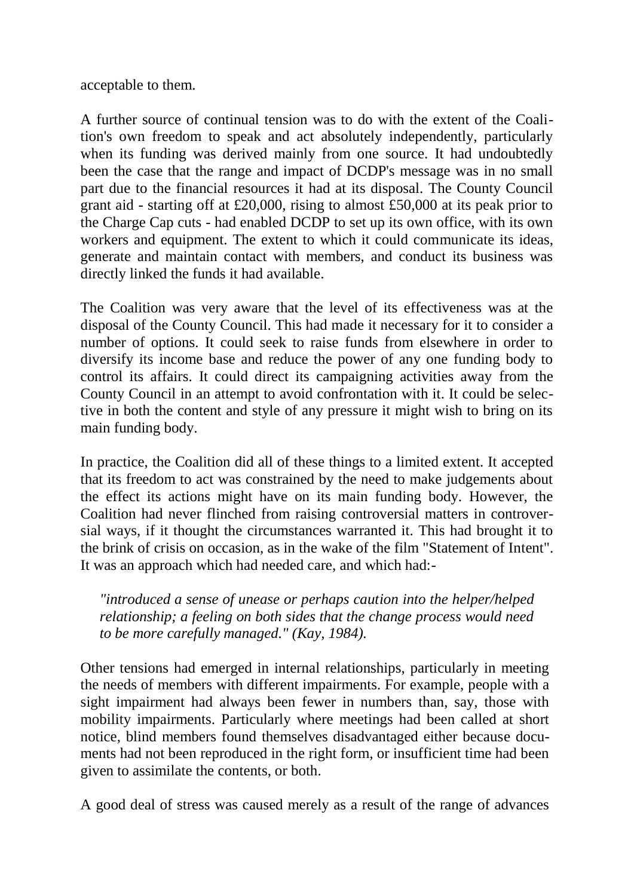acceptable to them.

A further source of continual tension was to do with the extent of the Coalition's own freedom to speak and act absolutely independently, particularly when its funding was derived mainly from one source. It had undoubtedly been the case that the range and impact of DCDP's message was in no small part due to the financial resources it had at its disposal. The County Council grant aid - starting off at £20,000, rising to almost £50,000 at its peak prior to the Charge Cap cuts - had enabled DCDP to set up its own office, with its own workers and equipment. The extent to which it could communicate its ideas, generate and maintain contact with members, and conduct its business was directly linked the funds it had available.

The Coalition was very aware that the level of its effectiveness was at the disposal of the County Council. This had made it necessary for it to consider a number of options. It could seek to raise funds from elsewhere in order to diversify its income base and reduce the power of any one funding body to control its affairs. It could direct its campaigning activities away from the County Council in an attempt to avoid confrontation with it. It could be selective in both the content and style of any pressure it might wish to bring on its main funding body.

In practice, the Coalition did all of these things to a limited extent. It accepted that its freedom to act was constrained by the need to make judgements about the effect its actions might have on its main funding body. However, the Coalition had never flinched from raising controversial matters in controversial ways, if it thought the circumstances warranted it. This had brought it to the brink of crisis on occasion, as in the wake of the film "Statement of Intent". It was an approach which had needed care, and which had:-

> *"introduced a sense of unease or perhaps caution into the helper/helped relationship; a feeling on both sides that the change process would need to be more carefully managed." (Kay, 1984).*

Other tensions had emerged in internal relationships, particularly in meeting the needs of members with different impairments. For example, people with a sight impairment had always been fewer in numbers than, say, those with mobility impairments. Particularly where meetings had been called at short notice, blind members found themselves disadvantaged either because documents had not been reproduced in the right form, or insufficient time had been given to assimilate the contents, or both.

A good deal of stress was caused merely as a result of the range of advances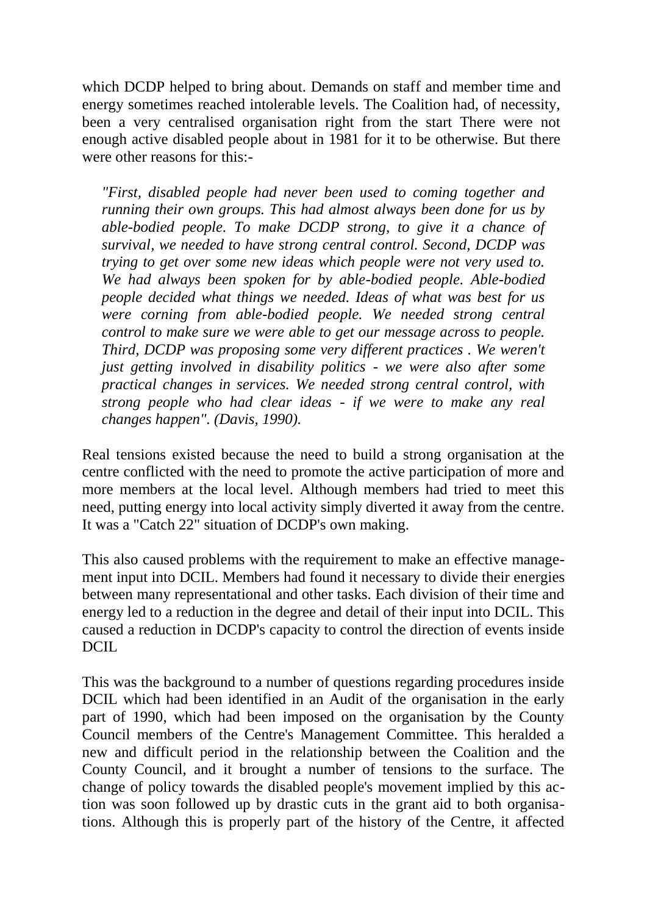which DCDP helped to bring about. Demands on staff and member time and energy sometimes reached intolerable levels. The Coalition had, of necessity, been a very centralised organisation right from the start There were not enough active disabled people about in 1981 for it to be otherwise. But there were other reasons for this:-

> *"First, disabled people had never been used to coming together and running their own groups. This had almost always been done for us by able-bodied people. To make DCDP strong, to give it a chance of survival, we needed to have strong central control. Second, DCDP was trying to get over some new ideas which people were not very used to. We had always been spoken for by able-bodied people. Able-bodied people decided what things we needed. Ideas of what was best for us were corning from able-bodied people. We needed strong central control to make sure we were able to get our message across to people. Third, DCDP was proposing some very different practices . We weren't just getting involved in disability politics - we were also after some practical changes in services. We needed strong central control, with strong people who had clear ideas - if we were to make any real changes happen". (Davis, 1990).*

Real tensions existed because the need to build a strong organisation at the centre conflicted with the need to promote the active participation of more and more members at the local level. Although members had tried to meet this need, putting energy into local activity simply diverted it away from the centre. It was a "Catch 22" situation of DCDP's own making.

This also caused problems with the requirement to make an effective management input into DCIL. Members had found it necessary to divide their energies between many representational and other tasks. Each division of their time and energy led to a reduction in the degree and detail of their input into DCIL. This caused a reduction in DCDP's capacity to control the direction of events inside DCIL

This was the background to a number of questions regarding procedures inside DCIL which had been identified in an Audit of the organisation in the early part of 1990, which had been imposed on the organisation by the County Council members of the Centre's Management Committee. This heralded a new and difficult period in the relationship between the Coalition and the County Council, and it brought a number of tensions to the surface. The change of policy towards the disabled people's movement implied by this action was soon followed up by drastic cuts in the grant aid to both organisations. Although this is properly part of the history of the Centre, it affected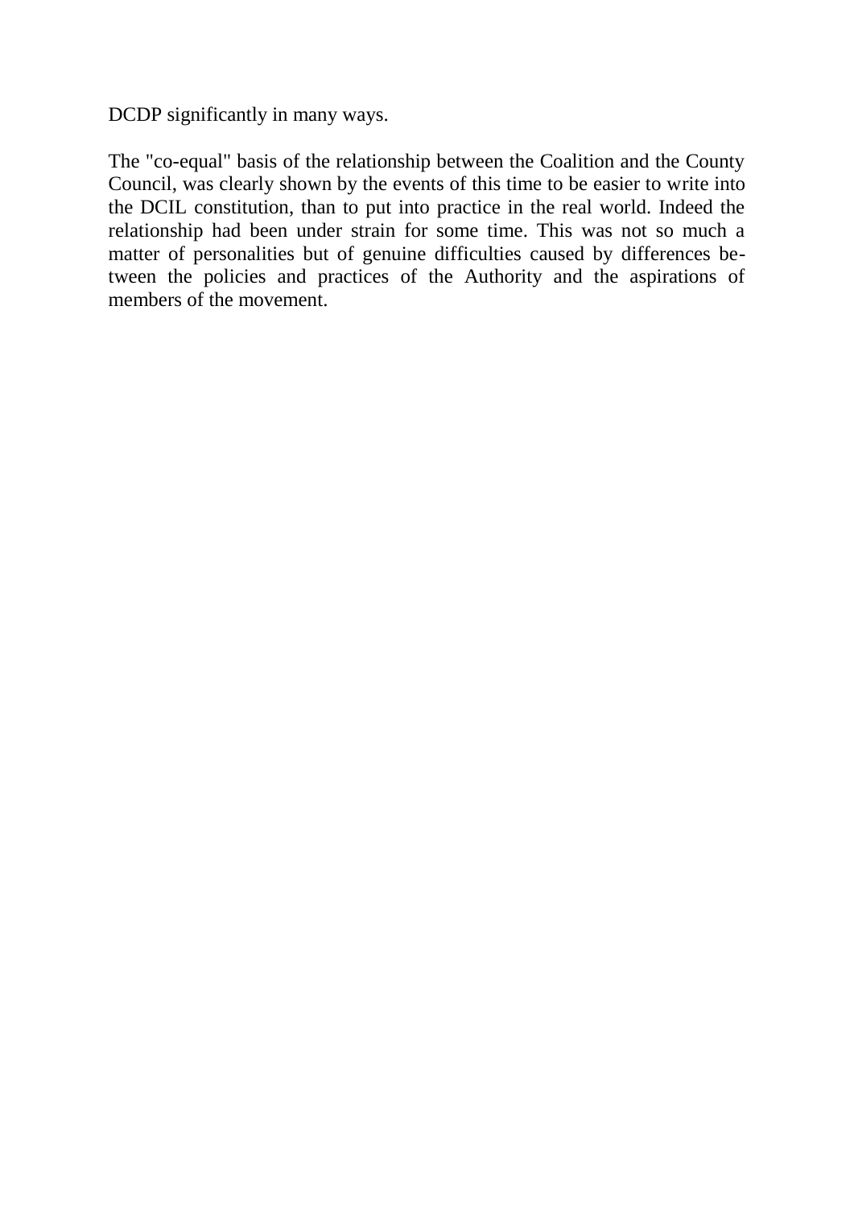DCDP significantly in many ways.

The "co-equal" basis of the relationship between the Coalition and the County Council, was clearly shown by the events of this time to be easier to write into the DCIL constitution, than to put into practice in the real world. Indeed the relationship had been under strain for some time. This was not so much a matter of personalities but of genuine difficulties caused by differences between the policies and practices of the Authority and the aspirations of members of the movement.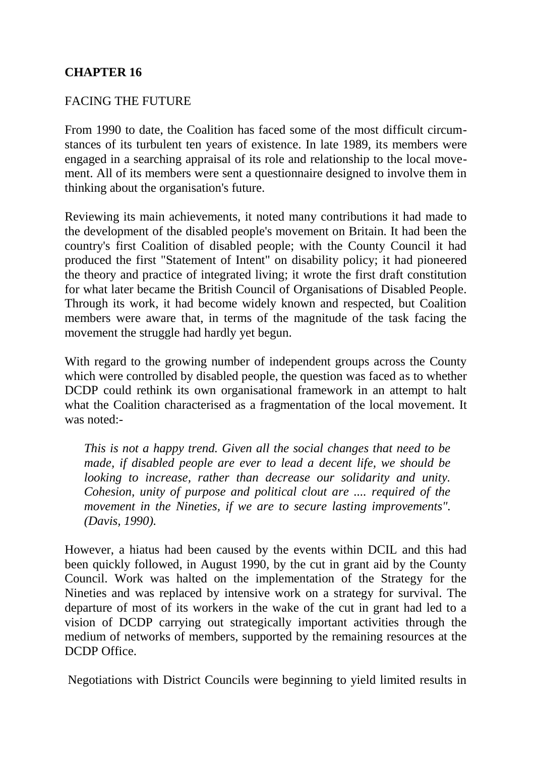## CHAPTER 16

FACING THE FUTURE

From 1990 to date, the Coalition has faced some of the most difficult circumstances of its turbulent ten years of existence. In late 1989, its members were engaged in a searching appraisal of its role and relationship to the local movement. All of its members were sent a questionnaire designed to involve them in thinking about the organisation's future.

Reviewing its main achievements, it noted many contributions it had made to the development of the disabled people's movement on Britain. It had been the country's first Coalition of disabled people; with the County Council it had produced the first "Statement of Intent" on disability policy; it had pioneered the theory and practice of integrated living; it wrote the first draft constitution for what later became the British Council of Organisations of Disabled People. Through its work, it had become widely known and respected, but Coalition members were aware that, in terms of the magnitude of the task facing the movement the struggle had hardly yet begun.

With regard to the growing number of independent groups across the County which were controlled by disabled people, the question was faced as to whether DCDP could rethink its own organisational framework in an attempt to halt what the Coalition characterised as a fragmentation of the local movement. It was noted:-

> *This is not a happy trend. Given all the social changes that need to be made, if disabled people are ever to lead a decent life, we should be looking to increase, rather than decrease our solidarity and unity. Cohesion, unity of purpose and political clout are .... required of the movement in the Nineties, if we are to secure lasting improvements". (Davis, 1990).*

However, a hiatus had been caused by the events within DCIL and this had been quickly followed, in August 1990, by the cut in grant aid by the County Council. Work was halted on the implementation of the Strategy for the Nineties and was replaced by intensive work on a strategy for survival. The departure of most of its workers in the wake of the cut in grant had led to a vision of DCDP carrying out strategically important activities through the medium of networks of members, supported by the remaining resources at the DCDP Office.

Negotiations with District Councils were beginning to yield limited results in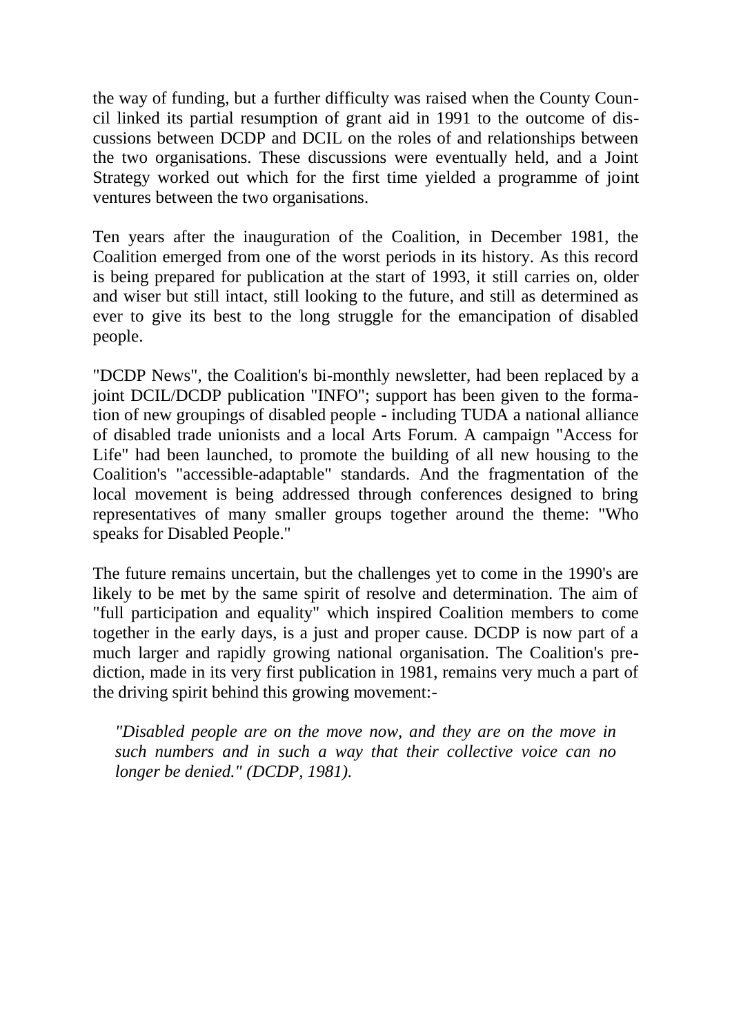the way of funding, but a further difficulty was raised when the County Council linked its partial resumption of grant aid in 1991 to the outcome of discussions between DCDP and DCIL on the roles of and relationships between the two organisations. These discussions were eventually held, and a Joint Strategy worked out which for the first time yielded a programme of joint ventures between the two organisations.

Ten years after the inauguration of the Coalition, in December 1981, the Coalition emerged from one of the worst periods in its history. As this record is being prepared for publication at the start of 1993, it still carries on, older and wiser but still intact, still looking to the future, and still as determined as ever to give its best to the long struggle for the emancipation of disabled people.

"DCDP News", the Coalition's bi-monthly newsletter, had been replaced by a joint DCIL/DCDP publication "INFO"; support has been given to the formation of new groupings of disabled people - including TUDA a national alliance of disabled trade unionists and a local Arts Forum. A campaign "Access for Life" had been launched, to promote the building of all new housing to the Coalition's "accessible-adaptable" standards. And the fragmentation of the local movement is being addressed through conferences designed to bring representatives of many smaller groups together around the theme: "Who speaks for Disabled People."

The future remains uncertain, but the challenges yet to come in the 1990's are likely to be met by the same spirit of resolve and determination. The aim of "full participation and equality" which inspired Coalition members to come together in the early days, is a just and proper cause. DCDP is now part of a much larger and rapidly growing national organisation. The Coalition's prediction, made in its very first publication in 1981, remains very much a part of the driving spirit behind this growing movement:-

> *"Disabled people are on the move now, and they are on the move in such numbers and in such a way that their collective voice can no longer be denied." (DCDP, 1981).*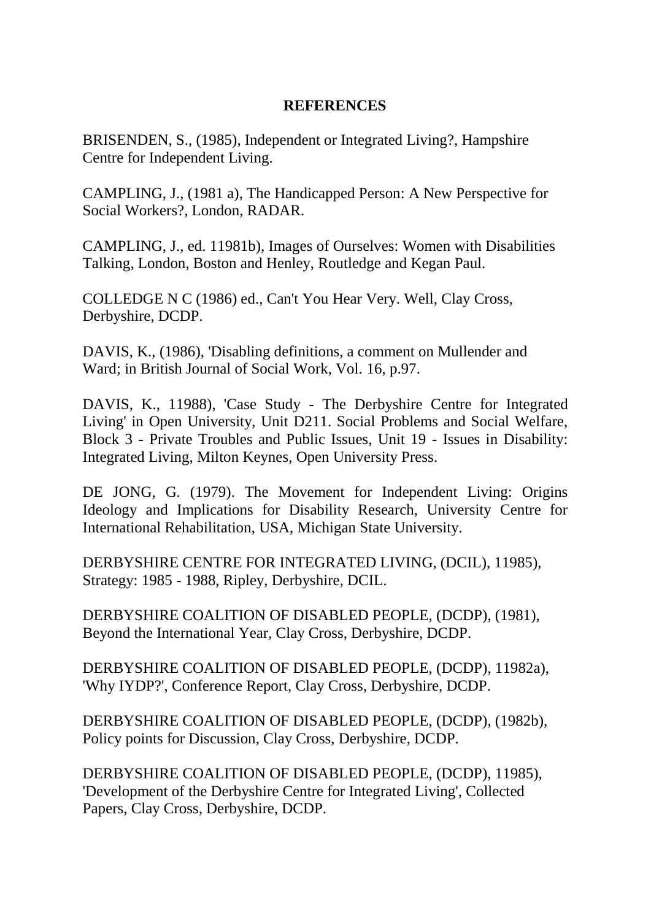**REFERENCES**

BRISENDEN, S., (1985), Independent or Integrated Living?, Hampshire Centre for Independent Living.

CAMPLING, J., (1981 a), The Handicapped Person: A New Perspective for Social Workers?, London, RADAR.

CAMPLING, J., ed. 11981b), Images of Ourselves: Women with Disabilities Talking, London, Boston and Henley, Routledge and Kegan Paul.

COLLEDGE N C (1986) ed., Can't You Hear Very. Well, Clay Cross, Derbyshire, DCDP.

DAVIS, K., (1986), 'Disabling definitions, a comment on Mullender and Ward; in British Journal of Social Work, Vol. 16, p.97.

DAVIS, K., 11988), 'Case Study - The Derbyshire Centre for Integrated Living' in Open University, Unit D211. Social Problems and Social Welfare, Block 3 - Private Troubles and Public Issues, Unit 19 - Issues in Disability: Integrated Living, Milton Keynes, Open University Press.

DE JONG, G. (1979). The Movement for Independent Living: Origins Ideology and Implications for Disability Research, University Centre for International Rehabilitation, USA, Michigan State University.

DERBYSHIRE CENTRE FOR INTEGRATED LIVING, (DCIL), 11985), Strategy: 1985 - 1988, Ripley, Derbyshire, DCIL.

DERBYSHIRE COALITION OF DISABLED PEOPLE, (DCDP), (1981), Beyond the International Year, Clay Cross, Derbyshire, DCDP.

DERBYSHIRE COALITION OF DISABLED PEOPLE, (DCDP), 11982a), 'Why IYDP?', Conference Report, Clay Cross, Derbyshire, DCDP.

DERBYSHIRE COALITION OF DISABLED PEOPLE, (DCDP), (1982b), Policy points for Discussion, Clay Cross, Derbyshire, DCDP.

DERBYSHIRE COALITION OF DISABLED PEOPLE, (DCDP), 11985), 'Development of the Derbyshire Centre for Integrated Living', Collected Papers, Clay Cross, Derbyshire, DCDP.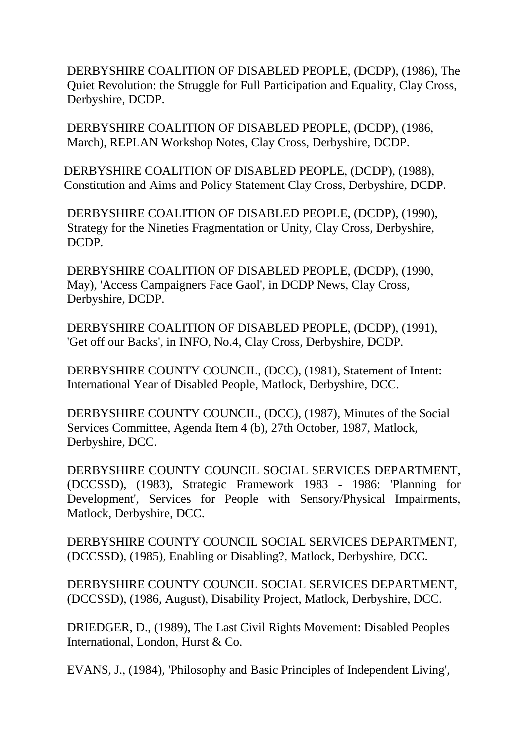DERBYSHIRE COALITION OF DISABLED PEOPLE, (DCDP), (1986), The Quiet Revolution: the Struggle for Full Participation and Equality, Clay Cross, Derbyshire, DCDP.

DERBYSHIRE COALITION OF DISABLED PEOPLE, (DCDP), (1986, March), REPLAN Workshop Notes, Clay Cross, Derbyshire, DCDP.

DERBYSHIRE COALITION OF DISABLED PEOPLE, (DCDP), (1988), Constitution and Aims and Policy Statement Clay Cross, Derbyshire, DCDP.

DERBYSHIRE COALITION OF DISABLED PEOPLE, (DCDP), (1990), Strategy for the Nineties Fragmentation or Unity, Clay Cross, Derbyshire, DCDP.

DERBYSHIRE COALITION OF DISABLED PEOPLE, (DCDP), (1990, May), 'Access Campaigners Face Gaol', in DCDP News, Clay Cross, Derbyshire, DCDP.

DERBYSHIRE COALITION OF DISABLED PEOPLE, (DCDP), (1991), 'Get off our Backs', in INFO, No.4, Clay Cross, Derbyshire, DCDP.

DERBYSHIRE COUNTY COUNCIL, (DCC), (1981), Statement of Intent: International Year of Disabled People, Matlock, Derbyshire, DCC.

DERBYSHIRE COUNTY COUNCIL, (DCC), (1987), Minutes of the Social Services Committee, Agenda Item 4 (b), 27th October, 1987, Matlock, Derbyshire, DCC.

DERBYSHIRE COUNTY COUNCIL SOCIAL SERVICES DEPARTMENT, (DCCSSD), (1983), Strategic Framework 1983 - 1986: 'Planning for Development', Services for People with Sensory/Physical Impairments, Matlock, Derbyshire, DCC.

DERBYSHIRE COUNTY COUNCIL SOCIAL SERVICES DEPARTMENT, (DCCSSD), (1985), Enabling or Disabling?, Matlock, Derbyshire, DCC.

DERBYSHIRE COUNTY COUNCIL SOCIAL SERVICES DEPARTMENT, (DCCSSD), (1986, August), Disability Project, Matlock, Derbyshire, DCC.

DRIEDGER, D., (1989), The Last Civil Rights Movement: Disabled Peoples International, London, Hurst & Co.

EVANS, J., (1984), 'Philosophy and Basic Principles of Independent Living',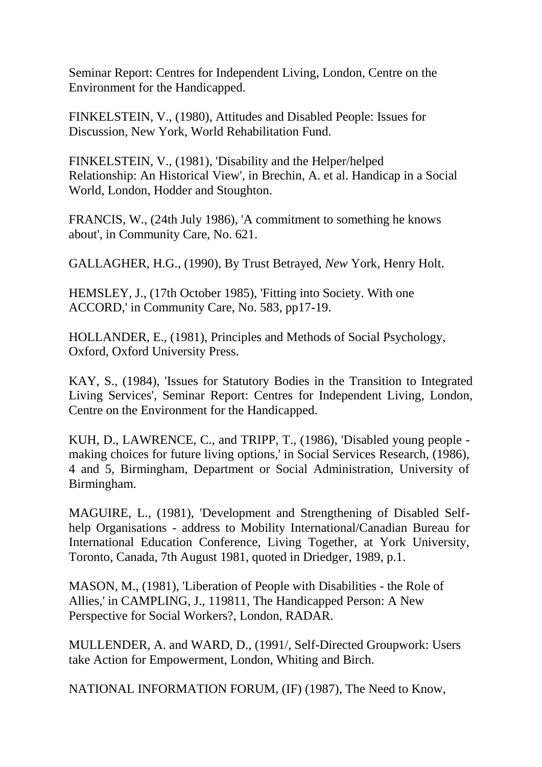Seminar Report: Centres for Independent Living, London, Centre on the Environment for the Handicapped.

FINKELSTEIN, V., (1980), Attitudes and Disabled People: Issues for Discussion, New York, World Rehabilitation Fund.

FINKELSTEIN, V., (1981), 'Disability and the Helper/helped Relationship: An Historical View', in Brechin, A. et al. Handicap in a Social World, London, Hodder and Stoughton.

FRANCIS, W., (24th July 1986), 'A commitment to something he knows about', in Community Care, No. 621.

GALLAGHER, H.G., (1990), By Trust Betrayed, *New* York, Henry Holt.

HEMSLEY, J., (17th October 1985), 'Fitting into Society. With one ACCORD,' in Community Care, No. 583, pp17-19.

HOLLANDER, E., (1981), Principles and Methods of Social Psychology, Oxford, Oxford University Press.

KAY, S., (1984), 'Issues for Statutory Bodies in the Transition to Integrated Living Services', Seminar Report: Centres for Independent Living, London, Centre on the Environment for the Handicapped.

KUH, D., LAWRENCE, C., and TRIPP, T., (1986), 'Disabled young people - making choices for future living options,' in Social Services Research, (1986), 4 and 5, Birmingham, Department or Social Administration, University of Birmingham.

MAGUIRE, L., (1981), 'Development and Strengthening of Disabled Self-help Organisations - address to Mobility International/Canadian Bureau for International Education Conference, Living Together, at York University, Toronto, Canada, 7th August 1981, quoted in Driedger, 1989, p.1.

MASON, M., (1981), 'Liberation of People with Disabilities - the Role of Allies,' in CAMPLING, J., 119811, The Handicapped Person: A New Perspective for Social Workers?, London, RADAR.

MULLENDER, A. and WARD, D., (1991/, Self-Directed Groupwork: Users take Action for Empowerment, London, Whiting and Birch.

NATIONAL INFORMATION FORUM, (IF) (1987), The Need to Know,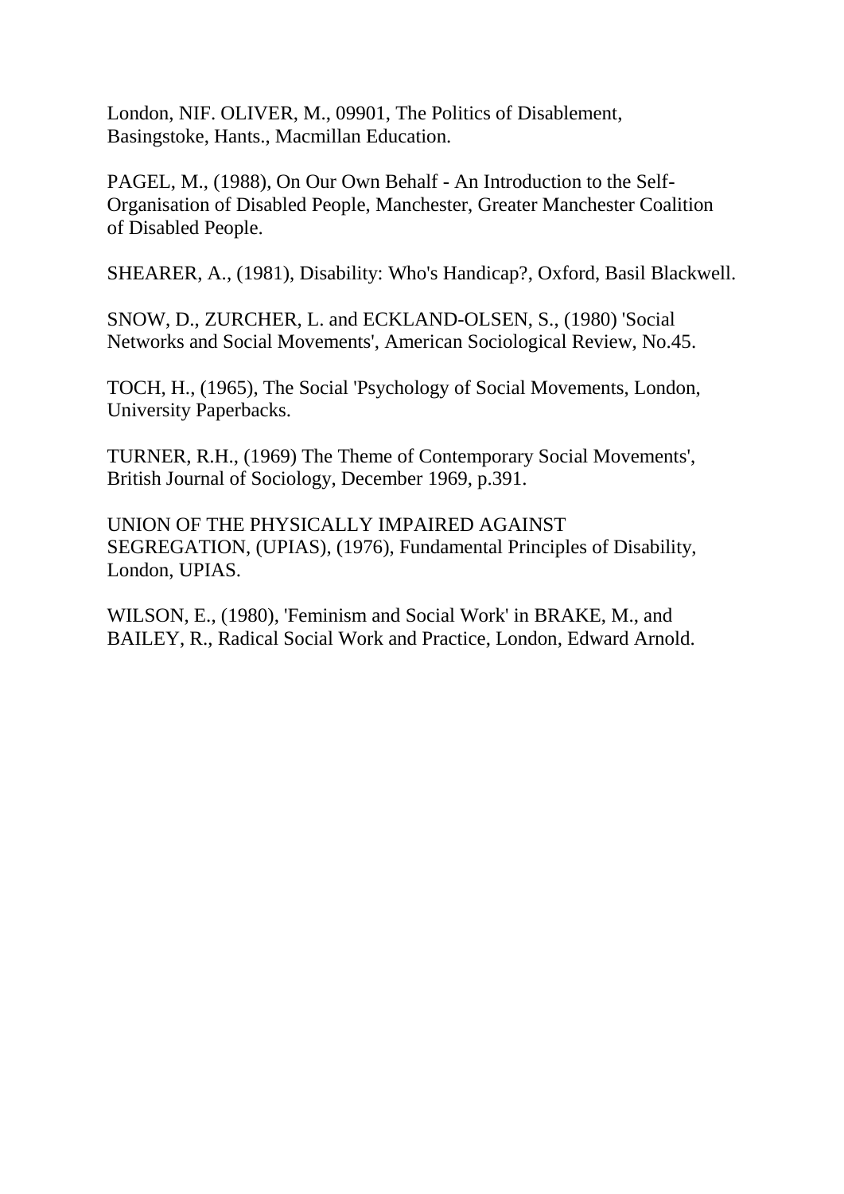London, NIF. OLIVER, M., 09901, The Politics of Disablement, Basingstoke, Hants., Macmillan Education.

PAGEL, M., (1988), On Our Own Behalf - An Introduction to the Self-Organisation of Disabled People, Manchester, Greater Manchester Coalition of Disabled People.

SHEARER, A., (1981), Disability: Who's Handicap?, Oxford, Basil Blackwell.

SNOW, D., ZURCHER, L. and ECKLAND-OLSEN, S., (1980) 'Social Networks and Social Movements', American Sociological Review, No.45.

TOCH, H., (1965), The Social 'Psychology of Social Movements, London, University Paperbacks.

TURNER, R.H., (1969) The Theme of Contemporary Social Movements', British Journal of Sociology, December 1969, p.391.

UNION OF THE PHYSICALLY IMPAIRED AGAINST SEGREGATION, (UPIAS), (1976), Fundamental Principles of Disability, London, UPIAS.

WILSON, E., (1980), 'Feminism and Social Work' in BRAKE, M., and BAILEY, R., Radical Social Work and Practice, London, Edward Arnold.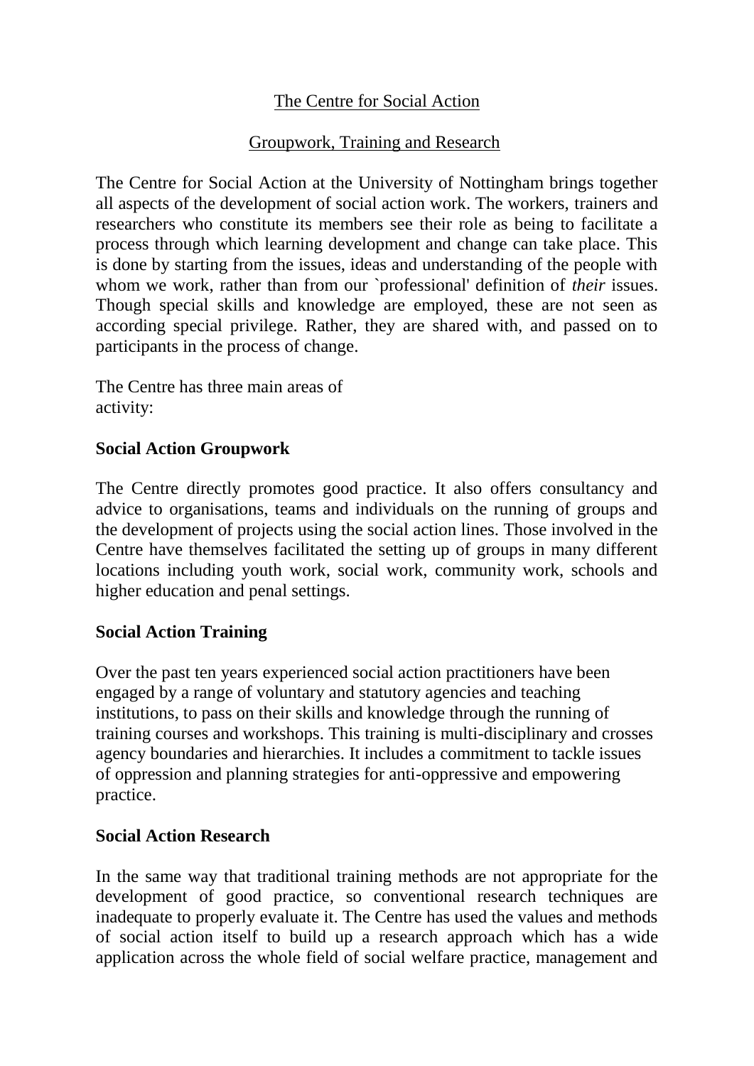## The Centre for Social Action

### Groupwork, Training and Research

The Centre for Social Action at the University of Nottingham brings together all aspects of the development of social action work. The workers, trainers and researchers who constitute its members see their role as being to facilitate a process through which learning development and change can take place. This is done by starting from the issues, ideas and understanding of the people with whom we work, rather than from our `professional' definition of *their* issues. Though special skills and knowledge are employed, these are not seen as according special privilege. Rather, they are shared with, and passed on to participants in the process of change.

The Centre has three main areas of activity:

**Social Action Groupwork**

The Centre directly promotes good practice. It also offers consultancy and advice to organisations, teams and individuals on the running of groups and the development of projects using the social action lines. Those involved in the Centre have themselves facilitated the setting up of groups in many different locations including youth work, social work, community work, schools and higher education and penal settings.

**Social Action Training**

Over the past ten years experienced social action practitioners have been engaged by a range of voluntary and statutory agencies and teaching institutions, to pass on their skills and knowledge through the running of training courses and workshops. This training is multi-disciplinary and crosses agency boundaries and hierarchies. It includes a commitment to tackle issues of oppression and planning strategies for anti-oppressive and empowering practice.

**Social Action Research**

In the same way that traditional training methods are not appropriate for the development of good practice, so conventional research techniques are inadequate to properly evaluate it. The Centre has used the values and methods of social action itself to build up a research approach which has a wide application across the whole field of social welfare practice, management and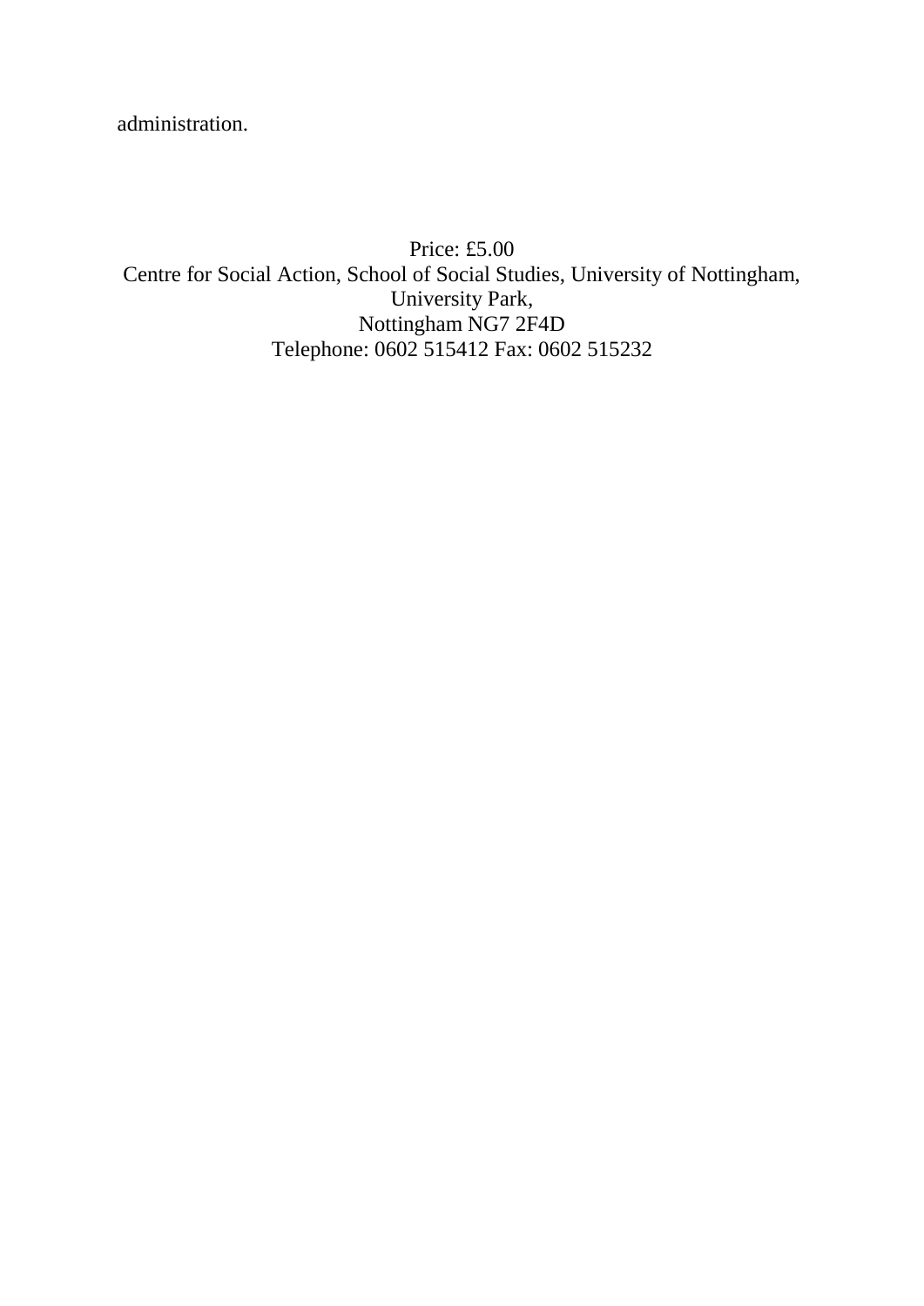administration.

Price: £5.00
Centre for Social Action, School of Social Studies, University of Nottingham,
University Park,
Nottingham NG7 2F4D
Telephone: 0602 515412 Fax: 0602 515232